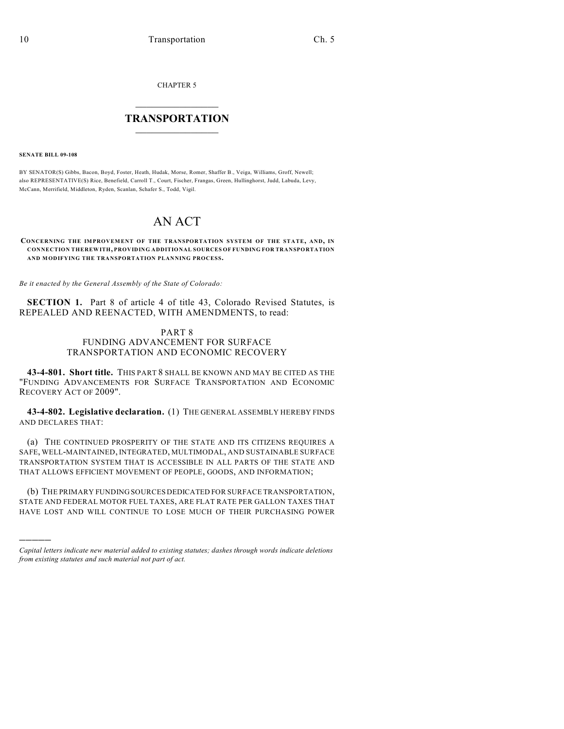CHAPTER 5

# TRANSPORTATION

**SENATE BILL 09-108**

BY SENATOR(S) Gibbs, Bacon, Boyd, Foster, Heath, Hudak, Morse, Romer, Shaffer B., Veiga, Williams, Groff, Newell; also REPRESENTATIVE(S) Rice, Benefield, Carroll T., Court, Fischer, Frangas, Green, Hullinghorst, Judd, Labuda, Levy, McCann, Merrifield, Middleton, Ryden, Scanlan, Schafer S., Todd, Vigil.

# AN ACT

**CONCERNING THE IMPROVEMENT OF THE TRANSPORTATION SYSTEM OF THE STATE, AND, IN CONNECTION THEREWITH, PROVIDING ADDITIONAL SOURCES OF FUNDING FOR TRANSPORTATION AND MODIFYING THE TRANSPORTATION PLANNING PROCESS.**

*Be it enacted by the General Assembly of the State of Colorado:*

**SECTION 1.** Part 8 of article 4 of title 43, Colorado Revised Statutes, is REPEALED AND REENACTED, WITH AMENDMENTS, to read:

PART 8
FUNDING ADVANCEMENT FOR SURFACE TRANSPORTATION AND ECONOMIC RECOVERY

**43-4-801. Short title.** THIS PART 8 SHALL BE KNOWN AND MAY BE CITED AS THE "FUNDING ADVANCEMENTS FOR SURFACE TRANSPORTATION AND ECONOMIC RECOVERY ACT OF 2009".

**43-4-802. Legislative declaration.** (1) THE GENERAL ASSEMBLY HEREBY FINDS AND DECLARES THAT:

(a) THE CONTINUED PROSPERITY OF THE STATE AND ITS CITIZENS REQUIRES A SAFE, WELL-MAINTAINED, INTEGRATED, MULTIMODAL, AND SUSTAINABLE SURFACE TRANSPORTATION SYSTEM THAT IS ACCESSIBLE IN ALL PARTS OF THE STATE AND THAT ALLOWS EFFICIENT MOVEMENT OF PEOPLE, GOODS, AND INFORMATION;

(b) THE PRIMARY FUNDING SOURCES DEDICATED FOR SURFACE TRANSPORTATION, STATE AND FEDERAL MOTOR FUEL TAXES, ARE FLAT RATE PER GALLON TAXES THAT HAVE LOST AND WILL CONTINUE TO LOSE MUCH OF THEIR PURCHASING POWER

---

*Capital letters indicate new material added to existing statutes; dashes through words indicate deletions from existing statutes and such material not part of act.*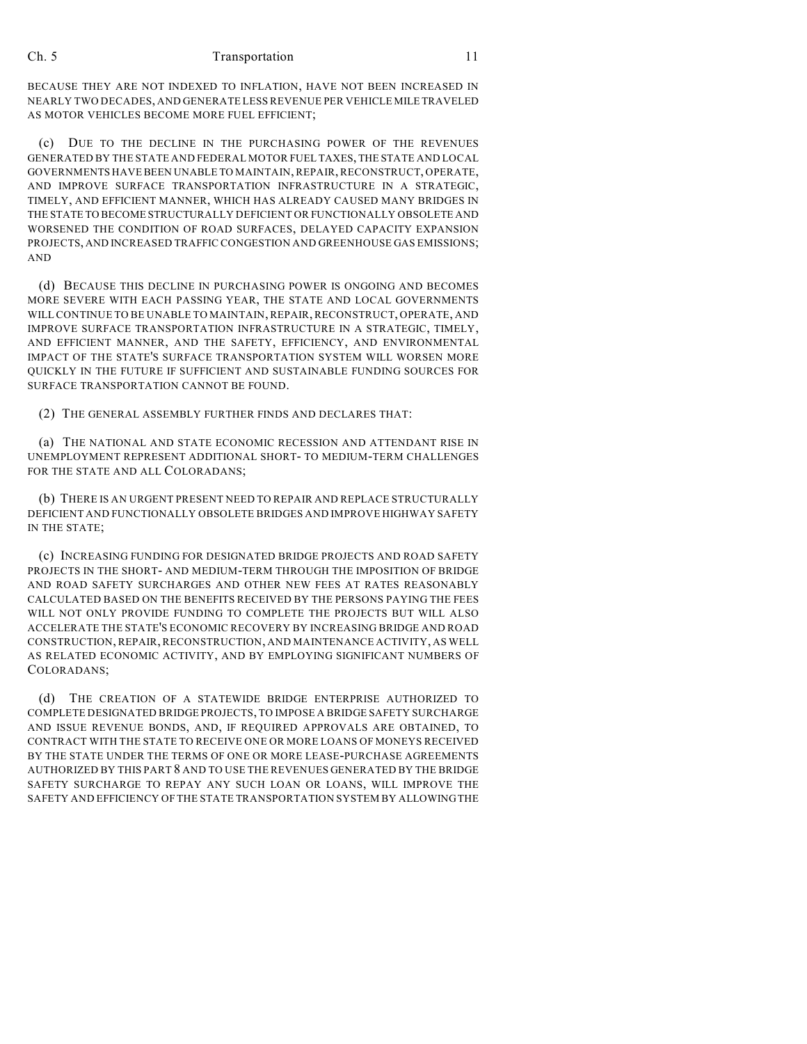BECAUSE THEY ARE NOT INDEXED TO INFLATION, HAVE NOT BEEN INCREASED IN NEARLY TWO DECADES, AND GENERATE LESS REVENUE PER VEHICLE MILE TRAVELED AS MOTOR VEHICLES BECOME MORE FUEL EFFICIENT;

(c) DUE TO THE DECLINE IN THE PURCHASING POWER OF THE REVENUES GENERATED BY THE STATE AND FEDERAL MOTOR FUEL TAXES, THE STATE AND LOCAL GOVERNMENTS HAVE BEEN UNABLE TO MAINTAIN, REPAIR, RECONSTRUCT, OPERATE, AND IMPROVE SURFACE TRANSPORTATION INFRASTRUCTURE IN A STRATEGIC, TIMELY, AND EFFICIENT MANNER, WHICH HAS ALREADY CAUSED MANY BRIDGES IN THE STATE TO BECOME STRUCTURALLY DEFICIENT OR FUNCTIONALLY OBSOLETE AND WORSENED THE CONDITION OF ROAD SURFACES, DELAYED CAPACITY EXPANSION PROJECTS, AND INCREASED TRAFFIC CONGESTION AND GREENHOUSE GAS EMISSIONS; AND

(d) BECAUSE THIS DECLINE IN PURCHASING POWER IS ONGOING AND BECOMES MORE SEVERE WITH EACH PASSING YEAR, THE STATE AND LOCAL GOVERNMENTS WILL CONTINUE TO BE UNABLE TO MAINTAIN, REPAIR, RECONSTRUCT, OPERATE, AND IMPROVE SURFACE TRANSPORTATION INFRASTRUCTURE IN A STRATEGIC, TIMELY, AND EFFICIENT MANNER, AND THE SAFETY, EFFICIENCY, AND ENVIRONMENTAL IMPACT OF THE STATE'S SURFACE TRANSPORTATION SYSTEM WILL WORSEN MORE QUICKLY IN THE FUTURE IF SUFFICIENT AND SUSTAINABLE FUNDING SOURCES FOR SURFACE TRANSPORTATION CANNOT BE FOUND.

(2) THE GENERAL ASSEMBLY FURTHER FINDS AND DECLARES THAT:

(a) THE NATIONAL AND STATE ECONOMIC RECESSION AND ATTENDANT RISE IN UNEMPLOYMENT REPRESENT ADDITIONAL SHORT- TO MEDIUM-TERM CHALLENGES FOR THE STATE AND ALL COLORADANS;

(b) THERE IS AN URGENT PRESENT NEED TO REPAIR AND REPLACE STRUCTURALLY DEFICIENT AND FUNCTIONALLY OBSOLETE BRIDGES AND IMPROVE HIGHWAY SAFETY IN THE STATE;

(c) INCREASING FUNDING FOR DESIGNATED BRIDGE PROJECTS AND ROAD SAFETY PROJECTS IN THE SHORT- AND MEDIUM-TERM THROUGH THE IMPOSITION OF BRIDGE AND ROAD SAFETY SURCHARGES AND OTHER NEW FEES AT RATES REASONABLY CALCULATED BASED ON THE BENEFITS RECEIVED BY THE PERSONS PAYING THE FEES WILL NOT ONLY PROVIDE FUNDING TO COMPLETE THE PROJECTS BUT WILL ALSO ACCELERATE THE STATE'S ECONOMIC RECOVERY BY INCREASING BRIDGE AND ROAD CONSTRUCTION, REPAIR, RECONSTRUCTION, AND MAINTENANCE ACTIVITY, AS WELL AS RELATED ECONOMIC ACTIVITY, AND BY EMPLOYING SIGNIFICANT NUMBERS OF COLORADANS;

(d) THE CREATION OF A STATEWIDE BRIDGE ENTERPRISE AUTHORIZED TO COMPLETE DESIGNATED BRIDGE PROJECTS, TO IMPOSE A BRIDGE SAFETY SURCHARGE AND ISSUE REVENUE BONDS, AND, IF REQUIRED APPROVALS ARE OBTAINED, TO CONTRACT WITH THE STATE TO RECEIVE ONE OR MORE LOANS OF MONEYS RECEIVED BY THE STATE UNDER THE TERMS OF ONE OR MORE LEASE-PURCHASE AGREEMENTS AUTHORIZED BY THIS PART 8 AND TO USE THE REVENUES GENERATED BY THE BRIDGE SAFETY SURCHARGE TO REPAY ANY SUCH LOAN OR LOANS, WILL IMPROVE THE SAFETY AND EFFICIENCY OF THE STATE TRANSPORTATION SYSTEM BY ALLOWING THE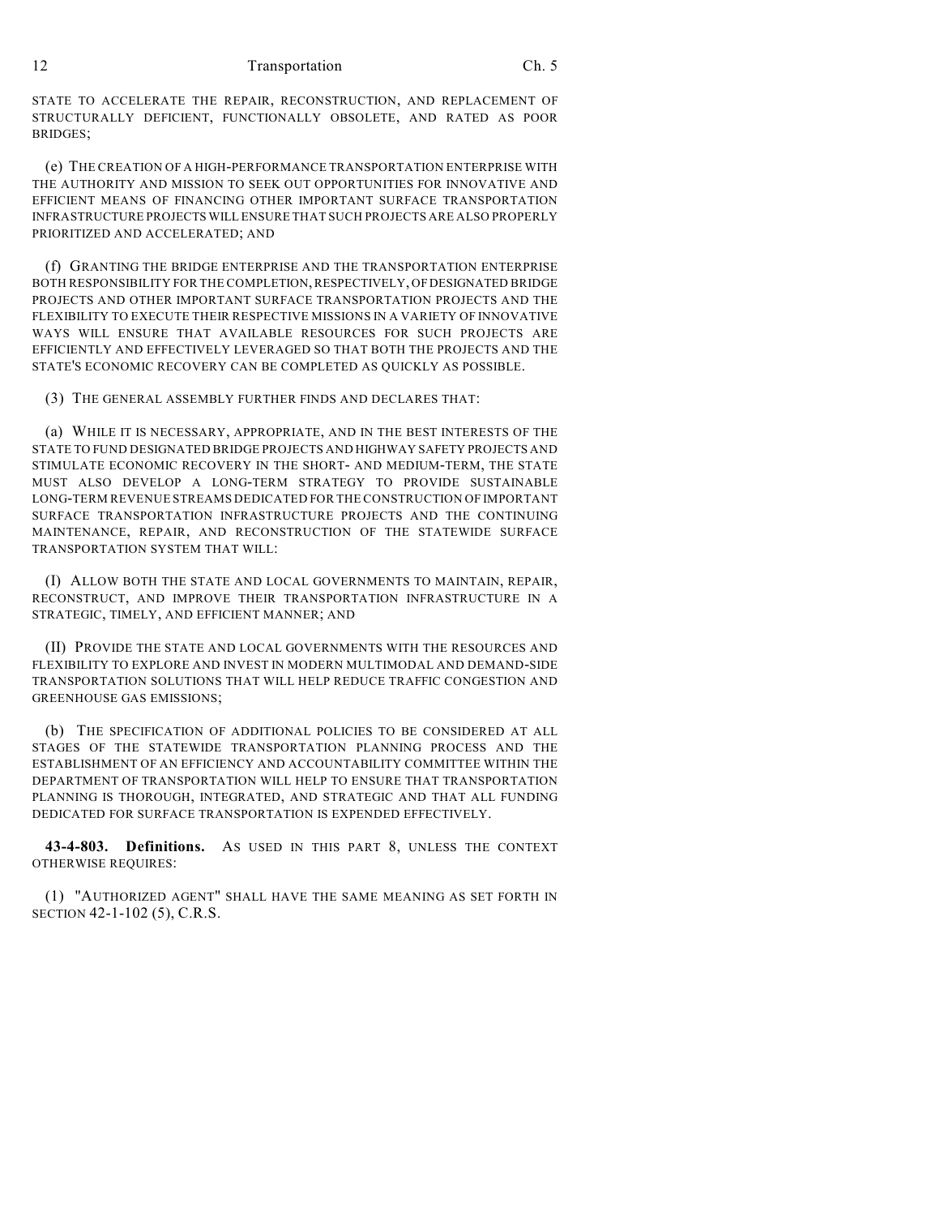STATE TO ACCELERATE THE REPAIR, RECONSTRUCTION, AND REPLACEMENT OF STRUCTURALLY DEFICIENT, FUNCTIONALLY OBSOLETE, AND RATED AS POOR BRIDGES;

(e) THE CREATION OF A HIGH-PERFORMANCE TRANSPORTATION ENTERPRISE WITH THE AUTHORITY AND MISSION TO SEEK OUT OPPORTUNITIES FOR INNOVATIVE AND EFFICIENT MEANS OF FINANCING OTHER IMPORTANT SURFACE TRANSPORTATION INFRASTRUCTURE PROJECTS WILL ENSURE THAT SUCH PROJECTS ARE ALSO PROPERLY PRIORITIZED AND ACCELERATED; AND

(f) GRANTING THE BRIDGE ENTERPRISE AND THE TRANSPORTATION ENTERPRISE BOTH RESPONSIBILITY FOR THE COMPLETION, RESPECTIVELY, OF DESIGNATED BRIDGE PROJECTS AND OTHER IMPORTANT SURFACE TRANSPORTATION PROJECTS AND THE FLEXIBILITY TO EXECUTE THEIR RESPECTIVE MISSIONS IN A VARIETY OF INNOVATIVE WAYS WILL ENSURE THAT AVAILABLE RESOURCES FOR SUCH PROJECTS ARE EFFICIENTLY AND EFFECTIVELY LEVERAGED SO THAT BOTH THE PROJECTS AND THE STATE'S ECONOMIC RECOVERY CAN BE COMPLETED AS QUICKLY AS POSSIBLE.

(3) THE GENERAL ASSEMBLY FURTHER FINDS AND DECLARES THAT:

(a) WHILE IT IS NECESSARY, APPROPRIATE, AND IN THE BEST INTERESTS OF THE STATE TO FUND DESIGNATED BRIDGE PROJECTS AND HIGHWAY SAFETY PROJECTS AND STIMULATE ECONOMIC RECOVERY IN THE SHORT- AND MEDIUM-TERM, THE STATE MUST ALSO DEVELOP A LONG-TERM STRATEGY TO PROVIDE SUSTAINABLE LONG-TERM REVENUE STREAMS DEDICATED FOR THE CONSTRUCTION OF IMPORTANT SURFACE TRANSPORTATION INFRASTRUCTURE PROJECTS AND THE CONTINUING MAINTENANCE, REPAIR, AND RECONSTRUCTION OF THE STATEWIDE SURFACE TRANSPORTATION SYSTEM THAT WILL:

(I) ALLOW BOTH THE STATE AND LOCAL GOVERNMENTS TO MAINTAIN, REPAIR, RECONSTRUCT, AND IMPROVE THEIR TRANSPORTATION INFRASTRUCTURE IN A STRATEGIC, TIMELY, AND EFFICIENT MANNER; AND

(II) PROVIDE THE STATE AND LOCAL GOVERNMENTS WITH THE RESOURCES AND FLEXIBILITY TO EXPLORE AND INVEST IN MODERN MULTIMODAL AND DEMAND-SIDE TRANSPORTATION SOLUTIONS THAT WILL HELP REDUCE TRAFFIC CONGESTION AND GREENHOUSE GAS EMISSIONS;

(b) THE SPECIFICATION OF ADDITIONAL POLICIES TO BE CONSIDERED AT ALL STAGES OF THE STATEWIDE TRANSPORTATION PLANNING PROCESS AND THE ESTABLISHMENT OF AN EFFICIENCY AND ACCOUNTABILITY COMMITTEE WITHIN THE DEPARTMENT OF TRANSPORTATION WILL HELP TO ENSURE THAT TRANSPORTATION PLANNING IS THOROUGH, INTEGRATED, AND STRATEGIC AND THAT ALL FUNDING DEDICATED FOR SURFACE TRANSPORTATION IS EXPENDED EFFECTIVELY.

**43-4-803. Definitions.** AS USED IN THIS PART 8, UNLESS THE CONTEXT OTHERWISE REQUIRES:

(1) "AUTHORIZED AGENT" SHALL HAVE THE SAME MEANING AS SET FORTH IN SECTION 42-1-102 (5), C.R.S.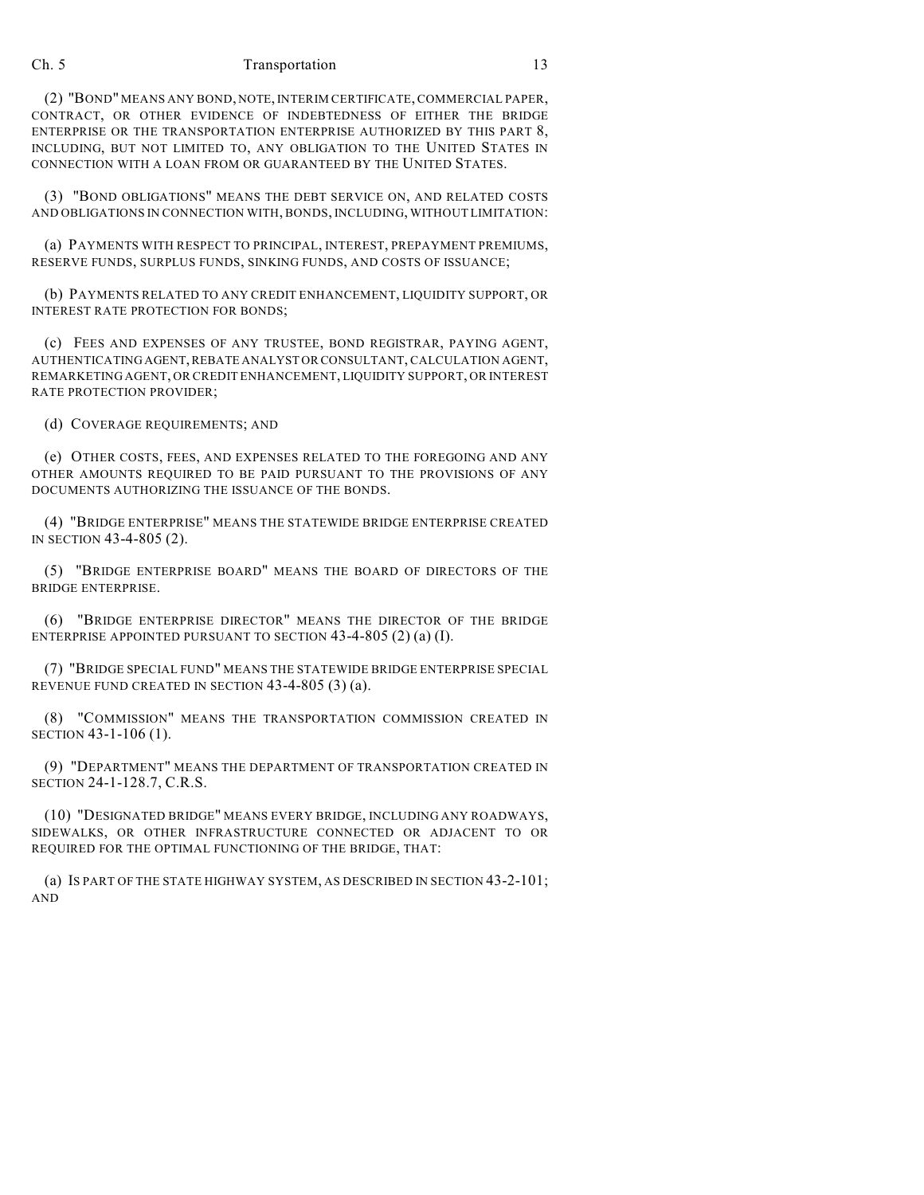(2) "BOND" MEANS ANY BOND, NOTE, INTERIM CERTIFICATE, COMMERCIAL PAPER, CONTRACT, OR OTHER EVIDENCE OF INDEBTEDNESS OF EITHER THE BRIDGE ENTERPRISE OR THE TRANSPORTATION ENTERPRISE AUTHORIZED BY THIS PART 8, INCLUDING, BUT NOT LIMITED TO, ANY OBLIGATION TO THE UNITED STATES IN CONNECTION WITH A LOAN FROM OR GUARANTEED BY THE UNITED STATES.

(3) "BOND OBLIGATIONS" MEANS THE DEBT SERVICE ON, AND RELATED COSTS AND OBLIGATIONS IN CONNECTION WITH, BONDS, INCLUDING, WITHOUT LIMITATION:

(a) PAYMENTS WITH RESPECT TO PRINCIPAL, INTEREST, PREPAYMENT PREMIUMS, RESERVE FUNDS, SURPLUS FUNDS, SINKING FUNDS, AND COSTS OF ISSUANCE;

(b) PAYMENTS RELATED TO ANY CREDIT ENHANCEMENT, LIQUIDITY SUPPORT, OR INTEREST RATE PROTECTION FOR BONDS;

(c) FEES AND EXPENSES OF ANY TRUSTEE, BOND REGISTRAR, PAYING AGENT, AUTHENTICATING AGENT, REBATE ANALYST OR CONSULTANT, CALCULATION AGENT, REMARKETING AGENT, OR CREDIT ENHANCEMENT, LIQUIDITY SUPPORT, OR INTEREST RATE PROTECTION PROVIDER;

(d) COVERAGE REQUIREMENTS; AND

(e) OTHER COSTS, FEES, AND EXPENSES RELATED TO THE FOREGOING AND ANY OTHER AMOUNTS REQUIRED TO BE PAID PURSUANT TO THE PROVISIONS OF ANY DOCUMENTS AUTHORIZING THE ISSUANCE OF THE BONDS.

(4) "BRIDGE ENTERPRISE" MEANS THE STATEWIDE BRIDGE ENTERPRISE CREATED IN SECTION 43-4-805 (2).

(5) "BRIDGE ENTERPRISE BOARD" MEANS THE BOARD OF DIRECTORS OF THE BRIDGE ENTERPRISE.

(6) "BRIDGE ENTERPRISE DIRECTOR" MEANS THE DIRECTOR OF THE BRIDGE ENTERPRISE APPOINTED PURSUANT TO SECTION 43-4-805 (2) (a) (I).

(7) "BRIDGE SPECIAL FUND" MEANS THE STATEWIDE BRIDGE ENTERPRISE SPECIAL REVENUE FUND CREATED IN SECTION 43-4-805 (3) (a).

(8) "COMMISSION" MEANS THE TRANSPORTATION COMMISSION CREATED IN SECTION 43-1-106 (1).

(9) "DEPARTMENT" MEANS THE DEPARTMENT OF TRANSPORTATION CREATED IN SECTION 24-1-128.7, C.R.S.

(10) "DESIGNATED BRIDGE" MEANS EVERY BRIDGE, INCLUDING ANY ROADWAYS, SIDEWALKS, OR OTHER INFRASTRUCTURE CONNECTED OR ADJACENT TO OR REQUIRED FOR THE OPTIMAL FUNCTIONING OF THE BRIDGE, THAT:

(a) IS PART OF THE STATE HIGHWAY SYSTEM, AS DESCRIBED IN SECTION 43-2-101; AND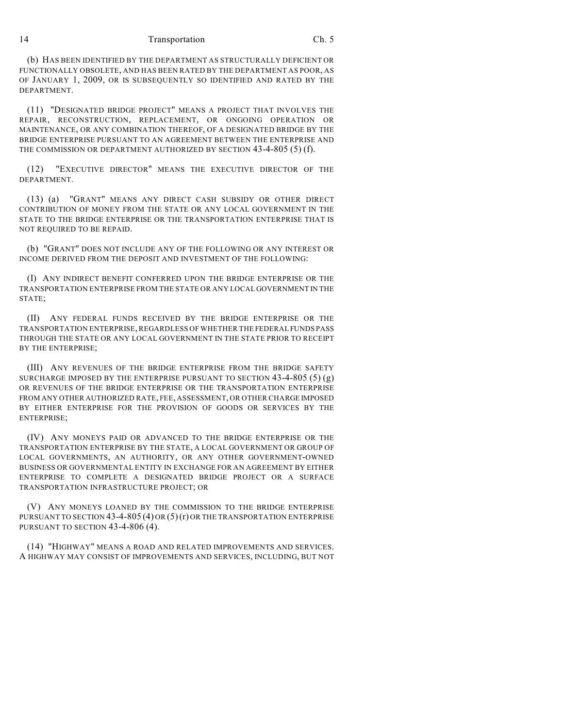(b) HAS BEEN IDENTIFIED BY THE DEPARTMENT AS STRUCTURALLY DEFICIENT OR FUNCTIONALLY OBSOLETE, AND HAS BEEN RATED BY THE DEPARTMENT AS POOR, AS OF JANUARY 1, 2009, OR IS SUBSEQUENTLY SO IDENTIFIED AND RATED BY THE DEPARTMENT.

(11) "DESIGNATED BRIDGE PROJECT" MEANS A PROJECT THAT INVOLVES THE REPAIR, RECONSTRUCTION, REPLACEMENT, OR ONGOING OPERATION OR MAINTENANCE, OR ANY COMBINATION THEREOF, OF A DESIGNATED BRIDGE BY THE BRIDGE ENTERPRISE PURSUANT TO AN AGREEMENT BETWEEN THE ENTERPRISE AND THE COMMISSION OR DEPARTMENT AUTHORIZED BY SECTION 43-4-805 (5) (f).

(12) "EXECUTIVE DIRECTOR" MEANS THE EXECUTIVE DIRECTOR OF THE DEPARTMENT.

(13) (a) "GRANT" MEANS ANY DIRECT CASH SUBSIDY OR OTHER DIRECT CONTRIBUTION OF MONEY FROM THE STATE OR ANY LOCAL GOVERNMENT IN THE STATE TO THE BRIDGE ENTERPRISE OR THE TRANSPORTATION ENTERPRISE THAT IS NOT REQUIRED TO BE REPAID.

(b) "GRANT" DOES NOT INCLUDE ANY OF THE FOLLOWING OR ANY INTEREST OR INCOME DERIVED FROM THE DEPOSIT AND INVESTMENT OF THE FOLLOWING:

(I) ANY INDIRECT BENEFIT CONFERRED UPON THE BRIDGE ENTERPRISE OR THE TRANSPORTATION ENTERPRISE FROM THE STATE OR ANY LOCAL GOVERNMENT IN THE STATE;

(II) ANY FEDERAL FUNDS RECEIVED BY THE BRIDGE ENTERPRISE OR THE TRANSPORTATION ENTERPRISE, REGARDLESS OF WHETHER THE FEDERAL FUNDS PASS THROUGH THE STATE OR ANY LOCAL GOVERNMENT IN THE STATE PRIOR TO RECEIPT BY THE ENTERPRISE;

(III) ANY REVENUES OF THE BRIDGE ENTERPRISE FROM THE BRIDGE SAFETY SURCHARGE IMPOSED BY THE ENTERPRISE PURSUANT TO SECTION 43-4-805 (5) (g) OR REVENUES OF THE BRIDGE ENTERPRISE OR THE TRANSPORTATION ENTERPRISE FROM ANY OTHER AUTHORIZED RATE, FEE, ASSESSMENT, OR OTHER CHARGE IMPOSED BY EITHER ENTERPRISE FOR THE PROVISION OF GOODS OR SERVICES BY THE ENTERPRISE;

(IV) ANY MONEYS PAID OR ADVANCED TO THE BRIDGE ENTERPRISE OR THE TRANSPORTATION ENTERPRISE BY THE STATE, A LOCAL GOVERNMENT OR GROUP OF LOCAL GOVERNMENTS, AN AUTHORITY, OR ANY OTHER GOVERNMENT-OWNED BUSINESS OR GOVERNMENTAL ENTITY IN EXCHANGE FOR AN AGREEMENT BY EITHER ENTERPRISE TO COMPLETE A DESIGNATED BRIDGE PROJECT OR A SURFACE TRANSPORTATION INFRASTRUCTURE PROJECT; OR

(V) ANY MONEYS LOANED BY THE COMMISSION TO THE BRIDGE ENTERPRISE PURSUANT TO SECTION 43-4-805 (4) OR (5) (r) OR THE TRANSPORTATION ENTERPRISE PURSUANT TO SECTION 43-4-806 (4).

(14) "HIGHWAY" MEANS A ROAD AND RELATED IMPROVEMENTS AND SERVICES. A HIGHWAY MAY CONSIST OF IMPROVEMENTS AND SERVICES, INCLUDING, BUT NOT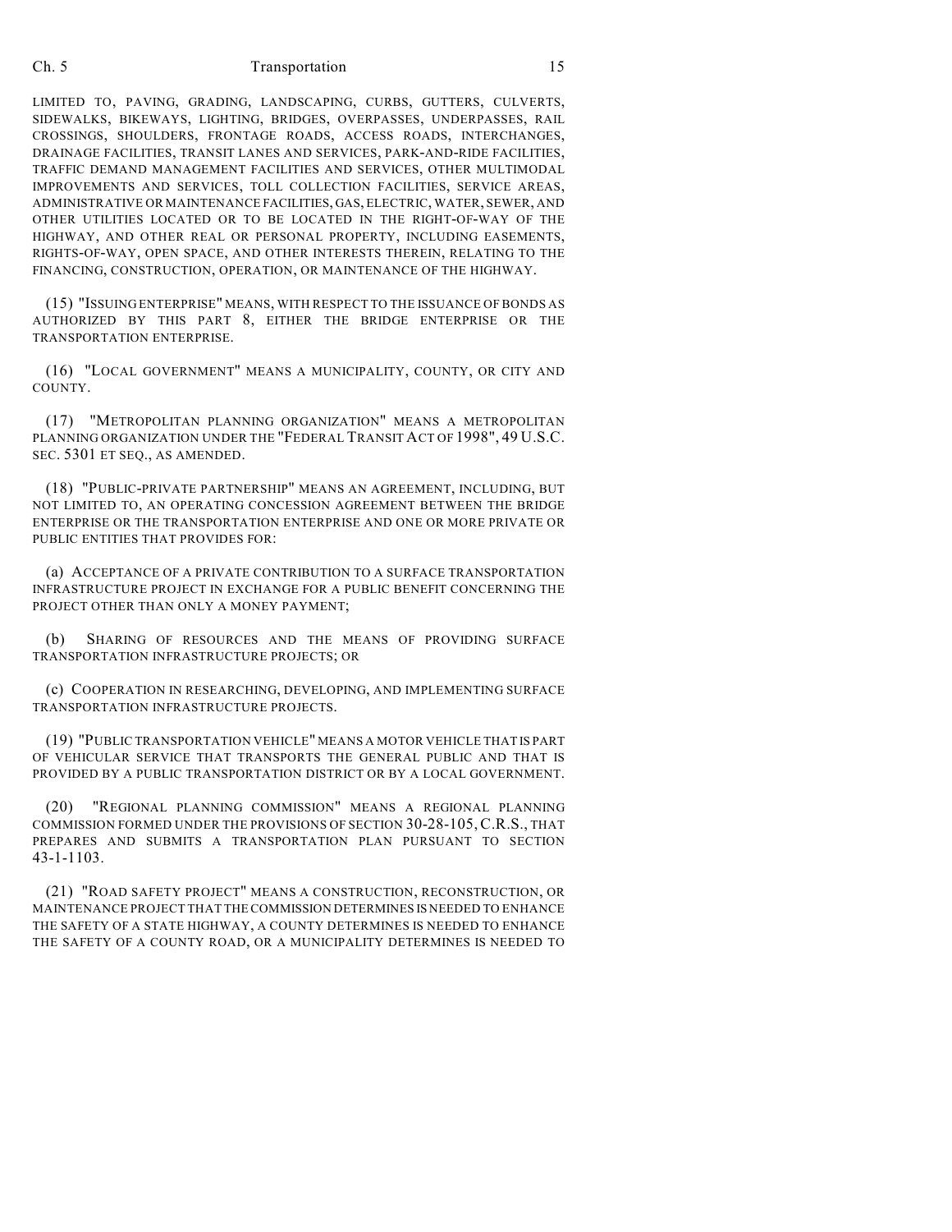LIMITED TO, PAVING, GRADING, LANDSCAPING, CURBS, GUTTERS, CULVERTS, SIDEWALKS, BIKEWAYS, LIGHTING, BRIDGES, OVERPASSES, UNDERPASSES, RAIL CROSSINGS, SHOULDERS, FRONTAGE ROADS, ACCESS ROADS, INTERCHANGES, DRAINAGE FACILITIES, TRANSIT LANES AND SERVICES, PARK-AND-RIDE FACILITIES, TRAFFIC DEMAND MANAGEMENT FACILITIES AND SERVICES, OTHER MULTIMODAL IMPROVEMENTS AND SERVICES, TOLL COLLECTION FACILITIES, SERVICE AREAS, ADMINISTRATIVE OR MAINTENANCE FACILITIES, GAS, ELECTRIC, WATER, SEWER, AND OTHER UTILITIES LOCATED OR TO BE LOCATED IN THE RIGHT-OF-WAY OF THE HIGHWAY, AND OTHER REAL OR PERSONAL PROPERTY, INCLUDING EASEMENTS, RIGHTS-OF-WAY, OPEN SPACE, AND OTHER INTERESTS THEREIN, RELATING TO THE FINANCING, CONSTRUCTION, OPERATION, OR MAINTENANCE OF THE HIGHWAY.

(15) "ISSUING ENTERPRISE" MEANS, WITH RESPECT TO THE ISSUANCE OF BONDS AS AUTHORIZED BY THIS PART 8, EITHER THE BRIDGE ENTERPRISE OR THE TRANSPORTATION ENTERPRISE.

(16) "LOCAL GOVERNMENT" MEANS A MUNICIPALITY, COUNTY, OR CITY AND COUNTY.

(17) "METROPOLITAN PLANNING ORGANIZATION" MEANS A METROPOLITAN PLANNING ORGANIZATION UNDER THE "FEDERAL TRANSIT ACT OF 1998", 49 U.S.C. SEC. 5301 ET SEQ., AS AMENDED.

(18) "PUBLIC-PRIVATE PARTNERSHIP" MEANS AN AGREEMENT, INCLUDING, BUT NOT LIMITED TO, AN OPERATING CONCESSION AGREEMENT BETWEEN THE BRIDGE ENTERPRISE OR THE TRANSPORTATION ENTERPRISE AND ONE OR MORE PRIVATE OR PUBLIC ENTITIES THAT PROVIDES FOR:

(a) ACCEPTANCE OF A PRIVATE CONTRIBUTION TO A SURFACE TRANSPORTATION INFRASTRUCTURE PROJECT IN EXCHANGE FOR A PUBLIC BENEFIT CONCERNING THE PROJECT OTHER THAN ONLY A MONEY PAYMENT;

(b) SHARING OF RESOURCES AND THE MEANS OF PROVIDING SURFACE TRANSPORTATION INFRASTRUCTURE PROJECTS; OR

(c) COOPERATION IN RESEARCHING, DEVELOPING, AND IMPLEMENTING SURFACE TRANSPORTATION INFRASTRUCTURE PROJECTS.

(19) "PUBLIC TRANSPORTATION VEHICLE" MEANS A MOTOR VEHICLE THAT IS PART OF VEHICULAR SERVICE THAT TRANSPORTS THE GENERAL PUBLIC AND THAT IS PROVIDED BY A PUBLIC TRANSPORTATION DISTRICT OR BY A LOCAL GOVERNMENT.

(20) "REGIONAL PLANNING COMMISSION" MEANS A REGIONAL PLANNING COMMISSION FORMED UNDER THE PROVISIONS OF SECTION 30-28-105, C.R.S., THAT PREPARES AND SUBMITS A TRANSPORTATION PLAN PURSUANT TO SECTION 43-1-1103.

(21) "ROAD SAFETY PROJECT" MEANS A CONSTRUCTION, RECONSTRUCTION, OR MAINTENANCE PROJECT THAT THE COMMISSION DETERMINES IS NEEDED TO ENHANCE THE SAFETY OF A STATE HIGHWAY, A COUNTY DETERMINES IS NEEDED TO ENHANCE THE SAFETY OF A COUNTY ROAD, OR A MUNICIPALITY DETERMINES IS NEEDED TO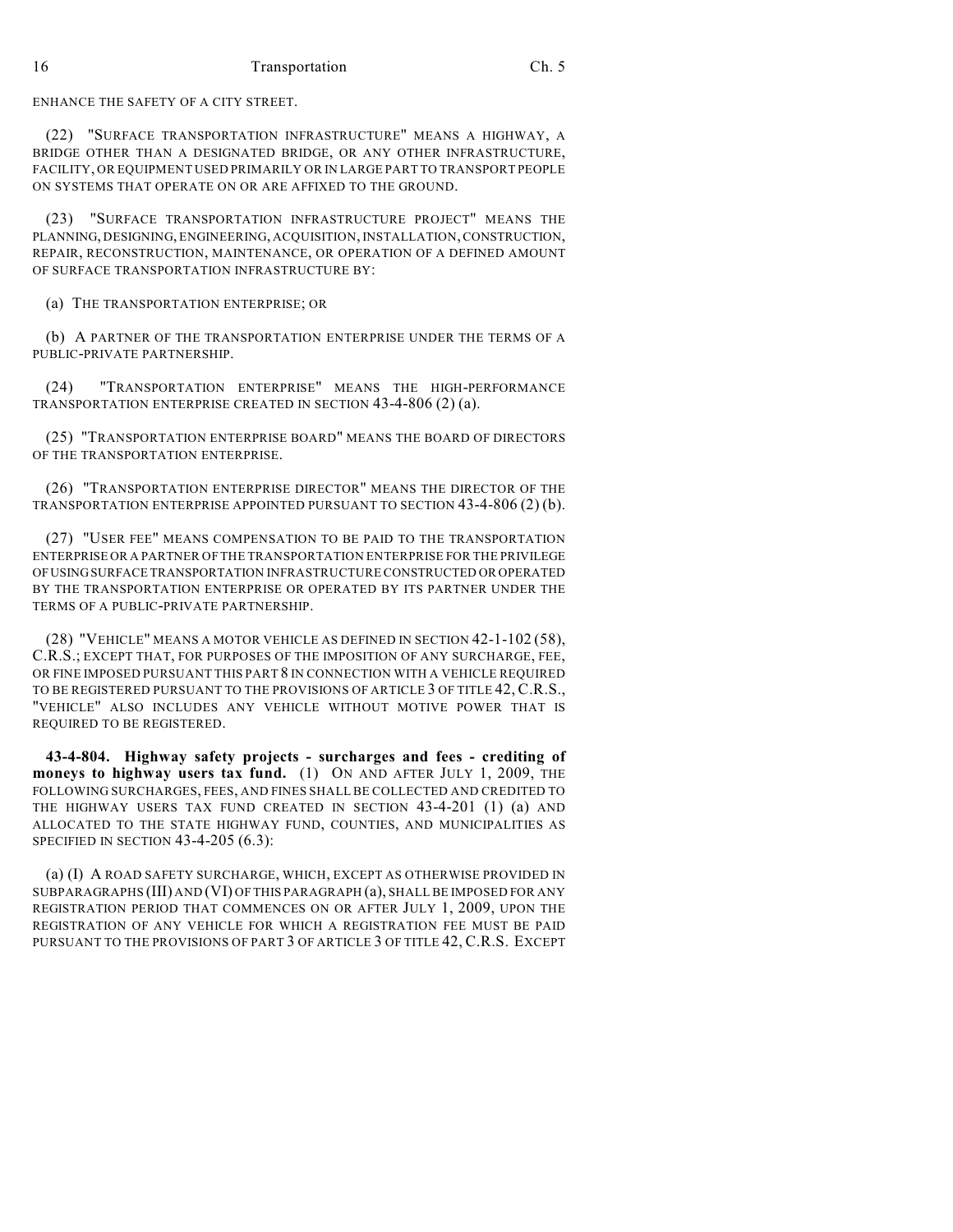ENHANCE THE SAFETY OF A CITY STREET.

(22) "SURFACE TRANSPORTATION INFRASTRUCTURE" MEANS A HIGHWAY, A BRIDGE OTHER THAN A DESIGNATED BRIDGE, OR ANY OTHER INFRASTRUCTURE, FACILITY, OR EQUIPMENT USED PRIMARILY OR IN LARGE PART TO TRANSPORT PEOPLE ON SYSTEMS THAT OPERATE ON OR ARE AFFIXED TO THE GROUND.

(23) "SURFACE TRANSPORTATION INFRASTRUCTURE PROJECT" MEANS THE PLANNING, DESIGNING, ENGINEERING, ACQUISITION, INSTALLATION, CONSTRUCTION, REPAIR, RECONSTRUCTION, MAINTENANCE, OR OPERATION OF A DEFINED AMOUNT OF SURFACE TRANSPORTATION INFRASTRUCTURE BY:

(a) THE TRANSPORTATION ENTERPRISE; OR

(b) A PARTNER OF THE TRANSPORTATION ENTERPRISE UNDER THE TERMS OF A PUBLIC-PRIVATE PARTNERSHIP.

(24) "TRANSPORTATION ENTERPRISE" MEANS THE HIGH-PERFORMANCE TRANSPORTATION ENTERPRISE CREATED IN SECTION 43-4-806 (2) (a).

(25) "TRANSPORTATION ENTERPRISE BOARD" MEANS THE BOARD OF DIRECTORS OF THE TRANSPORTATION ENTERPRISE.

(26) "TRANSPORTATION ENTERPRISE DIRECTOR" MEANS THE DIRECTOR OF THE TRANSPORTATION ENTERPRISE APPOINTED PURSUANT TO SECTION 43-4-806 (2) (b).

(27) "USER FEE" MEANS COMPENSATION TO BE PAID TO THE TRANSPORTATION ENTERPRISE OR A PARTNER OF THE TRANSPORTATION ENTERPRISE FOR THE PRIVILEGE OF USING SURFACE TRANSPORTATION INFRASTRUCTURE CONSTRUCTED OR OPERATED BY THE TRANSPORTATION ENTERPRISE OR OPERATED BY ITS PARTNER UNDER THE TERMS OF A PUBLIC-PRIVATE PARTNERSHIP.

(28) "VEHICLE" MEANS A MOTOR VEHICLE AS DEFINED IN SECTION 42-1-102 (58), C.R.S.; EXCEPT THAT, FOR PURPOSES OF THE IMPOSITION OF ANY SURCHARGE, FEE, OR FINE IMPOSED PURSUANT THIS PART 8 IN CONNECTION WITH A VEHICLE REQUIRED TO BE REGISTERED PURSUANT TO THE PROVISIONS OF ARTICLE 3 OF TITLE 42, C.R.S., "VEHICLE" ALSO INCLUDES ANY VEHICLE WITHOUT MOTIVE POWER THAT IS REQUIRED TO BE REGISTERED.

**43-4-804. Highway safety projects - surcharges and fees - crediting of moneys to highway users tax fund.** (1) ON AND AFTER JULY 1, 2009, THE FOLLOWING SURCHARGES, FEES, AND FINES SHALL BE COLLECTED AND CREDITED TO THE HIGHWAY USERS TAX FUND CREATED IN SECTION 43-4-201 (1) (a) AND ALLOCATED TO THE STATE HIGHWAY FUND, COUNTIES, AND MUNICIPALITIES AS SPECIFIED IN SECTION 43-4-205 (6.3):

(a) (I) A ROAD SAFETY SURCHARGE, WHICH, EXCEPT AS OTHERWISE PROVIDED IN SUBPARAGRAPHS (III) AND (VI) OF THIS PARAGRAPH (a), SHALL BE IMPOSED FOR ANY REGISTRATION PERIOD THAT COMMENCES ON OR AFTER JULY 1, 2009, UPON THE REGISTRATION OF ANY VEHICLE FOR WHICH A REGISTRATION FEE MUST BE PAID PURSUANT TO THE PROVISIONS OF PART 3 OF ARTICLE 3 OF TITLE 42, C.R.S. EXCEPT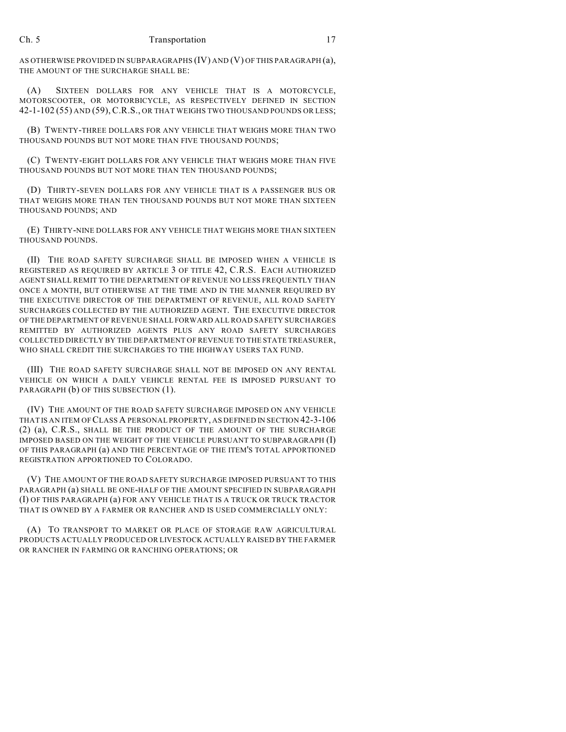AS OTHERWISE PROVIDED IN SUBPARAGRAPHS (IV) AND (V) OF THIS PARAGRAPH (a), THE AMOUNT OF THE SURCHARGE SHALL BE:

(A) SIXTEEN DOLLARS FOR ANY VEHICLE THAT IS A MOTORCYCLE, MOTORSCOOTER, OR MOTORBICYCLE, AS RESPECTIVELY DEFINED IN SECTION 42-1-102 (55) AND (59), C.R.S., OR THAT WEIGHS TWO THOUSAND POUNDS OR LESS;

(B) TWENTY-THREE DOLLARS FOR ANY VEHICLE THAT WEIGHS MORE THAN TWO THOUSAND POUNDS BUT NOT MORE THAN FIVE THOUSAND POUNDS;

(C) TWENTY-EIGHT DOLLARS FOR ANY VEHICLE THAT WEIGHS MORE THAN FIVE THOUSAND POUNDS BUT NOT MORE THAN TEN THOUSAND POUNDS;

(D) THIRTY-SEVEN DOLLARS FOR ANY VEHICLE THAT IS A PASSENGER BUS OR THAT WEIGHS MORE THAN TEN THOUSAND POUNDS BUT NOT MORE THAN SIXTEEN THOUSAND POUNDS; AND

(E) THIRTY-NINE DOLLARS FOR ANY VEHICLE THAT WEIGHS MORE THAN SIXTEEN THOUSAND POUNDS.

(II) THE ROAD SAFETY SURCHARGE SHALL BE IMPOSED WHEN A VEHICLE IS REGISTERED AS REQUIRED BY ARTICLE 3 OF TITLE 42, C.R.S. EACH AUTHORIZED AGENT SHALL REMIT TO THE DEPARTMENT OF REVENUE NO LESS FREQUENTLY THAN ONCE A MONTH, BUT OTHERWISE AT THE TIME AND IN THE MANNER REQUIRED BY THE EXECUTIVE DIRECTOR OF THE DEPARTMENT OF REVENUE, ALL ROAD SAFETY SURCHARGES COLLECTED BY THE AUTHORIZED AGENT. THE EXECUTIVE DIRECTOR OF THE DEPARTMENT OF REVENUE SHALL FORWARD ALL ROAD SAFETY SURCHARGES REMITTED BY AUTHORIZED AGENTS PLUS ANY ROAD SAFETY SURCHARGES COLLECTED DIRECTLY BY THE DEPARTMENT OF REVENUE TO THE STATE TREASURER, WHO SHALL CREDIT THE SURCHARGES TO THE HIGHWAY USERS TAX FUND.

(III) THE ROAD SAFETY SURCHARGE SHALL NOT BE IMPOSED ON ANY RENTAL VEHICLE ON WHICH A DAILY VEHICLE RENTAL FEE IS IMPOSED PURSUANT TO PARAGRAPH (b) OF THIS SUBSECTION (1).

(IV) THE AMOUNT OF THE ROAD SAFETY SURCHARGE IMPOSED ON ANY VEHICLE THAT IS AN ITEM OF CLASS A PERSONAL PROPERTY, AS DEFINED IN SECTION 42-3-106 (2) (a), C.R.S., SHALL BE THE PRODUCT OF THE AMOUNT OF THE SURCHARGE IMPOSED BASED ON THE WEIGHT OF THE VEHICLE PURSUANT TO SUBPARAGRAPH (I) OF THIS PARAGRAPH (a) AND THE PERCENTAGE OF THE ITEM'S TOTAL APPORTIONED REGISTRATION APPORTIONED TO COLORADO.

(V) THE AMOUNT OF THE ROAD SAFETY SURCHARGE IMPOSED PURSUANT TO THIS PARAGRAPH (a) SHALL BE ONE-HALF OF THE AMOUNT SPECIFIED IN SUBPARAGRAPH (I) OF THIS PARAGRAPH (a) FOR ANY VEHICLE THAT IS A TRUCK OR TRUCK TRACTOR THAT IS OWNED BY A FARMER OR RANCHER AND IS USED COMMERCIALLY ONLY:

(A) TO TRANSPORT TO MARKET OR PLACE OF STORAGE RAW AGRICULTURAL PRODUCTS ACTUALLY PRODUCED OR LIVESTOCK ACTUALLY RAISED BY THE FARMER OR RANCHER IN FARMING OR RANCHING OPERATIONS; OR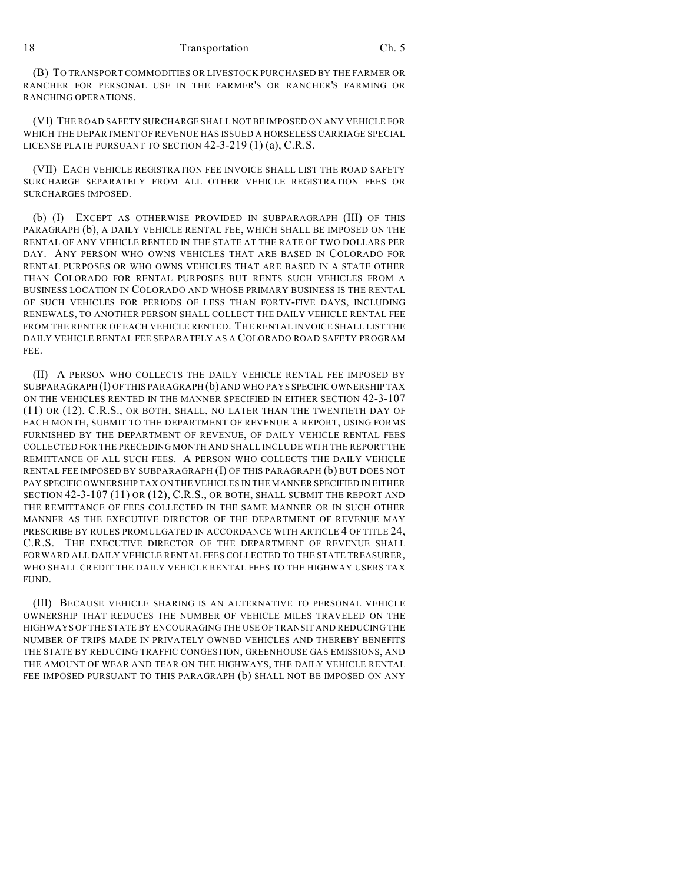(B) TO TRANSPORT COMMODITIES OR LIVESTOCK PURCHASED BY THE FARMER OR RANCHER FOR PERSONAL USE IN THE FARMER'S OR RANCHER'S FARMING OR RANCHING OPERATIONS.

(VI) THE ROAD SAFETY SURCHARGE SHALL NOT BE IMPOSED ON ANY VEHICLE FOR WHICH THE DEPARTMENT OF REVENUE HAS ISSUED A HORSELESS CARRIAGE SPECIAL LICENSE PLATE PURSUANT TO SECTION 42-3-219 (1) (a), C.R.S.

(VII) EACH VEHICLE REGISTRATION FEE INVOICE SHALL LIST THE ROAD SAFETY SURCHARGE SEPARATELY FROM ALL OTHER VEHICLE REGISTRATION FEES OR SURCHARGES IMPOSED.

(b) (I) EXCEPT AS OTHERWISE PROVIDED IN SUBPARAGRAPH (III) OF THIS PARAGRAPH (b), A DAILY VEHICLE RENTAL FEE, WHICH SHALL BE IMPOSED ON THE RENTAL OF ANY VEHICLE RENTED IN THE STATE AT THE RATE OF TWO DOLLARS PER DAY. ANY PERSON WHO OWNS VEHICLES THAT ARE BASED IN COLORADO FOR RENTAL PURPOSES OR WHO OWNS VEHICLES THAT ARE BASED IN A STATE OTHER THAN COLORADO FOR RENTAL PURPOSES BUT RENTS SUCH VEHICLES FROM A BUSINESS LOCATION IN COLORADO AND WHOSE PRIMARY BUSINESS IS THE RENTAL OF SUCH VEHICLES FOR PERIODS OF LESS THAN FORTY-FIVE DAYS, INCLUDING RENEWALS, TO ANOTHER PERSON SHALL COLLECT THE DAILY VEHICLE RENTAL FEE FROM THE RENTER OF EACH VEHICLE RENTED. THE RENTAL INVOICE SHALL LIST THE DAILY VEHICLE RENTAL FEE SEPARATELY AS A COLORADO ROAD SAFETY PROGRAM FEE.

(II) A PERSON WHO COLLECTS THE DAILY VEHICLE RENTAL FEE IMPOSED BY SUBPARAGRAPH (I) OF THIS PARAGRAPH (b) AND WHO PAYS SPECIFIC OWNERSHIP TAX ON THE VEHICLES RENTED IN THE MANNER SPECIFIED IN EITHER SECTION 42-3-107 (11) OR (12), C.R.S., OR BOTH, SHALL, NO LATER THAN THE TWENTIETH DAY OF EACH MONTH, SUBMIT TO THE DEPARTMENT OF REVENUE A REPORT, USING FORMS FURNISHED BY THE DEPARTMENT OF REVENUE, OF DAILY VEHICLE RENTAL FEES COLLECTED FOR THE PRECEDING MONTH AND SHALL INCLUDE WITH THE REPORT THE REMITTANCE OF ALL SUCH FEES. A PERSON WHO COLLECTS THE DAILY VEHICLE RENTAL FEE IMPOSED BY SUBPARAGRAPH (I) OF THIS PARAGRAPH (b) BUT DOES NOT PAY SPECIFIC OWNERSHIP TAX ON THE VEHICLES IN THE MANNER SPECIFIED IN EITHER SECTION 42-3-107 (11) OR (12), C.R.S., OR BOTH, SHALL SUBMIT THE REPORT AND THE REMITTANCE OF FEES COLLECTED IN THE SAME MANNER OR IN SUCH OTHER MANNER AS THE EXECUTIVE DIRECTOR OF THE DEPARTMENT OF REVENUE MAY PRESCRIBE BY RULES PROMULGATED IN ACCORDANCE WITH ARTICLE 4 OF TITLE 24, C.R.S. THE EXECUTIVE DIRECTOR OF THE DEPARTMENT OF REVENUE SHALL FORWARD ALL DAILY VEHICLE RENTAL FEES COLLECTED TO THE STATE TREASURER, WHO SHALL CREDIT THE DAILY VEHICLE RENTAL FEES TO THE HIGHWAY USERS TAX FUND.

(III) BECAUSE VEHICLE SHARING IS AN ALTERNATIVE TO PERSONAL VEHICLE OWNERSHIP THAT REDUCES THE NUMBER OF VEHICLE MILES TRAVELED ON THE HIGHWAYS OF THE STATE BY ENCOURAGING THE USE OF TRANSIT AND REDUCING THE NUMBER OF TRIPS MADE IN PRIVATELY OWNED VEHICLES AND THEREBY BENEFITS THE STATE BY REDUCING TRAFFIC CONGESTION, GREENHOUSE GAS EMISSIONS, AND THE AMOUNT OF WEAR AND TEAR ON THE HIGHWAYS, THE DAILY VEHICLE RENTAL FEE IMPOSED PURSUANT TO THIS PARAGRAPH (b) SHALL NOT BE IMPOSED ON ANY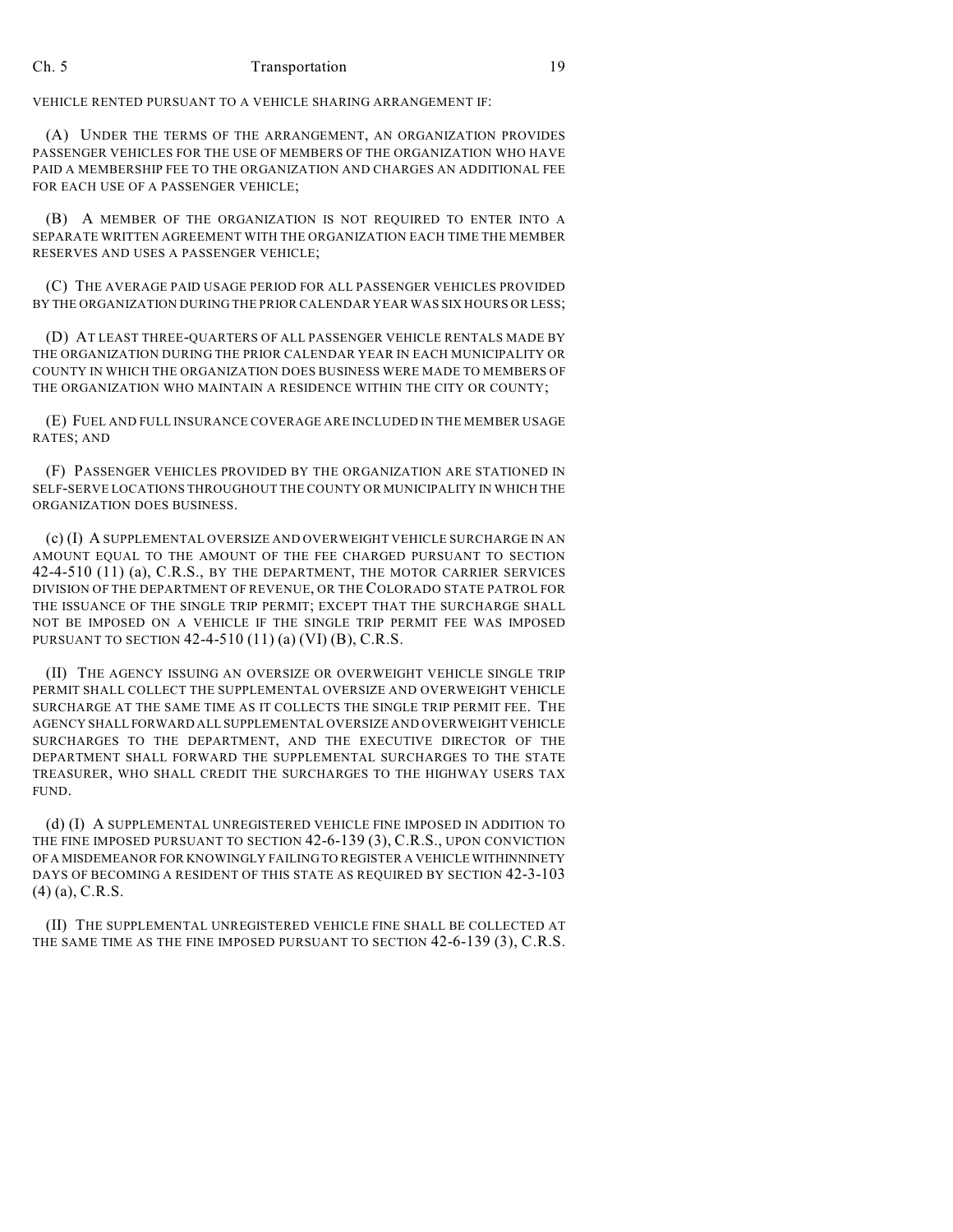VEHICLE RENTED PURSUANT TO A VEHICLE SHARING ARRANGEMENT IF:

(A) UNDER THE TERMS OF THE ARRANGEMENT, AN ORGANIZATION PROVIDES PASSENGER VEHICLES FOR THE USE OF MEMBERS OF THE ORGANIZATION WHO HAVE PAID A MEMBERSHIP FEE TO THE ORGANIZATION AND CHARGES AN ADDITIONAL FEE FOR EACH USE OF A PASSENGER VEHICLE;

(B) A MEMBER OF THE ORGANIZATION IS NOT REQUIRED TO ENTER INTO A SEPARATE WRITTEN AGREEMENT WITH THE ORGANIZATION EACH TIME THE MEMBER RESERVES AND USES A PASSENGER VEHICLE;

(C) THE AVERAGE PAID USAGE PERIOD FOR ALL PASSENGER VEHICLES PROVIDED BY THE ORGANIZATION DURING THE PRIOR CALENDAR YEAR WAS SIX HOURS OR LESS;

(D) AT LEAST THREE-QUARTERS OF ALL PASSENGER VEHICLE RENTALS MADE BY THE ORGANIZATION DURING THE PRIOR CALENDAR YEAR IN EACH MUNICIPALITY OR COUNTY IN WHICH THE ORGANIZATION DOES BUSINESS WERE MADE TO MEMBERS OF THE ORGANIZATION WHO MAINTAIN A RESIDENCE WITHIN THE CITY OR COUNTY;

(E) FUEL AND FULL INSURANCE COVERAGE ARE INCLUDED IN THE MEMBER USAGE RATES; AND

(F) PASSENGER VEHICLES PROVIDED BY THE ORGANIZATION ARE STATIONED IN SELF-SERVE LOCATIONS THROUGHOUT THE COUNTY OR MUNICIPALITY IN WHICH THE ORGANIZATION DOES BUSINESS.

(c) (I) A SUPPLEMENTAL OVERSIZE AND OVERWEIGHT VEHICLE SURCHARGE IN AN AMOUNT EQUAL TO THE AMOUNT OF THE FEE CHARGED PURSUANT TO SECTION 42-4-510 (11) (a), C.R.S., BY THE DEPARTMENT, THE MOTOR CARRIER SERVICES DIVISION OF THE DEPARTMENT OF REVENUE, OR THE COLORADO STATE PATROL FOR THE ISSUANCE OF THE SINGLE TRIP PERMIT; EXCEPT THAT THE SURCHARGE SHALL NOT BE IMPOSED ON A VEHICLE IF THE SINGLE TRIP PERMIT FEE WAS IMPOSED PURSUANT TO SECTION 42-4-510 (11) (a) (VI) (B), C.R.S.

(II) THE AGENCY ISSUING AN OVERSIZE OR OVERWEIGHT VEHICLE SINGLE TRIP PERMIT SHALL COLLECT THE SUPPLEMENTAL OVERSIZE AND OVERWEIGHT VEHICLE SURCHARGE AT THE SAME TIME AS IT COLLECTS THE SINGLE TRIP PERMIT FEE. THE AGENCY SHALL FORWARD ALL SUPPLEMENTAL OVERSIZE AND OVERWEIGHT VEHICLE SURCHARGES TO THE DEPARTMENT, AND THE EXECUTIVE DIRECTOR OF THE DEPARTMENT SHALL FORWARD THE SUPPLEMENTAL SURCHARGES TO THE STATE TREASURER, WHO SHALL CREDIT THE SURCHARGES TO THE HIGHWAY USERS TAX FUND.

(d) (I) A SUPPLEMENTAL UNREGISTERED VEHICLE FINE IMPOSED IN ADDITION TO THE FINE IMPOSED PURSUANT TO SECTION 42-6-139 (3), C.R.S., UPON CONVICTION OF A MISDEMEANOR FOR KNOWINGLY FAILING TO REGISTER A VEHICLE WITHINNINETY DAYS OF BECOMING A RESIDENT OF THIS STATE AS REQUIRED BY SECTION 42-3-103 (4) (a), C.R.S.

(II) THE SUPPLEMENTAL UNREGISTERED VEHICLE FINE SHALL BE COLLECTED AT THE SAME TIME AS THE FINE IMPOSED PURSUANT TO SECTION 42-6-139 (3), C.R.S.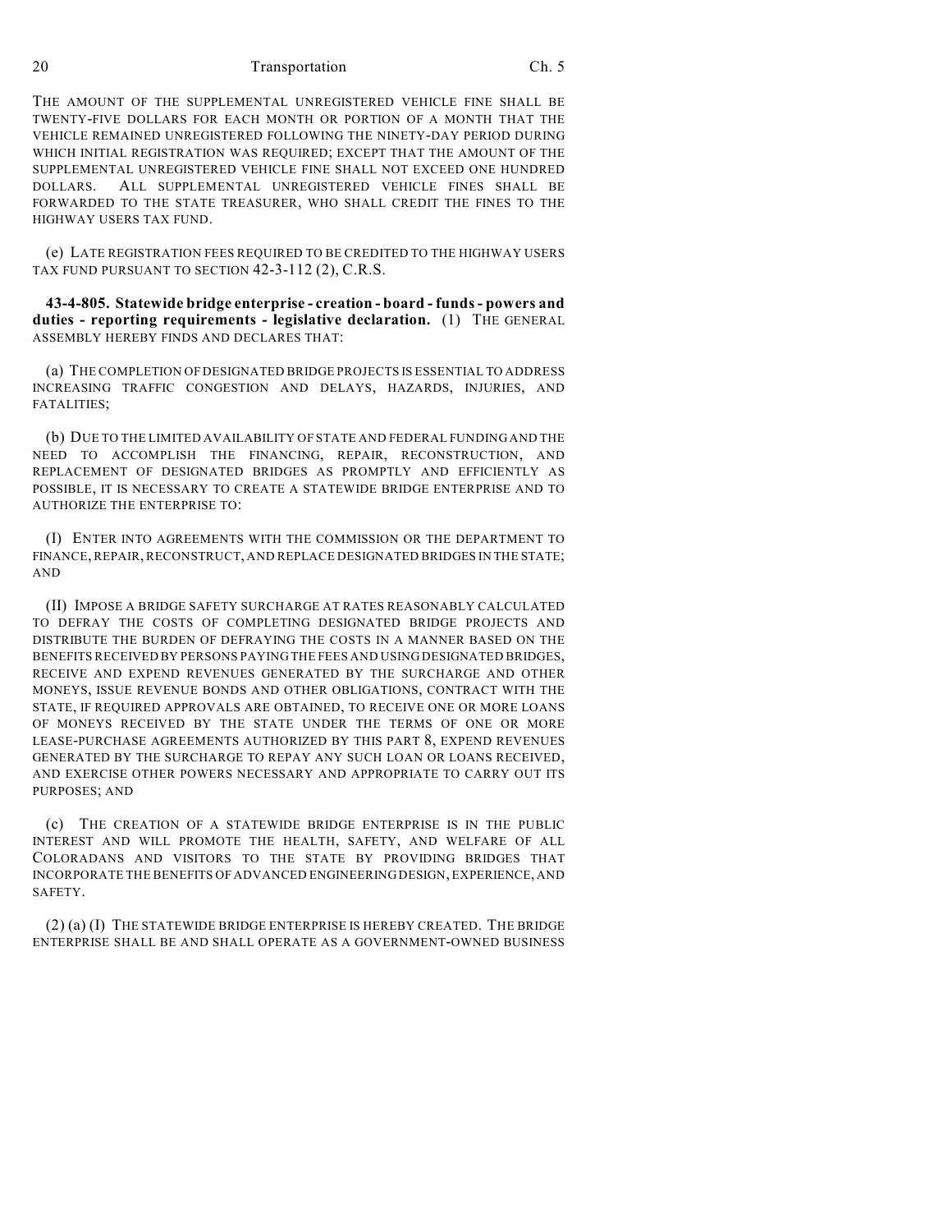THE AMOUNT OF THE SUPPLEMENTAL UNREGISTERED VEHICLE FINE SHALL BE TWENTY-FIVE DOLLARS FOR EACH MONTH OR PORTION OF A MONTH THAT THE VEHICLE REMAINED UNREGISTERED FOLLOWING THE NINETY-DAY PERIOD DURING WHICH INITIAL REGISTRATION WAS REQUIRED; EXCEPT THAT THE AMOUNT OF THE SUPPLEMENTAL UNREGISTERED VEHICLE FINE SHALL NOT EXCEED ONE HUNDRED DOLLARS. ALL SUPPLEMENTAL UNREGISTERED VEHICLE FINES SHALL BE FORWARDED TO THE STATE TREASURER, WHO SHALL CREDIT THE FINES TO THE HIGHWAY USERS TAX FUND.

(e) LATE REGISTRATION FEES REQUIRED TO BE CREDITED TO THE HIGHWAY USERS TAX FUND PURSUANT TO SECTION 42-3-112 (2), C.R.S.

**43-4-805. Statewide bridge enterprise - creation - board - funds - powers and duties - reporting requirements - legislative declaration.** (1) THE GENERAL ASSEMBLY HEREBY FINDS AND DECLARES THAT:

(a) THE COMPLETION OF DESIGNATED BRIDGE PROJECTS IS ESSENTIAL TO ADDRESS INCREASING TRAFFIC CONGESTION AND DELAYS, HAZARDS, INJURIES, AND FATALITIES;

(b) DUE TO THE LIMITED AVAILABILITY OF STATE AND FEDERAL FUNDING AND THE NEED TO ACCOMPLISH THE FINANCING, REPAIR, RECONSTRUCTION, AND REPLACEMENT OF DESIGNATED BRIDGES AS PROMPTLY AND EFFICIENTLY AS POSSIBLE, IT IS NECESSARY TO CREATE A STATEWIDE BRIDGE ENTERPRISE AND TO AUTHORIZE THE ENTERPRISE TO:

(I) ENTER INTO AGREEMENTS WITH THE COMMISSION OR THE DEPARTMENT TO FINANCE, REPAIR, RECONSTRUCT, AND REPLACE DESIGNATED BRIDGES IN THE STATE; AND

(II) IMPOSE A BRIDGE SAFETY SURCHARGE AT RATES REASONABLY CALCULATED TO DEFRAY THE COSTS OF COMPLETING DESIGNATED BRIDGE PROJECTS AND DISTRIBUTE THE BURDEN OF DEFRAYING THE COSTS IN A MANNER BASED ON THE BENEFITS RECEIVED BY PERSONS PAYING THE FEES AND USING DESIGNATED BRIDGES, RECEIVE AND EXPEND REVENUES GENERATED BY THE SURCHARGE AND OTHER MONEYS, ISSUE REVENUE BONDS AND OTHER OBLIGATIONS, CONTRACT WITH THE STATE, IF REQUIRED APPROVALS ARE OBTAINED, TO RECEIVE ONE OR MORE LOANS OF MONEYS RECEIVED BY THE STATE UNDER THE TERMS OF ONE OR MORE LEASE-PURCHASE AGREEMENTS AUTHORIZED BY THIS PART 8, EXPEND REVENUES GENERATED BY THE SURCHARGE TO REPAY ANY SUCH LOAN OR LOANS RECEIVED, AND EXERCISE OTHER POWERS NECESSARY AND APPROPRIATE TO CARRY OUT ITS PURPOSES; AND

(c) THE CREATION OF A STATEWIDE BRIDGE ENTERPRISE IS IN THE PUBLIC INTEREST AND WILL PROMOTE THE HEALTH, SAFETY, AND WELFARE OF ALL COLORADANS AND VISITORS TO THE STATE BY PROVIDING BRIDGES THAT INCORPORATE THE BENEFITS OF ADVANCED ENGINEERING DESIGN, EXPERIENCE, AND SAFETY.

(2) (a) (I) THE STATEWIDE BRIDGE ENTERPRISE IS HEREBY CREATED. THE BRIDGE ENTERPRISE SHALL BE AND SHALL OPERATE AS A GOVERNMENT-OWNED BUSINESS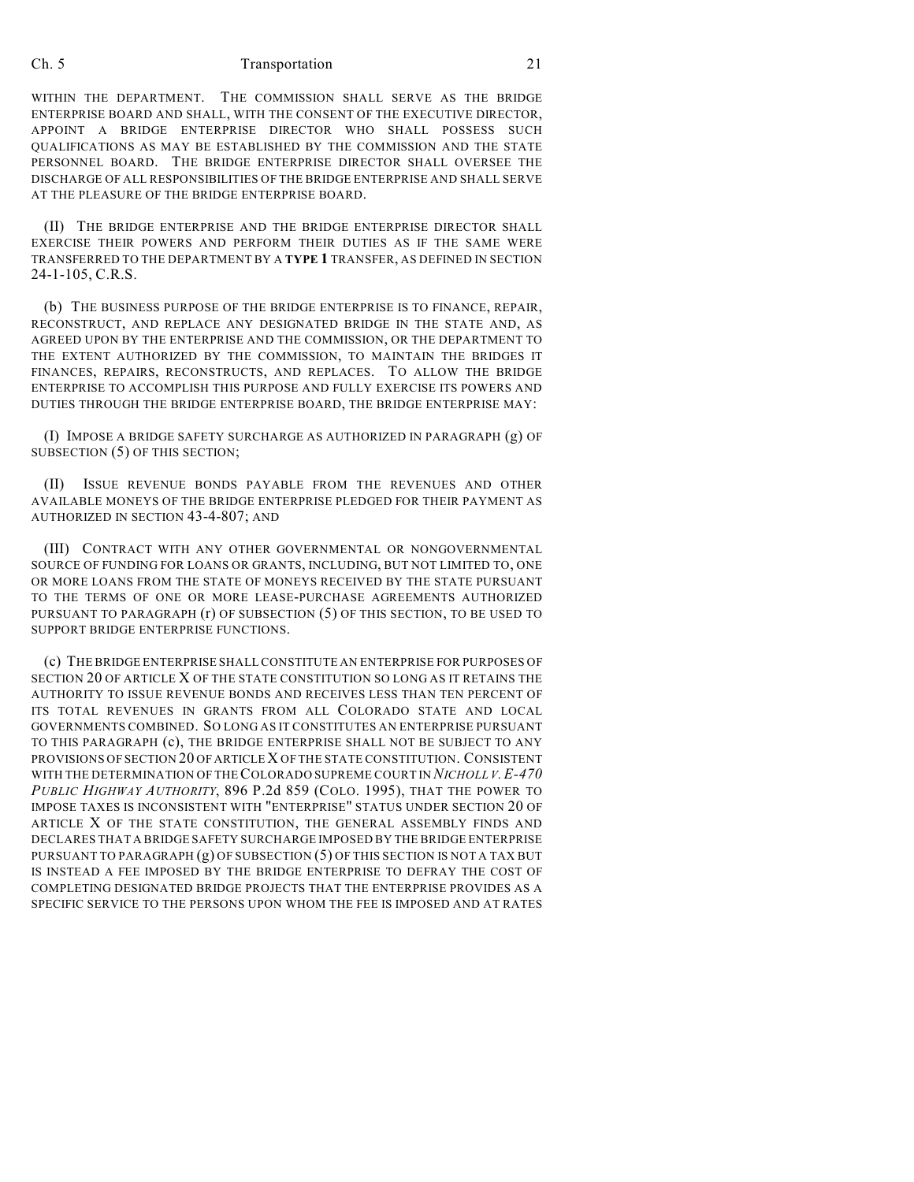WITHIN THE DEPARTMENT. THE COMMISSION SHALL SERVE AS THE BRIDGE ENTERPRISE BOARD AND SHALL, WITH THE CONSENT OF THE EXECUTIVE DIRECTOR, APPOINT A BRIDGE ENTERPRISE DIRECTOR WHO SHALL POSSESS SUCH QUALIFICATIONS AS MAY BE ESTABLISHED BY THE COMMISSION AND THE STATE PERSONNEL BOARD. THE BRIDGE ENTERPRISE DIRECTOR SHALL OVERSEE THE DISCHARGE OF ALL RESPONSIBILITIES OF THE BRIDGE ENTERPRISE AND SHALL SERVE AT THE PLEASURE OF THE BRIDGE ENTERPRISE BOARD.

(II) THE BRIDGE ENTERPRISE AND THE BRIDGE ENTERPRISE DIRECTOR SHALL EXERCISE THEIR POWERS AND PERFORM THEIR DUTIES AS IF THE SAME WERE TRANSFERRED TO THE DEPARTMENT BY A **TYPE 1** TRANSFER, AS DEFINED IN SECTION 24-1-105, C.R.S.

(b) THE BUSINESS PURPOSE OF THE BRIDGE ENTERPRISE IS TO FINANCE, REPAIR, RECONSTRUCT, AND REPLACE ANY DESIGNATED BRIDGE IN THE STATE AND, AS AGREED UPON BY THE ENTERPRISE AND THE COMMISSION, OR THE DEPARTMENT TO THE EXTENT AUTHORIZED BY THE COMMISSION, TO MAINTAIN THE BRIDGES IT FINANCES, REPAIRS, RECONSTRUCTS, AND REPLACES. TO ALLOW THE BRIDGE ENTERPRISE TO ACCOMPLISH THIS PURPOSE AND FULLY EXERCISE ITS POWERS AND DUTIES THROUGH THE BRIDGE ENTERPRISE BOARD, THE BRIDGE ENTERPRISE MAY:

(I) IMPOSE A BRIDGE SAFETY SURCHARGE AS AUTHORIZED IN PARAGRAPH (g) OF SUBSECTION (5) OF THIS SECTION;

(II) ISSUE REVENUE BONDS PAYABLE FROM THE REVENUES AND OTHER AVAILABLE MONEYS OF THE BRIDGE ENTERPRISE PLEDGED FOR THEIR PAYMENT AS AUTHORIZED IN SECTION 43-4-807; AND

(III) CONTRACT WITH ANY OTHER GOVERNMENTAL OR NONGOVERNMENTAL SOURCE OF FUNDING FOR LOANS OR GRANTS, INCLUDING, BUT NOT LIMITED TO, ONE OR MORE LOANS FROM THE STATE OF MONEYS RECEIVED BY THE STATE PURSUANT TO THE TERMS OF ONE OR MORE LEASE-PURCHASE AGREEMENTS AUTHORIZED PURSUANT TO PARAGRAPH (r) OF SUBSECTION (5) OF THIS SECTION, TO BE USED TO SUPPORT BRIDGE ENTERPRISE FUNCTIONS.

(c) THE BRIDGE ENTERPRISE SHALL CONSTITUTE AN ENTERPRISE FOR PURPOSES OF SECTION 20 OF ARTICLE X OF THE STATE CONSTITUTION SO LONG AS IT RETAINS THE AUTHORITY TO ISSUE REVENUE BONDS AND RECEIVES LESS THAN TEN PERCENT OF ITS TOTAL REVENUES IN GRANTS FROM ALL COLORADO STATE AND LOCAL GOVERNMENTS COMBINED. SO LONG AS IT CONSTITUTES AN ENTERPRISE PURSUANT TO THIS PARAGRAPH (c), THE BRIDGE ENTERPRISE SHALL NOT BE SUBJECT TO ANY PROVISIONS OF SECTION 20 OF ARTICLE X OF THE STATE CONSTITUTION. CONSISTENT WITH THE DETERMINATION OF THE COLORADO SUPREME COURT IN *NICHOLL V. E-470 PUBLIC HIGHWAY AUTHORITY*, 896 P.2d 859 (COLO. 1995), THAT THE POWER TO IMPOSE TAXES IS INCONSISTENT WITH "ENTERPRISE" STATUS UNDER SECTION 20 OF ARTICLE X OF THE STATE CONSTITUTION, THE GENERAL ASSEMBLY FINDS AND DECLARES THAT A BRIDGE SAFETY SURCHARGE IMPOSED BY THE BRIDGE ENTERPRISE PURSUANT TO PARAGRAPH (g) OF SUBSECTION (5) OF THIS SECTION IS NOT A TAX BUT IS INSTEAD A FEE IMPOSED BY THE BRIDGE ENTERPRISE TO DEFRAY THE COST OF COMPLETING DESIGNATED BRIDGE PROJECTS THAT THE ENTERPRISE PROVIDES AS A SPECIFIC SERVICE TO THE PERSONS UPON WHOM THE FEE IS IMPOSED AND AT RATES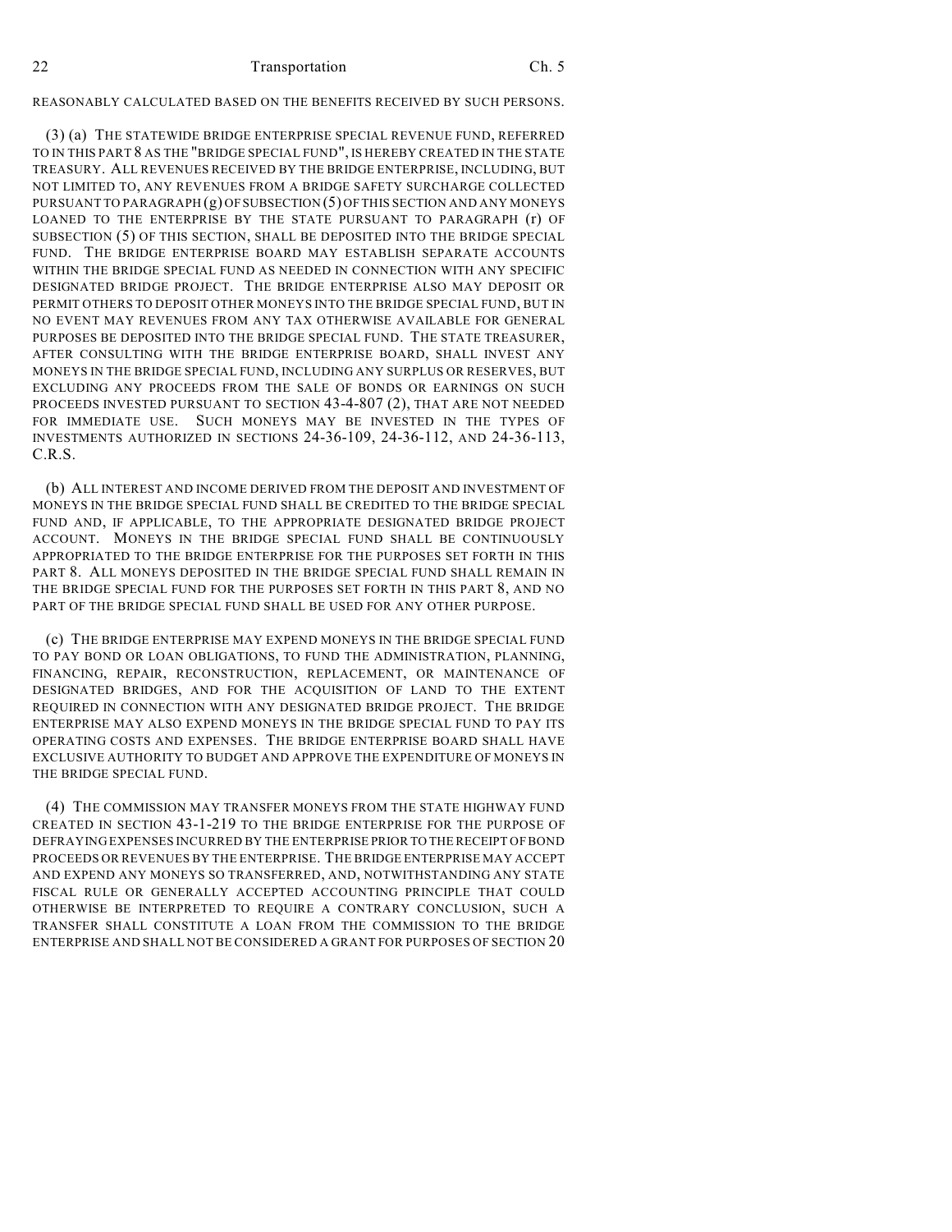REASONABLY CALCULATED BASED ON THE BENEFITS RECEIVED BY SUCH PERSONS.

(3) (a) THE STATEWIDE BRIDGE ENTERPRISE SPECIAL REVENUE FUND, REFERRED TO IN THIS PART 8 AS THE "BRIDGE SPECIAL FUND", IS HEREBY CREATED IN THE STATE TREASURY. ALL REVENUES RECEIVED BY THE BRIDGE ENTERPRISE, INCLUDING, BUT NOT LIMITED TO, ANY REVENUES FROM A BRIDGE SAFETY SURCHARGE COLLECTED PURSUANT TO PARAGRAPH (g) OF SUBSECTION (5) OF THIS SECTION AND ANY MONEYS LOANED TO THE ENTERPRISE BY THE STATE PURSUANT TO PARAGRAPH (r) OF SUBSECTION (5) OF THIS SECTION, SHALL BE DEPOSITED INTO THE BRIDGE SPECIAL FUND. THE BRIDGE ENTERPRISE BOARD MAY ESTABLISH SEPARATE ACCOUNTS WITHIN THE BRIDGE SPECIAL FUND AS NEEDED IN CONNECTION WITH ANY SPECIFIC DESIGNATED BRIDGE PROJECT. THE BRIDGE ENTERPRISE ALSO MAY DEPOSIT OR PERMIT OTHERS TO DEPOSIT OTHER MONEYS INTO THE BRIDGE SPECIAL FUND, BUT IN NO EVENT MAY REVENUES FROM ANY TAX OTHERWISE AVAILABLE FOR GENERAL PURPOSES BE DEPOSITED INTO THE BRIDGE SPECIAL FUND. THE STATE TREASURER, AFTER CONSULTING WITH THE BRIDGE ENTERPRISE BOARD, SHALL INVEST ANY MONEYS IN THE BRIDGE SPECIAL FUND, INCLUDING ANY SURPLUS OR RESERVES, BUT EXCLUDING ANY PROCEEDS FROM THE SALE OF BONDS OR EARNINGS ON SUCH PROCEEDS INVESTED PURSUANT TO SECTION 43-4-807 (2), THAT ARE NOT NEEDED FOR IMMEDIATE USE. SUCH MONEYS MAY BE INVESTED IN THE TYPES OF INVESTMENTS AUTHORIZED IN SECTIONS 24-36-109, 24-36-112, AND 24-36-113, C.R.S.

(b) ALL INTEREST AND INCOME DERIVED FROM THE DEPOSIT AND INVESTMENT OF MONEYS IN THE BRIDGE SPECIAL FUND SHALL BE CREDITED TO THE BRIDGE SPECIAL FUND AND, IF APPLICABLE, TO THE APPROPRIATE DESIGNATED BRIDGE PROJECT ACCOUNT. MONEYS IN THE BRIDGE SPECIAL FUND SHALL BE CONTINUOUSLY APPROPRIATED TO THE BRIDGE ENTERPRISE FOR THE PURPOSES SET FORTH IN THIS PART 8. ALL MONEYS DEPOSITED IN THE BRIDGE SPECIAL FUND SHALL REMAIN IN THE BRIDGE SPECIAL FUND FOR THE PURPOSES SET FORTH IN THIS PART 8, AND NO PART OF THE BRIDGE SPECIAL FUND SHALL BE USED FOR ANY OTHER PURPOSE.

(c) THE BRIDGE ENTERPRISE MAY EXPEND MONEYS IN THE BRIDGE SPECIAL FUND TO PAY BOND OR LOAN OBLIGATIONS, TO FUND THE ADMINISTRATION, PLANNING, FINANCING, REPAIR, RECONSTRUCTION, REPLACEMENT, OR MAINTENANCE OF DESIGNATED BRIDGES, AND FOR THE ACQUISITION OF LAND TO THE EXTENT REQUIRED IN CONNECTION WITH ANY DESIGNATED BRIDGE PROJECT. THE BRIDGE ENTERPRISE MAY ALSO EXPEND MONEYS IN THE BRIDGE SPECIAL FUND TO PAY ITS OPERATING COSTS AND EXPENSES. THE BRIDGE ENTERPRISE BOARD SHALL HAVE EXCLUSIVE AUTHORITY TO BUDGET AND APPROVE THE EXPENDITURE OF MONEYS IN THE BRIDGE SPECIAL FUND.

(4) THE COMMISSION MAY TRANSFER MONEYS FROM THE STATE HIGHWAY FUND CREATED IN SECTION 43-1-219 TO THE BRIDGE ENTERPRISE FOR THE PURPOSE OF DEFRAYING EXPENSES INCURRED BY THE ENTERPRISE PRIOR TO THE RECEIPT OF BOND PROCEEDS OR REVENUES BY THE ENTERPRISE. THE BRIDGE ENTERPRISE MAY ACCEPT AND EXPEND ANY MONEYS SO TRANSFERRED, AND, NOTWITHSTANDING ANY STATE FISCAL RULE OR GENERALLY ACCEPTED ACCOUNTING PRINCIPLE THAT COULD OTHERWISE BE INTERPRETED TO REQUIRE A CONTRARY CONCLUSION, SUCH A TRANSFER SHALL CONSTITUTE A LOAN FROM THE COMMISSION TO THE BRIDGE ENTERPRISE AND SHALL NOT BE CONSIDERED A GRANT FOR PURPOSES OF SECTION 20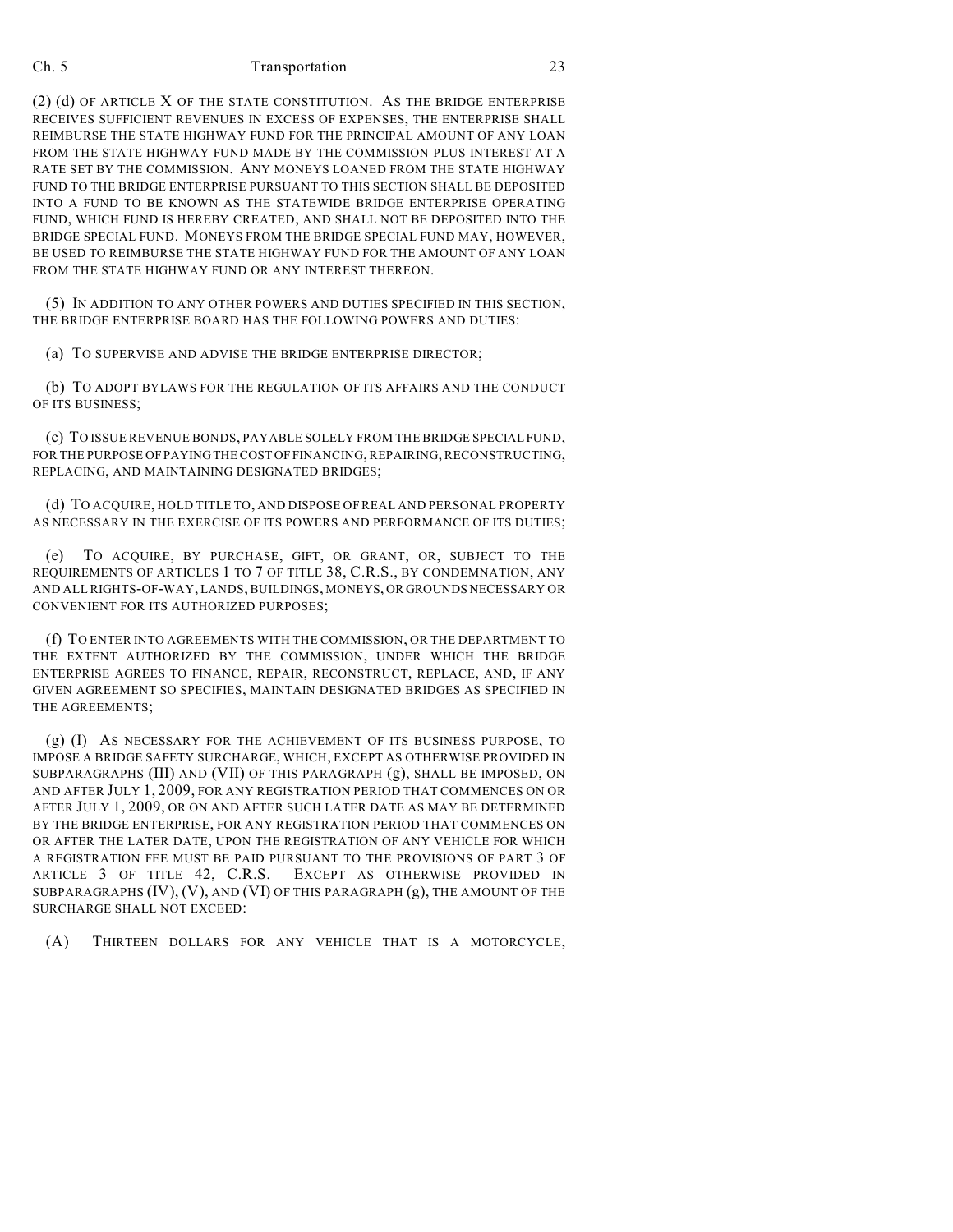(2) (d) OF ARTICLE X OF THE STATE CONSTITUTION. AS THE BRIDGE ENTERPRISE RECEIVES SUFFICIENT REVENUES IN EXCESS OF EXPENSES, THE ENTERPRISE SHALL REIMBURSE THE STATE HIGHWAY FUND FOR THE PRINCIPAL AMOUNT OF ANY LOAN FROM THE STATE HIGHWAY FUND MADE BY THE COMMISSION PLUS INTEREST AT A RATE SET BY THE COMMISSION. ANY MONEYS LOANED FROM THE STATE HIGHWAY FUND TO THE BRIDGE ENTERPRISE PURSUANT TO THIS SECTION SHALL BE DEPOSITED INTO A FUND TO BE KNOWN AS THE STATEWIDE BRIDGE ENTERPRISE OPERATING FUND, WHICH FUND IS HEREBY CREATED, AND SHALL NOT BE DEPOSITED INTO THE BRIDGE SPECIAL FUND. MONEYS FROM THE BRIDGE SPECIAL FUND MAY, HOWEVER, BE USED TO REIMBURSE THE STATE HIGHWAY FUND FOR THE AMOUNT OF ANY LOAN FROM THE STATE HIGHWAY FUND OR ANY INTEREST THEREON.

(5) IN ADDITION TO ANY OTHER POWERS AND DUTIES SPECIFIED IN THIS SECTION, THE BRIDGE ENTERPRISE BOARD HAS THE FOLLOWING POWERS AND DUTIES:

(a) TO SUPERVISE AND ADVISE THE BRIDGE ENTERPRISE DIRECTOR;

(b) TO ADOPT BYLAWS FOR THE REGULATION OF ITS AFFAIRS AND THE CONDUCT OF ITS BUSINESS;

(c) TO ISSUE REVENUE BONDS, PAYABLE SOLELY FROM THE BRIDGE SPECIAL FUND, FOR THE PURPOSE OF PAYING THE COST OF FINANCING, REPAIRING, RECONSTRUCTING, REPLACING, AND MAINTAINING DESIGNATED BRIDGES;

(d) TO ACQUIRE, HOLD TITLE TO, AND DISPOSE OF REAL AND PERSONAL PROPERTY AS NECESSARY IN THE EXERCISE OF ITS POWERS AND PERFORMANCE OF ITS DUTIES;

(e) TO ACQUIRE, BY PURCHASE, GIFT, OR GRANT, OR, SUBJECT TO THE REQUIREMENTS OF ARTICLES 1 TO 7 OF TITLE 38, C.R.S., BY CONDEMNATION, ANY AND ALL RIGHTS-OF-WAY, LANDS, BUILDINGS, MONEYS, OR GROUNDS NECESSARY OR CONVENIENT FOR ITS AUTHORIZED PURPOSES;

(f) TO ENTER INTO AGREEMENTS WITH THE COMMISSION, OR THE DEPARTMENT TO THE EXTENT AUTHORIZED BY THE COMMISSION, UNDER WHICH THE BRIDGE ENTERPRISE AGREES TO FINANCE, REPAIR, RECONSTRUCT, REPLACE, AND, IF ANY GIVEN AGREEMENT SO SPECIFIES, MAINTAIN DESIGNATED BRIDGES AS SPECIFIED IN THE AGREEMENTS;

(g) (I) AS NECESSARY FOR THE ACHIEVEMENT OF ITS BUSINESS PURPOSE, TO IMPOSE A BRIDGE SAFETY SURCHARGE, WHICH, EXCEPT AS OTHERWISE PROVIDED IN SUBPARAGRAPHS (III) AND (VII) OF THIS PARAGRAPH (g), SHALL BE IMPOSED, ON AND AFTER JULY 1, 2009, FOR ANY REGISTRATION PERIOD THAT COMMENCES ON OR AFTER JULY 1, 2009, OR ON AND AFTER SUCH LATER DATE AS MAY BE DETERMINED BY THE BRIDGE ENTERPRISE, FOR ANY REGISTRATION PERIOD THAT COMMENCES ON OR AFTER THE LATER DATE, UPON THE REGISTRATION OF ANY VEHICLE FOR WHICH A REGISTRATION FEE MUST BE PAID PURSUANT TO THE PROVISIONS OF PART 3 OF ARTICLE 3 OF TITLE 42, C.R.S. EXCEPT AS OTHERWISE PROVIDED IN SUBPARAGRAPHS (IV), (V), AND (VI) OF THIS PARAGRAPH (g), THE AMOUNT OF THE SURCHARGE SHALL NOT EXCEED:

(A) THIRTEEN DOLLARS FOR ANY VEHICLE THAT IS A MOTORCYCLE,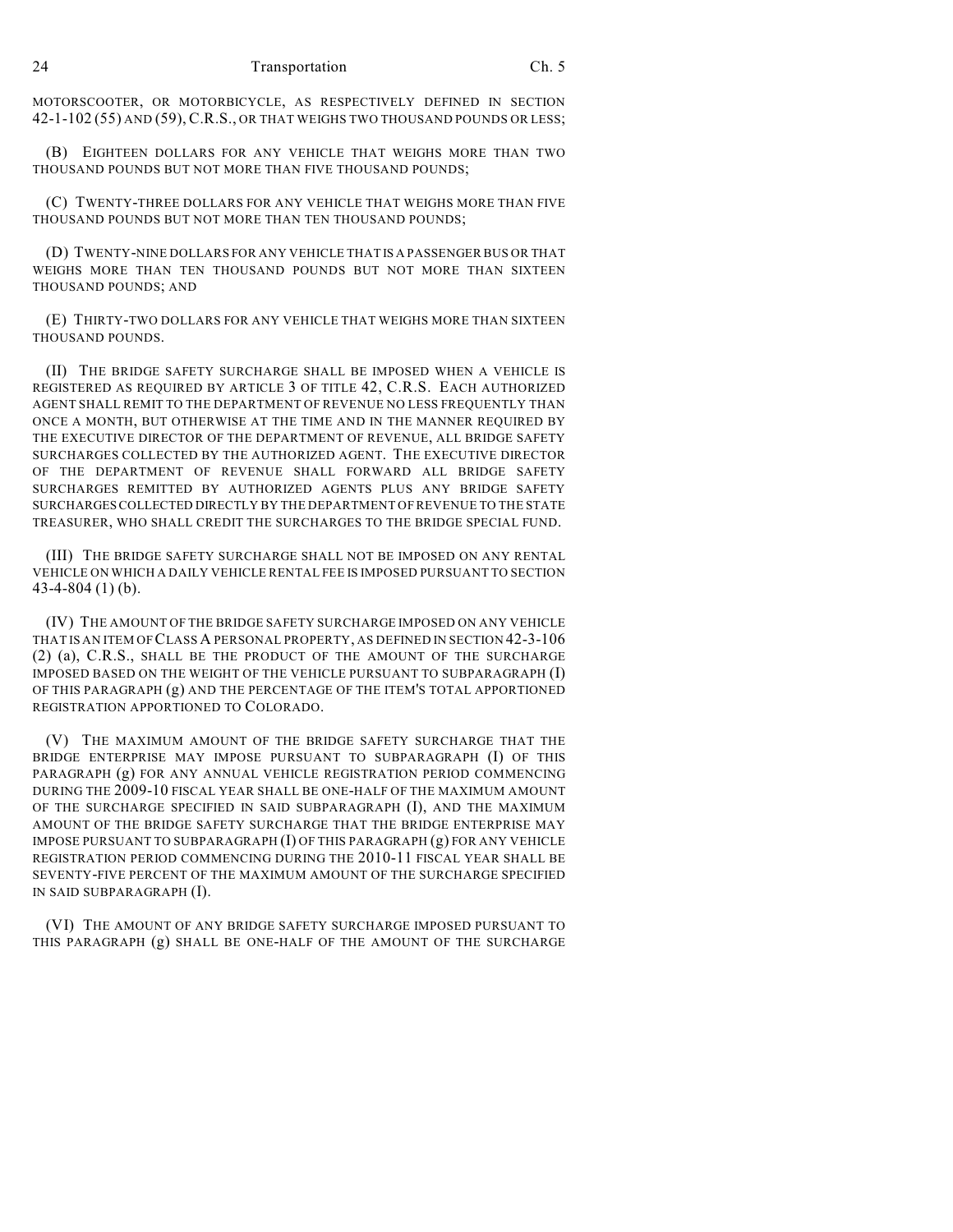MOTORSCOOTER, OR MOTORBICYCLE, AS RESPECTIVELY DEFINED IN SECTION 42-1-102 (55) AND (59), C.R.S., OR THAT WEIGHS TWO THOUSAND POUNDS OR LESS;

(B) EIGHTEEN DOLLARS FOR ANY VEHICLE THAT WEIGHS MORE THAN TWO THOUSAND POUNDS BUT NOT MORE THAN FIVE THOUSAND POUNDS;

(C) TWENTY-THREE DOLLARS FOR ANY VEHICLE THAT WEIGHS MORE THAN FIVE THOUSAND POUNDS BUT NOT MORE THAN TEN THOUSAND POUNDS;

(D) TWENTY-NINE DOLLARS FOR ANY VEHICLE THAT IS A PASSENGER BUS OR THAT WEIGHS MORE THAN TEN THOUSAND POUNDS BUT NOT MORE THAN SIXTEEN THOUSAND POUNDS; AND

(E) THIRTY-TWO DOLLARS FOR ANY VEHICLE THAT WEIGHS MORE THAN SIXTEEN THOUSAND POUNDS.

(II) THE BRIDGE SAFETY SURCHARGE SHALL BE IMPOSED WHEN A VEHICLE IS REGISTERED AS REQUIRED BY ARTICLE 3 OF TITLE 42, C.R.S. EACH AUTHORIZED AGENT SHALL REMIT TO THE DEPARTMENT OF REVENUE NO LESS FREQUENTLY THAN ONCE A MONTH, BUT OTHERWISE AT THE TIME AND IN THE MANNER REQUIRED BY THE EXECUTIVE DIRECTOR OF THE DEPARTMENT OF REVENUE, ALL BRIDGE SAFETY SURCHARGES COLLECTED BY THE AUTHORIZED AGENT. THE EXECUTIVE DIRECTOR OF THE DEPARTMENT OF REVENUE SHALL FORWARD ALL BRIDGE SAFETY SURCHARGES REMITTED BY AUTHORIZED AGENTS PLUS ANY BRIDGE SAFETY SURCHARGES COLLECTED DIRECTLY BY THE DEPARTMENT OF REVENUE TO THE STATE TREASURER, WHO SHALL CREDIT THE SURCHARGES TO THE BRIDGE SPECIAL FUND.

(III) THE BRIDGE SAFETY SURCHARGE SHALL NOT BE IMPOSED ON ANY RENTAL VEHICLE ON WHICH A DAILY VEHICLE RENTAL FEE IS IMPOSED PURSUANT TO SECTION 43-4-804 (1) (b).

(IV) THE AMOUNT OF THE BRIDGE SAFETY SURCHARGE IMPOSED ON ANY VEHICLE THAT IS AN ITEM OF CLASS A PERSONAL PROPERTY, AS DEFINED IN SECTION 42-3-106 (2) (a), C.R.S., SHALL BE THE PRODUCT OF THE AMOUNT OF THE SURCHARGE IMPOSED BASED ON THE WEIGHT OF THE VEHICLE PURSUANT TO SUBPARAGRAPH (I) OF THIS PARAGRAPH (g) AND THE PERCENTAGE OF THE ITEM'S TOTAL APPORTIONED REGISTRATION APPORTIONED TO COLORADO.

(V) THE MAXIMUM AMOUNT OF THE BRIDGE SAFETY SURCHARGE THAT THE BRIDGE ENTERPRISE MAY IMPOSE PURSUANT TO SUBPARAGRAPH (I) OF THIS PARAGRAPH (g) FOR ANY ANNUAL VEHICLE REGISTRATION PERIOD COMMENCING DURING THE 2009-10 FISCAL YEAR SHALL BE ONE-HALF OF THE MAXIMUM AMOUNT OF THE SURCHARGE SPECIFIED IN SAID SUBPARAGRAPH (I), AND THE MAXIMUM AMOUNT OF THE BRIDGE SAFETY SURCHARGE THAT THE BRIDGE ENTERPRISE MAY IMPOSE PURSUANT TO SUBPARAGRAPH (I) OF THIS PARAGRAPH (g) FOR ANY VEHICLE REGISTRATION PERIOD COMMENCING DURING THE 2010-11 FISCAL YEAR SHALL BE SEVENTY-FIVE PERCENT OF THE MAXIMUM AMOUNT OF THE SURCHARGE SPECIFIED IN SAID SUBPARAGRAPH (I).

(VI) THE AMOUNT OF ANY BRIDGE SAFETY SURCHARGE IMPOSED PURSUANT TO THIS PARAGRAPH (g) SHALL BE ONE-HALF OF THE AMOUNT OF THE SURCHARGE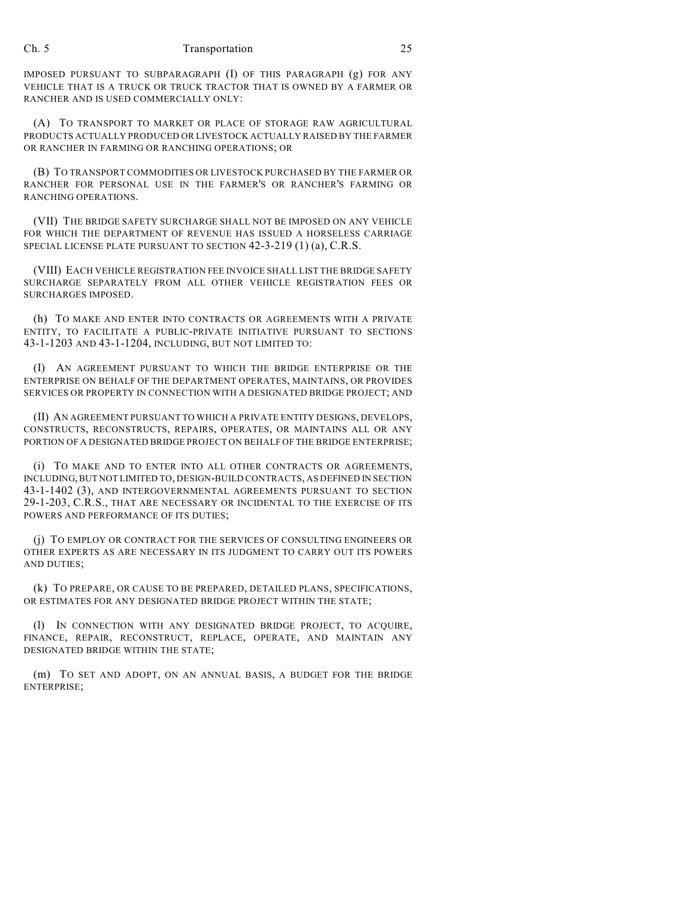IMPOSED PURSUANT TO SUBPARAGRAPH (I) OF THIS PARAGRAPH (g) FOR ANY VEHICLE THAT IS A TRUCK OR TRUCK TRACTOR THAT IS OWNED BY A FARMER OR RANCHER AND IS USED COMMERCIALLY ONLY:

(A) TO TRANSPORT TO MARKET OR PLACE OF STORAGE RAW AGRICULTURAL PRODUCTS ACTUALLY PRODUCED OR LIVESTOCK ACTUALLY RAISED BY THE FARMER OR RANCHER IN FARMING OR RANCHING OPERATIONS; OR

(B) TO TRANSPORT COMMODITIES OR LIVESTOCK PURCHASED BY THE FARMER OR RANCHER FOR PERSONAL USE IN THE FARMER'S OR RANCHER'S FARMING OR RANCHING OPERATIONS.

(VII) THE BRIDGE SAFETY SURCHARGE SHALL NOT BE IMPOSED ON ANY VEHICLE FOR WHICH THE DEPARTMENT OF REVENUE HAS ISSUED A HORSELESS CARRIAGE SPECIAL LICENSE PLATE PURSUANT TO SECTION 42-3-219 (1) (a), C.R.S.

(VIII) EACH VEHICLE REGISTRATION FEE INVOICE SHALL LIST THE BRIDGE SAFETY SURCHARGE SEPARATELY FROM ALL OTHER VEHICLE REGISTRATION FEES OR SURCHARGES IMPOSED.

(h) TO MAKE AND ENTER INTO CONTRACTS OR AGREEMENTS WITH A PRIVATE ENTITY, TO FACILITATE A PUBLIC-PRIVATE INITIATIVE PURSUANT TO SECTIONS 43-1-1203 AND 43-1-1204, INCLUDING, BUT NOT LIMITED TO:

(I) AN AGREEMENT PURSUANT TO WHICH THE BRIDGE ENTERPRISE OR THE ENTERPRISE ON BEHALF OF THE DEPARTMENT OPERATES, MAINTAINS, OR PROVIDES SERVICES OR PROPERTY IN CONNECTION WITH A DESIGNATED BRIDGE PROJECT; AND

(II) AN AGREEMENT PURSUANT TO WHICH A PRIVATE ENTITY DESIGNS, DEVELOPS, CONSTRUCTS, RECONSTRUCTS, REPAIRS, OPERATES, OR MAINTAINS ALL OR ANY PORTION OF A DESIGNATED BRIDGE PROJECT ON BEHALF OF THE BRIDGE ENTERPRISE;

(i) TO MAKE AND TO ENTER INTO ALL OTHER CONTRACTS OR AGREEMENTS, INCLUDING, BUT NOT LIMITED TO, DESIGN-BUILD CONTRACTS, AS DEFINED IN SECTION 43-1-1402 (3), AND INTERGOVERNMENTAL AGREEMENTS PURSUANT TO SECTION 29-1-203, C.R.S., THAT ARE NECESSARY OR INCIDENTAL TO THE EXERCISE OF ITS POWERS AND PERFORMANCE OF ITS DUTIES;

(j) TO EMPLOY OR CONTRACT FOR THE SERVICES OF CONSULTING ENGINEERS OR OTHER EXPERTS AS ARE NECESSARY IN ITS JUDGMENT TO CARRY OUT ITS POWERS AND DUTIES;

(k) TO PREPARE, OR CAUSE TO BE PREPARED, DETAILED PLANS, SPECIFICATIONS, OR ESTIMATES FOR ANY DESIGNATED BRIDGE PROJECT WITHIN THE STATE;

(l) IN CONNECTION WITH ANY DESIGNATED BRIDGE PROJECT, TO ACQUIRE, FINANCE, REPAIR, RECONSTRUCT, REPLACE, OPERATE, AND MAINTAIN ANY DESIGNATED BRIDGE WITHIN THE STATE;

(m) TO SET AND ADOPT, ON AN ANNUAL BASIS, A BUDGET FOR THE BRIDGE ENTERPRISE;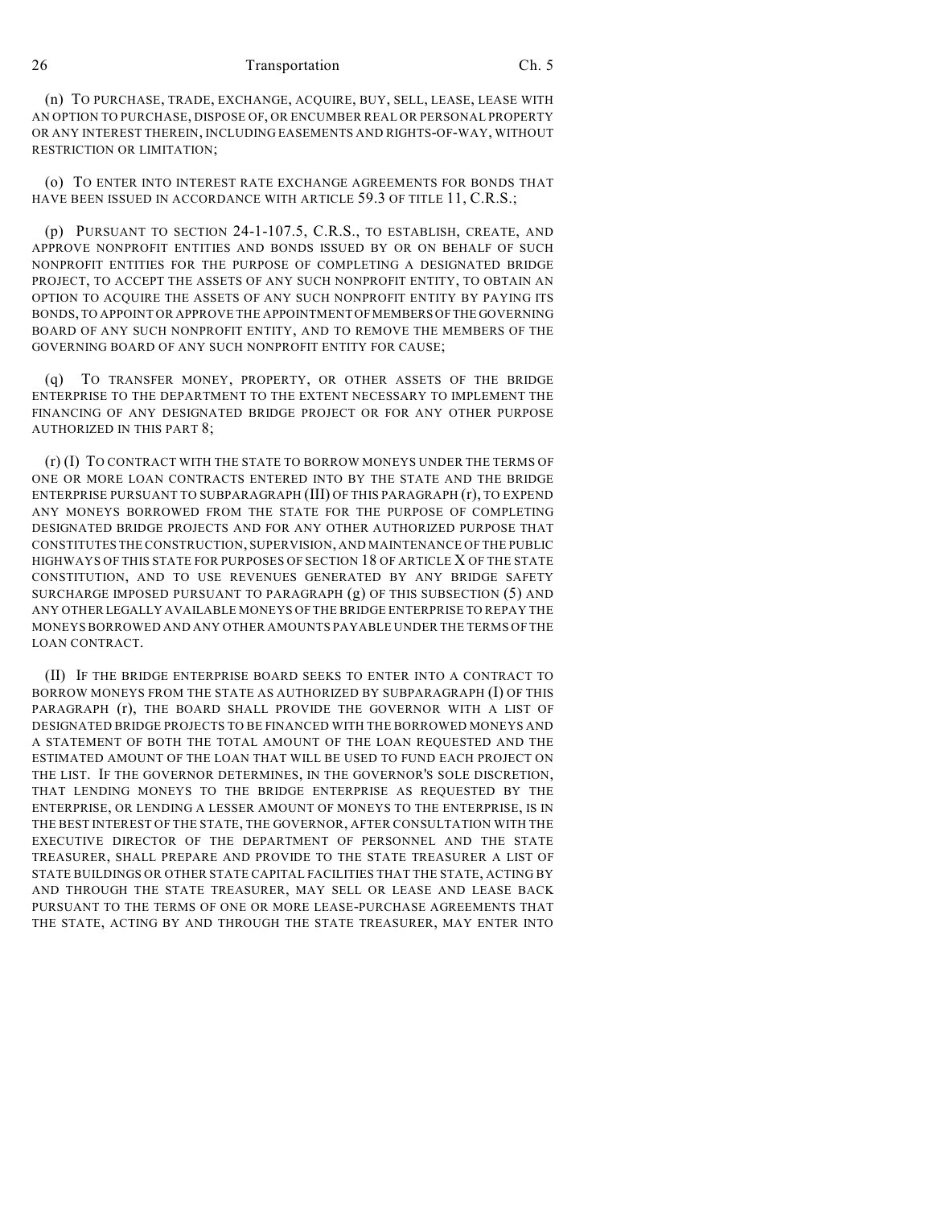(n) TO PURCHASE, TRADE, EXCHANGE, ACQUIRE, BUY, SELL, LEASE, LEASE WITH AN OPTION TO PURCHASE, DISPOSE OF, OR ENCUMBER REAL OR PERSONAL PROPERTY OR ANY INTEREST THEREIN, INCLUDING EASEMENTS AND RIGHTS-OF-WAY, WITHOUT RESTRICTION OR LIMITATION;

(o) TO ENTER INTO INTEREST RATE EXCHANGE AGREEMENTS FOR BONDS THAT HAVE BEEN ISSUED IN ACCORDANCE WITH ARTICLE 59.3 OF TITLE 11, C.R.S.;

(p) PURSUANT TO SECTION 24-1-107.5, C.R.S., TO ESTABLISH, CREATE, AND APPROVE NONPROFIT ENTITIES AND BONDS ISSUED BY OR ON BEHALF OF SUCH NONPROFIT ENTITIES FOR THE PURPOSE OF COMPLETING A DESIGNATED BRIDGE PROJECT, TO ACCEPT THE ASSETS OF ANY SUCH NONPROFIT ENTITY, TO OBTAIN AN OPTION TO ACQUIRE THE ASSETS OF ANY SUCH NONPROFIT ENTITY BY PAYING ITS BONDS, TO APPOINT OR APPROVE THE APPOINTMENT OF MEMBERS OF THE GOVERNING BOARD OF ANY SUCH NONPROFIT ENTITY, AND TO REMOVE THE MEMBERS OF THE GOVERNING BOARD OF ANY SUCH NONPROFIT ENTITY FOR CAUSE;

(q) TO TRANSFER MONEY, PROPERTY, OR OTHER ASSETS OF THE BRIDGE ENTERPRISE TO THE DEPARTMENT TO THE EXTENT NECESSARY TO IMPLEMENT THE FINANCING OF ANY DESIGNATED BRIDGE PROJECT OR FOR ANY OTHER PURPOSE AUTHORIZED IN THIS PART 8;

(r) (I) TO CONTRACT WITH THE STATE TO BORROW MONEYS UNDER THE TERMS OF ONE OR MORE LOAN CONTRACTS ENTERED INTO BY THE STATE AND THE BRIDGE ENTERPRISE PURSUANT TO SUBPARAGRAPH (III) OF THIS PARAGRAPH (r), TO EXPEND ANY MONEYS BORROWED FROM THE STATE FOR THE PURPOSE OF COMPLETING DESIGNATED BRIDGE PROJECTS AND FOR ANY OTHER AUTHORIZED PURPOSE THAT CONSTITUTES THE CONSTRUCTION, SUPERVISION, AND MAINTENANCE OF THE PUBLIC HIGHWAYS OF THIS STATE FOR PURPOSES OF SECTION 18 OF ARTICLE X OF THE STATE CONSTITUTION, AND TO USE REVENUES GENERATED BY ANY BRIDGE SAFETY SURCHARGE IMPOSED PURSUANT TO PARAGRAPH (g) OF THIS SUBSECTION (5) AND ANY OTHER LEGALLY AVAILABLE MONEYS OF THE BRIDGE ENTERPRISE TO REPAY THE MONEYS BORROWED AND ANY OTHER AMOUNTS PAYABLE UNDER THE TERMS OF THE LOAN CONTRACT.

(II) IF THE BRIDGE ENTERPRISE BOARD SEEKS TO ENTER INTO A CONTRACT TO BORROW MONEYS FROM THE STATE AS AUTHORIZED BY SUBPARAGRAPH (I) OF THIS PARAGRAPH (r), THE BOARD SHALL PROVIDE THE GOVERNOR WITH A LIST OF DESIGNATED BRIDGE PROJECTS TO BE FINANCED WITH THE BORROWED MONEYS AND A STATEMENT OF BOTH THE TOTAL AMOUNT OF THE LOAN REQUESTED AND THE ESTIMATED AMOUNT OF THE LOAN THAT WILL BE USED TO FUND EACH PROJECT ON THE LIST. IF THE GOVERNOR DETERMINES, IN THE GOVERNOR'S SOLE DISCRETION, THAT LENDING MONEYS TO THE BRIDGE ENTERPRISE AS REQUESTED BY THE ENTERPRISE, OR LENDING A LESSER AMOUNT OF MONEYS TO THE ENTERPRISE, IS IN THE BEST INTEREST OF THE STATE, THE GOVERNOR, AFTER CONSULTATION WITH THE EXECUTIVE DIRECTOR OF THE DEPARTMENT OF PERSONNEL AND THE STATE TREASURER, SHALL PREPARE AND PROVIDE TO THE STATE TREASURER A LIST OF STATE BUILDINGS OR OTHER STATE CAPITAL FACILITIES THAT THE STATE, ACTING BY AND THROUGH THE STATE TREASURER, MAY SELL OR LEASE AND LEASE BACK PURSUANT TO THE TERMS OF ONE OR MORE LEASE-PURCHASE AGREEMENTS THAT THE STATE, ACTING BY AND THROUGH THE STATE TREASURER, MAY ENTER INTO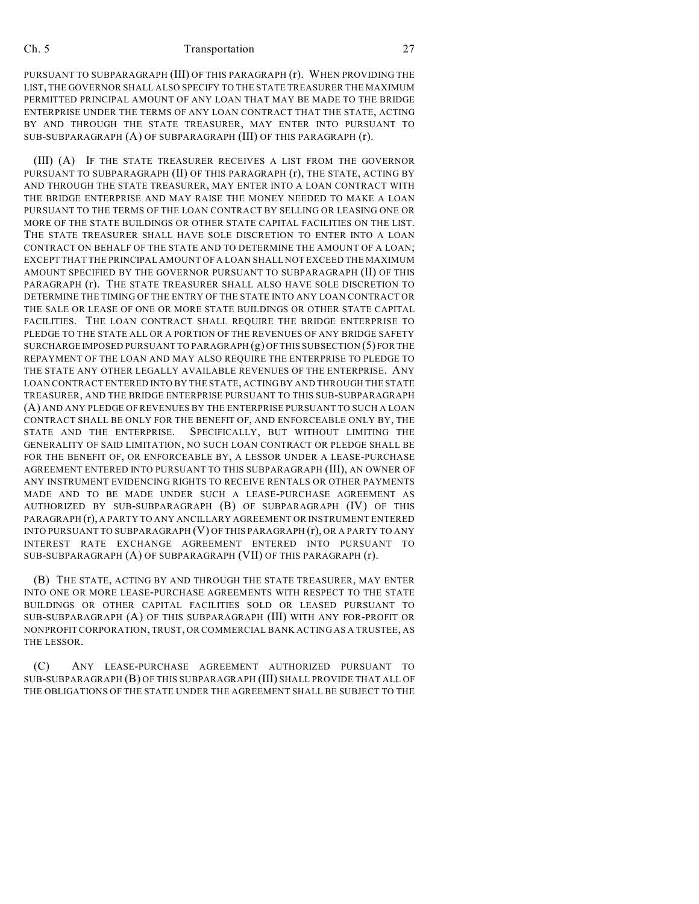PURSUANT TO SUBPARAGRAPH (III) OF THIS PARAGRAPH (r). WHEN PROVIDING THE LIST, THE GOVERNOR SHALL ALSO SPECIFY TO THE STATE TREASURER THE MAXIMUM PERMITTED PRINCIPAL AMOUNT OF ANY LOAN THAT MAY BE MADE TO THE BRIDGE ENTERPRISE UNDER THE TERMS OF ANY LOAN CONTRACT THAT THE STATE, ACTING BY AND THROUGH THE STATE TREASURER, MAY ENTER INTO PURSUANT TO SUB-SUBPARAGRAPH (A) OF SUBPARAGRAPH (III) OF THIS PARAGRAPH (r).

(III) (A) IF THE STATE TREASURER RECEIVES A LIST FROM THE GOVERNOR PURSUANT TO SUBPARAGRAPH (II) OF THIS PARAGRAPH (r), THE STATE, ACTING BY AND THROUGH THE STATE TREASURER, MAY ENTER INTO A LOAN CONTRACT WITH THE BRIDGE ENTERPRISE AND MAY RAISE THE MONEY NEEDED TO MAKE A LOAN PURSUANT TO THE TERMS OF THE LOAN CONTRACT BY SELLING OR LEASING ONE OR MORE OF THE STATE BUILDINGS OR OTHER STATE CAPITAL FACILITIES ON THE LIST. THE STATE TREASURER SHALL HAVE SOLE DISCRETION TO ENTER INTO A LOAN CONTRACT ON BEHALF OF THE STATE AND TO DETERMINE THE AMOUNT OF A LOAN; EXCEPT THAT THE PRINCIPAL AMOUNT OF A LOAN SHALL NOT EXCEED THE MAXIMUM AMOUNT SPECIFIED BY THE GOVERNOR PURSUANT TO SUBPARAGRAPH (II) OF THIS PARAGRAPH (r). THE STATE TREASURER SHALL ALSO HAVE SOLE DISCRETION TO DETERMINE THE TIMING OF THE ENTRY OF THE STATE INTO ANY LOAN CONTRACT OR THE SALE OR LEASE OF ONE OR MORE STATE BUILDINGS OR OTHER STATE CAPITAL FACILITIES. THE LOAN CONTRACT SHALL REQUIRE THE BRIDGE ENTERPRISE TO PLEDGE TO THE STATE ALL OR A PORTION OF THE REVENUES OF ANY BRIDGE SAFETY SURCHARGE IMPOSED PURSUANT TO PARAGRAPH (g) OF THIS SUBSECTION (5) FOR THE REPAYMENT OF THE LOAN AND MAY ALSO REQUIRE THE ENTERPRISE TO PLEDGE TO THE STATE ANY OTHER LEGALLY AVAILABLE REVENUES OF THE ENTERPRISE. ANY LOAN CONTRACT ENTERED INTO BY THE STATE, ACTING BY AND THROUGH THE STATE TREASURER, AND THE BRIDGE ENTERPRISE PURSUANT TO THIS SUB-SUBPARAGRAPH (A) AND ANY PLEDGE OF REVENUES BY THE ENTERPRISE PURSUANT TO SUCH A LOAN CONTRACT SHALL BE ONLY FOR THE BENEFIT OF, AND ENFORCEABLE ONLY BY, THE STATE AND THE ENTERPRISE. SPECIFICALLY, BUT WITHOUT LIMITING THE GENERALITY OF SAID LIMITATION, NO SUCH LOAN CONTRACT OR PLEDGE SHALL BE FOR THE BENEFIT OF, OR ENFORCEABLE BY, A LESSOR UNDER A LEASE-PURCHASE AGREEMENT ENTERED INTO PURSUANT TO THIS SUBPARAGRAPH (III), AN OWNER OF ANY INSTRUMENT EVIDENCING RIGHTS TO RECEIVE RENTALS OR OTHER PAYMENTS MADE AND TO BE MADE UNDER SUCH A LEASE-PURCHASE AGREEMENT AS AUTHORIZED BY SUB-SUBPARAGRAPH (B) OF SUBPARAGRAPH (IV) OF THIS PARAGRAPH (r), A PARTY TO ANY ANCILLARY AGREEMENT OR INSTRUMENT ENTERED INTO PURSUANT TO SUBPARAGRAPH (V) OF THIS PARAGRAPH (r), OR A PARTY TO ANY INTEREST RATE EXCHANGE AGREEMENT ENTERED INTO PURSUANT TO SUB-SUBPARAGRAPH (A) OF SUBPARAGRAPH (VII) OF THIS PARAGRAPH (r).

(B) THE STATE, ACTING BY AND THROUGH THE STATE TREASURER, MAY ENTER INTO ONE OR MORE LEASE-PURCHASE AGREEMENTS WITH RESPECT TO THE STATE BUILDINGS OR OTHER CAPITAL FACILITIES SOLD OR LEASED PURSUANT TO SUB-SUBPARAGRAPH (A) OF THIS SUBPARAGRAPH (III) WITH ANY FOR-PROFIT OR NONPROFIT CORPORATION, TRUST, OR COMMERCIAL BANK ACTING AS A TRUSTEE, AS THE LESSOR.

(C) ANY LEASE-PURCHASE AGREEMENT AUTHORIZED PURSUANT TO SUB-SUBPARAGRAPH (B) OF THIS SUBPARAGRAPH (III) SHALL PROVIDE THAT ALL OF THE OBLIGATIONS OF THE STATE UNDER THE AGREEMENT SHALL BE SUBJECT TO THE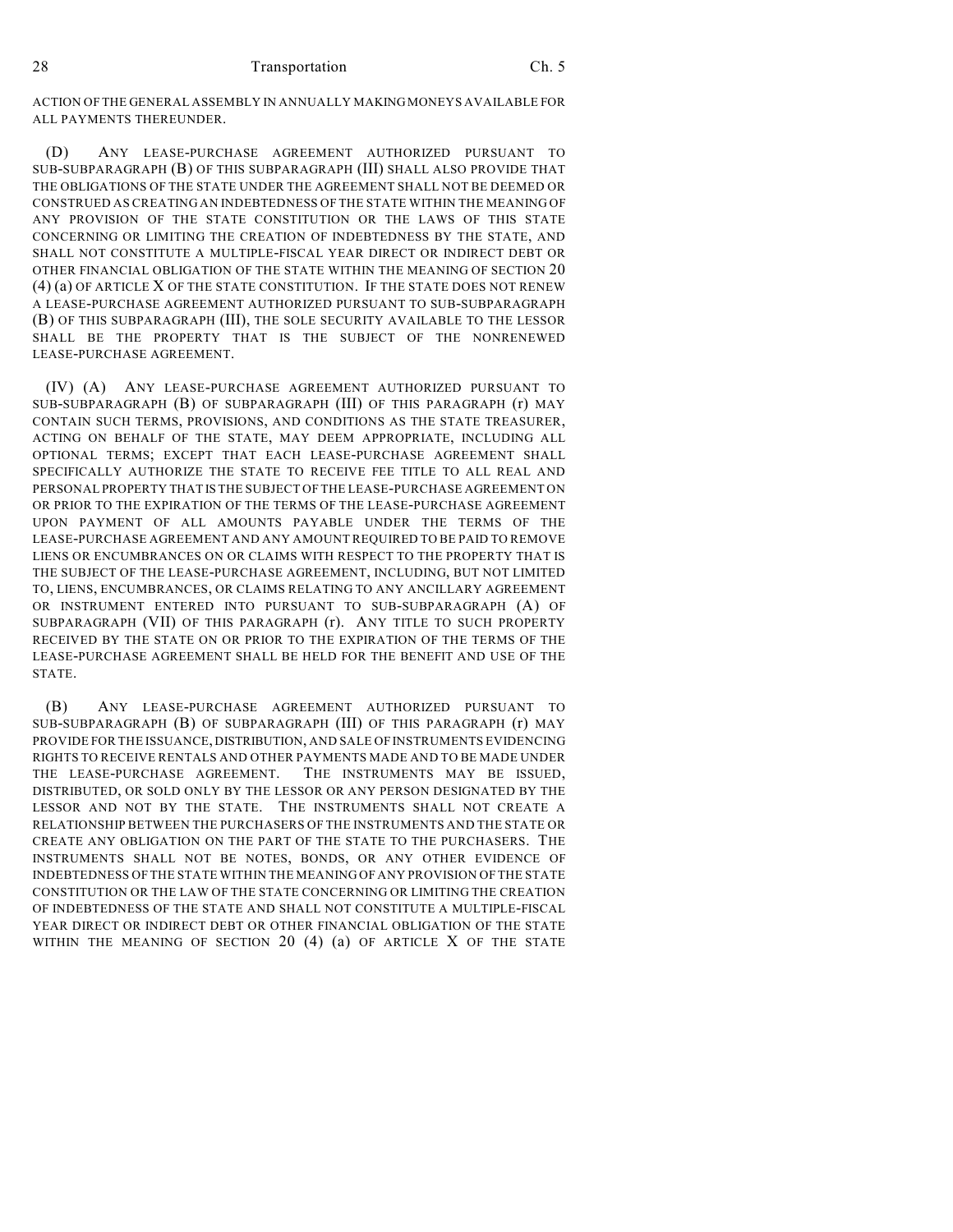ACTION OF THE GENERAL ASSEMBLY IN ANNUALLY MAKING MONEYS AVAILABLE FOR ALL PAYMENTS THEREUNDER.

(D) ANY LEASE-PURCHASE AGREEMENT AUTHORIZED PURSUANT TO SUB-SUBPARAGRAPH (B) OF THIS SUBPARAGRAPH (III) SHALL ALSO PROVIDE THAT THE OBLIGATIONS OF THE STATE UNDER THE AGREEMENT SHALL NOT BE DEEMED OR CONSTRUED AS CREATING AN INDEBTEDNESS OF THE STATE WITHIN THE MEANING OF ANY PROVISION OF THE STATE CONSTITUTION OR THE LAWS OF THIS STATE CONCERNING OR LIMITING THE CREATION OF INDEBTEDNESS BY THE STATE, AND SHALL NOT CONSTITUTE A MULTIPLE-FISCAL YEAR DIRECT OR INDIRECT DEBT OR OTHER FINANCIAL OBLIGATION OF THE STATE WITHIN THE MEANING OF SECTION 20 (4) (a) OF ARTICLE X OF THE STATE CONSTITUTION. IF THE STATE DOES NOT RENEW A LEASE-PURCHASE AGREEMENT AUTHORIZED PURSUANT TO SUB-SUBPARAGRAPH (B) OF THIS SUBPARAGRAPH (III), THE SOLE SECURITY AVAILABLE TO THE LESSOR SHALL BE THE PROPERTY THAT IS THE SUBJECT OF THE NONRENEWED LEASE-PURCHASE AGREEMENT.

(IV) (A) ANY LEASE-PURCHASE AGREEMENT AUTHORIZED PURSUANT TO SUB-SUBPARAGRAPH (B) OF SUBPARAGRAPH (III) OF THIS PARAGRAPH (r) MAY CONTAIN SUCH TERMS, PROVISIONS, AND CONDITIONS AS THE STATE TREASURER, ACTING ON BEHALF OF THE STATE, MAY DEEM APPROPRIATE, INCLUDING ALL OPTIONAL TERMS; EXCEPT THAT EACH LEASE-PURCHASE AGREEMENT SHALL SPECIFICALLY AUTHORIZE THE STATE TO RECEIVE FEE TITLE TO ALL REAL AND PERSONAL PROPERTY THAT IS THE SUBJECT OF THE LEASE-PURCHASE AGREEMENT ON OR PRIOR TO THE EXPIRATION OF THE TERMS OF THE LEASE-PURCHASE AGREEMENT UPON PAYMENT OF ALL AMOUNTS PAYABLE UNDER THE TERMS OF THE LEASE-PURCHASE AGREEMENT AND ANY AMOUNT REQUIRED TO BE PAID TO REMOVE LIENS OR ENCUMBRANCES ON OR CLAIMS WITH RESPECT TO THE PROPERTY THAT IS THE SUBJECT OF THE LEASE-PURCHASE AGREEMENT, INCLUDING, BUT NOT LIMITED TO, LIENS, ENCUMBRANCES, OR CLAIMS RELATING TO ANY ANCILLARY AGREEMENT OR INSTRUMENT ENTERED INTO PURSUANT TO SUB-SUBPARAGRAPH (A) OF SUBPARAGRAPH (VII) OF THIS PARAGRAPH (r). ANY TITLE TO SUCH PROPERTY RECEIVED BY THE STATE ON OR PRIOR TO THE EXPIRATION OF THE TERMS OF THE LEASE-PURCHASE AGREEMENT SHALL BE HELD FOR THE BENEFIT AND USE OF THE STATE.

(B) ANY LEASE-PURCHASE AGREEMENT AUTHORIZED PURSUANT TO SUB-SUBPARAGRAPH (B) OF SUBPARAGRAPH (III) OF THIS PARAGRAPH (r) MAY PROVIDE FOR THE ISSUANCE, DISTRIBUTION, AND SALE OF INSTRUMENTS EVIDENCING RIGHTS TO RECEIVE RENTALS AND OTHER PAYMENTS MADE AND TO BE MADE UNDER THE LEASE-PURCHASE AGREEMENT. THE INSTRUMENTS MAY BE ISSUED, DISTRIBUTED, OR SOLD ONLY BY THE LESSOR OR ANY PERSON DESIGNATED BY THE LESSOR AND NOT BY THE STATE. THE INSTRUMENTS SHALL NOT CREATE A RELATIONSHIP BETWEEN THE PURCHASERS OF THE INSTRUMENTS AND THE STATE OR CREATE ANY OBLIGATION ON THE PART OF THE STATE TO THE PURCHASERS. THE INSTRUMENTS SHALL NOT BE NOTES, BONDS, OR ANY OTHER EVIDENCE OF INDEBTEDNESS OF THE STATE WITHIN THE MEANING OF ANY PROVISION OF THE STATE CONSTITUTION OR THE LAW OF THE STATE CONCERNING OR LIMITING THE CREATION OF INDEBTEDNESS OF THE STATE AND SHALL NOT CONSTITUTE A MULTIPLE-FISCAL YEAR DIRECT OR INDIRECT DEBT OR OTHER FINANCIAL OBLIGATION OF THE STATE WITHIN THE MEANING OF SECTION 20 (4) (a) OF ARTICLE X OF THE STATE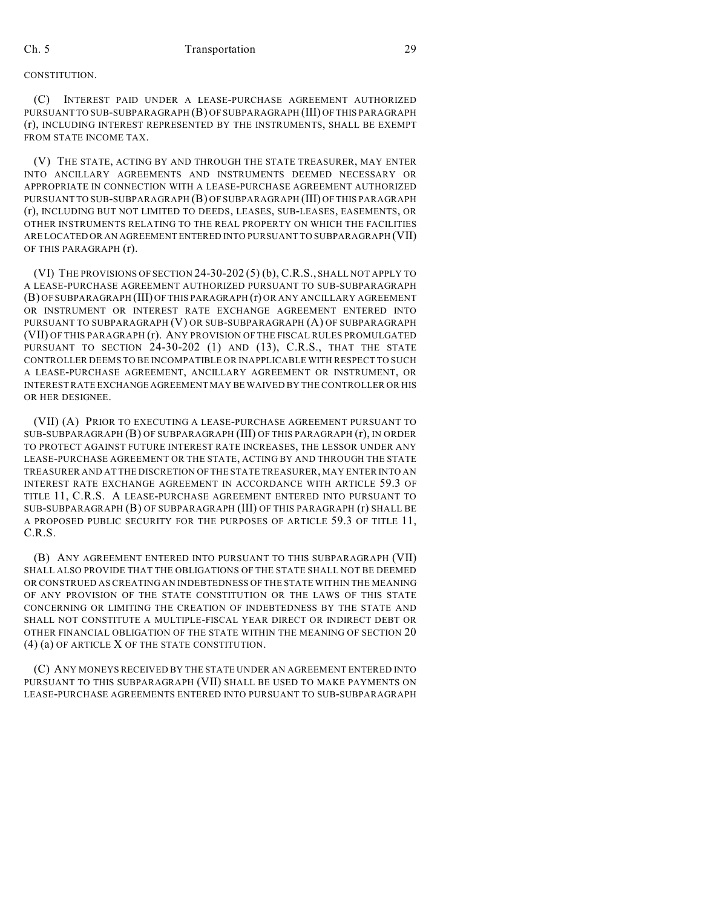CONSTITUTION.

(C) INTEREST PAID UNDER A LEASE-PURCHASE AGREEMENT AUTHORIZED PURSUANT TO SUB-SUBPARAGRAPH (B) OF SUBPARAGRAPH (III) OF THIS PARAGRAPH (r), INCLUDING INTEREST REPRESENTED BY THE INSTRUMENTS, SHALL BE EXEMPT FROM STATE INCOME TAX.

(V) THE STATE, ACTING BY AND THROUGH THE STATE TREASURER, MAY ENTER INTO ANCILLARY AGREEMENTS AND INSTRUMENTS DEEMED NECESSARY OR APPROPRIATE IN CONNECTION WITH A LEASE-PURCHASE AGREEMENT AUTHORIZED PURSUANT TO SUB-SUBPARAGRAPH (B) OF SUBPARAGRAPH (III) OF THIS PARAGRAPH (r), INCLUDING BUT NOT LIMITED TO DEEDS, LEASES, SUB-LEASES, EASEMENTS, OR OTHER INSTRUMENTS RELATING TO THE REAL PROPERTY ON WHICH THE FACILITIES ARE LOCATED OR AN AGREEMENT ENTERED INTO PURSUANT TO SUBPARAGRAPH (VII) OF THIS PARAGRAPH (r).

(VI) THE PROVISIONS OF SECTION 24-30-202 (5) (b), C.R.S., SHALL NOT APPLY TO A LEASE-PURCHASE AGREEMENT AUTHORIZED PURSUANT TO SUB-SUBPARAGRAPH (B) OF SUBPARAGRAPH (III) OF THIS PARAGRAPH (r) OR ANY ANCILLARY AGREEMENT OR INSTRUMENT OR INTEREST RATE EXCHANGE AGREEMENT ENTERED INTO PURSUANT TO SUBPARAGRAPH (V) OR SUB-SUBPARAGRAPH (A) OF SUBPARAGRAPH (VII) OF THIS PARAGRAPH (r). ANY PROVISION OF THE FISCAL RULES PROMULGATED PURSUANT TO SECTION 24-30-202 (1) AND (13), C.R.S., THAT THE STATE CONTROLLER DEEMS TO BE INCOMPATIBLE OR INAPPLICABLE WITH RESPECT TO SUCH A LEASE-PURCHASE AGREEMENT, ANCILLARY AGREEMENT OR INSTRUMENT, OR INTEREST RATE EXCHANGE AGREEMENT MAY BE WAIVED BY THE CONTROLLER OR HIS OR HER DESIGNEE.

(VII) (A) PRIOR TO EXECUTING A LEASE-PURCHASE AGREEMENT PURSUANT TO SUB-SUBPARAGRAPH (B) OF SUBPARAGRAPH (III) OF THIS PARAGRAPH (r), IN ORDER TO PROTECT AGAINST FUTURE INTEREST RATE INCREASES, THE LESSOR UNDER ANY LEASE-PURCHASE AGREEMENT OR THE STATE, ACTING BY AND THROUGH THE STATE TREASURER AND AT THE DISCRETION OF THE STATE TREASURER, MAY ENTER INTO AN INTEREST RATE EXCHANGE AGREEMENT IN ACCORDANCE WITH ARTICLE 59.3 OF TITLE 11, C.R.S. A LEASE-PURCHASE AGREEMENT ENTERED INTO PURSUANT TO SUB-SUBPARAGRAPH (B) OF SUBPARAGRAPH (III) OF THIS PARAGRAPH (r) SHALL BE A PROPOSED PUBLIC SECURITY FOR THE PURPOSES OF ARTICLE 59.3 OF TITLE 11, C.R.S.

(B) ANY AGREEMENT ENTERED INTO PURSUANT TO THIS SUBPARAGRAPH (VII) SHALL ALSO PROVIDE THAT THE OBLIGATIONS OF THE STATE SHALL NOT BE DEEMED OR CONSTRUED AS CREATING AN INDEBTEDNESS OF THE STATE WITHIN THE MEANING OF ANY PROVISION OF THE STATE CONSTITUTION OR THE LAWS OF THIS STATE CONCERNING OR LIMITING THE CREATION OF INDEBTEDNESS BY THE STATE AND SHALL NOT CONSTITUTE A MULTIPLE-FISCAL YEAR DIRECT OR INDIRECT DEBT OR OTHER FINANCIAL OBLIGATION OF THE STATE WITHIN THE MEANING OF SECTION 20 (4) (a) OF ARTICLE X OF THE STATE CONSTITUTION.

(C) ANY MONEYS RECEIVED BY THE STATE UNDER AN AGREEMENT ENTERED INTO PURSUANT TO THIS SUBPARAGRAPH (VII) SHALL BE USED TO MAKE PAYMENTS ON LEASE-PURCHASE AGREEMENTS ENTERED INTO PURSUANT TO SUB-SUBPARAGRAPH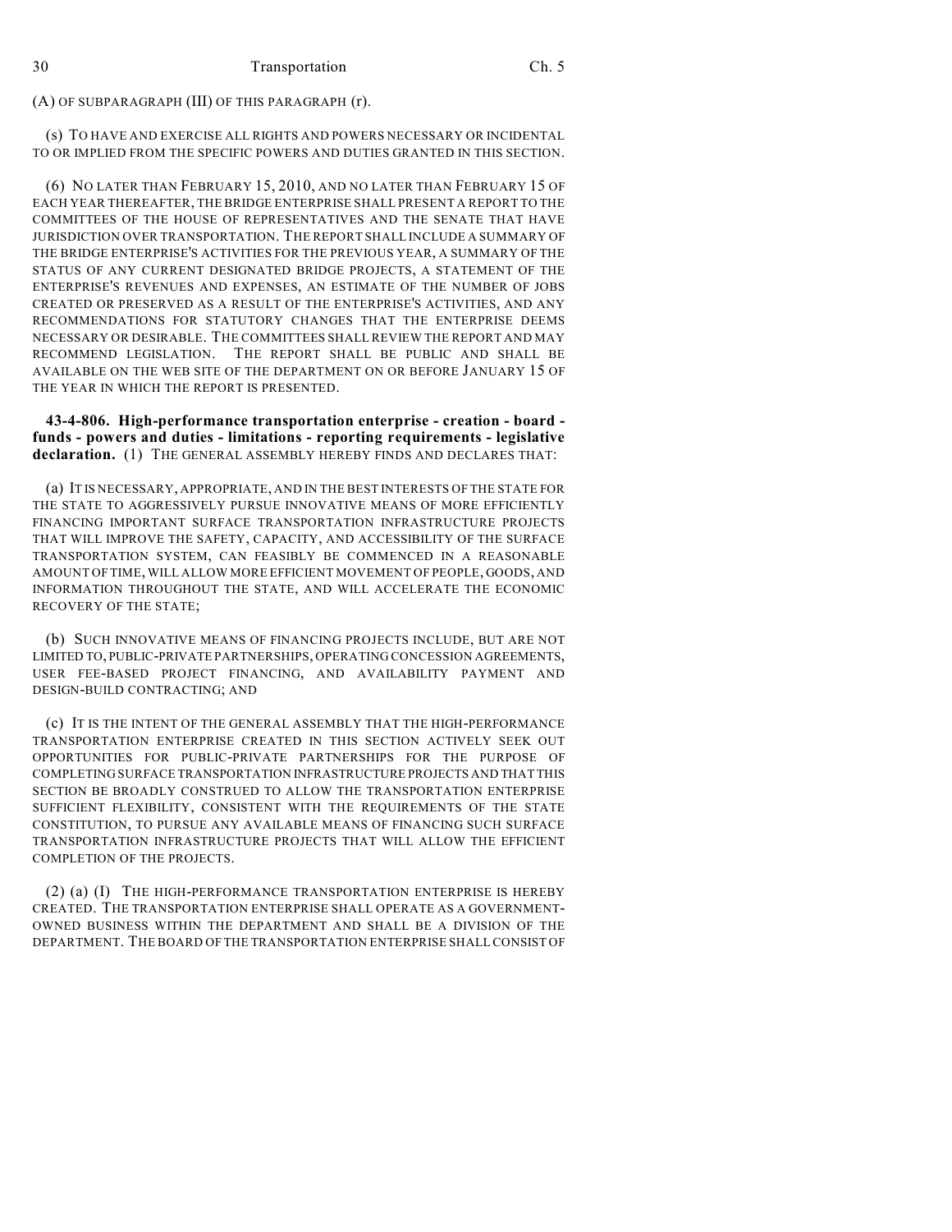(A) OF SUBPARAGRAPH (III) OF THIS PARAGRAPH (r).

(s) TO HAVE AND EXERCISE ALL RIGHTS AND POWERS NECESSARY OR INCIDENTAL TO OR IMPLIED FROM THE SPECIFIC POWERS AND DUTIES GRANTED IN THIS SECTION.

(6) NO LATER THAN FEBRUARY 15, 2010, AND NO LATER THAN FEBRUARY 15 OF EACH YEAR THEREAFTER, THE BRIDGE ENTERPRISE SHALL PRESENT A REPORT TO THE COMMITTEES OF THE HOUSE OF REPRESENTATIVES AND THE SENATE THAT HAVE JURISDICTION OVER TRANSPORTATION. THE REPORT SHALL INCLUDE A SUMMARY OF THE BRIDGE ENTERPRISE'S ACTIVITIES FOR THE PREVIOUS YEAR, A SUMMARY OF THE STATUS OF ANY CURRENT DESIGNATED BRIDGE PROJECTS, A STATEMENT OF THE ENTERPRISE'S REVENUES AND EXPENSES, AN ESTIMATE OF THE NUMBER OF JOBS CREATED OR PRESERVED AS A RESULT OF THE ENTERPRISE'S ACTIVITIES, AND ANY RECOMMENDATIONS FOR STATUTORY CHANGES THAT THE ENTERPRISE DEEMS NECESSARY OR DESIRABLE. THE COMMITTEES SHALL REVIEW THE REPORT AND MAY RECOMMEND LEGISLATION. THE REPORT SHALL BE PUBLIC AND SHALL BE AVAILABLE ON THE WEB SITE OF THE DEPARTMENT ON OR BEFORE JANUARY 15 OF THE YEAR IN WHICH THE REPORT IS PRESENTED.

**43-4-806. High-performance transportation enterprise - creation - board - funds - powers and duties - limitations - reporting requirements - legislative declaration.** (1) THE GENERAL ASSEMBLY HEREBY FINDS AND DECLARES THAT:

(a) IT IS NECESSARY, APPROPRIATE, AND IN THE BEST INTERESTS OF THE STATE FOR THE STATE TO AGGRESSIVELY PURSUE INNOVATIVE MEANS OF MORE EFFICIENTLY FINANCING IMPORTANT SURFACE TRANSPORTATION INFRASTRUCTURE PROJECTS THAT WILL IMPROVE THE SAFETY, CAPACITY, AND ACCESSIBILITY OF THE SURFACE TRANSPORTATION SYSTEM, CAN FEASIBLY BE COMMENCED IN A REASONABLE AMOUNT OF TIME, WILL ALLOW MORE EFFICIENT MOVEMENT OF PEOPLE, GOODS, AND INFORMATION THROUGHOUT THE STATE, AND WILL ACCELERATE THE ECONOMIC RECOVERY OF THE STATE;

(b) SUCH INNOVATIVE MEANS OF FINANCING PROJECTS INCLUDE, BUT ARE NOT LIMITED TO, PUBLIC-PRIVATE PARTNERSHIPS, OPERATING CONCESSION AGREEMENTS, USER FEE-BASED PROJECT FINANCING, AND AVAILABILITY PAYMENT AND DESIGN-BUILD CONTRACTING; AND

(c) IT IS THE INTENT OF THE GENERAL ASSEMBLY THAT THE HIGH-PERFORMANCE TRANSPORTATION ENTERPRISE CREATED IN THIS SECTION ACTIVELY SEEK OUT OPPORTUNITIES FOR PUBLIC-PRIVATE PARTNERSHIPS FOR THE PURPOSE OF COMPLETING SURFACE TRANSPORTATION INFRASTRUCTURE PROJECTS AND THAT THIS SECTION BE BROADLY CONSTRUED TO ALLOW THE TRANSPORTATION ENTERPRISE SUFFICIENT FLEXIBILITY, CONSISTENT WITH THE REQUIREMENTS OF THE STATE CONSTITUTION, TO PURSUE ANY AVAILABLE MEANS OF FINANCING SUCH SURFACE TRANSPORTATION INFRASTRUCTURE PROJECTS THAT WILL ALLOW THE EFFICIENT COMPLETION OF THE PROJECTS.

(2) (a) (I) THE HIGH-PERFORMANCE TRANSPORTATION ENTERPRISE IS HEREBY CREATED. THE TRANSPORTATION ENTERPRISE SHALL OPERATE AS A GOVERNMENT-OWNED BUSINESS WITHIN THE DEPARTMENT AND SHALL BE A DIVISION OF THE DEPARTMENT. THE BOARD OF THE TRANSPORTATION ENTERPRISE SHALL CONSIST OF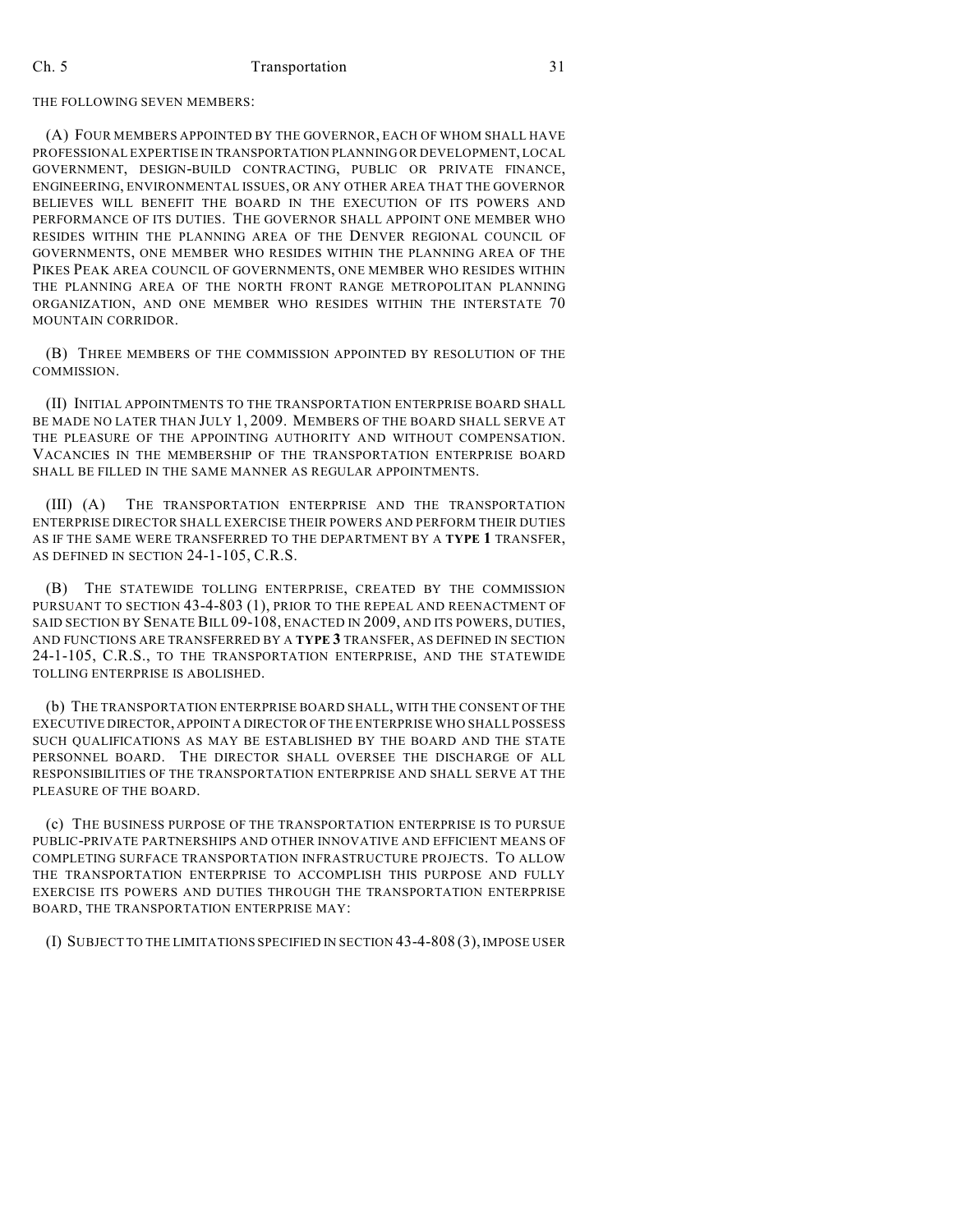THE FOLLOWING SEVEN MEMBERS:

(A) FOUR MEMBERS APPOINTED BY THE GOVERNOR, EACH OF WHOM SHALL HAVE PROFESSIONAL EXPERTISE IN TRANSPORTATION PLANNING OR DEVELOPMENT, LOCAL GOVERNMENT, DESIGN-BUILD CONTRACTING, PUBLIC OR PRIVATE FINANCE, ENGINEERING, ENVIRONMENTAL ISSUES, OR ANY OTHER AREA THAT THE GOVERNOR BELIEVES WILL BENEFIT THE BOARD IN THE EXECUTION OF ITS POWERS AND PERFORMANCE OF ITS DUTIES. THE GOVERNOR SHALL APPOINT ONE MEMBER WHO RESIDES WITHIN THE PLANNING AREA OF THE DENVER REGIONAL COUNCIL OF GOVERNMENTS, ONE MEMBER WHO RESIDES WITHIN THE PLANNING AREA OF THE PIKES PEAK AREA COUNCIL OF GOVERNMENTS, ONE MEMBER WHO RESIDES WITHIN THE PLANNING AREA OF THE NORTH FRONT RANGE METROPOLITAN PLANNING ORGANIZATION, AND ONE MEMBER WHO RESIDES WITHIN THE INTERSTATE 70 MOUNTAIN CORRIDOR.

(B) THREE MEMBERS OF THE COMMISSION APPOINTED BY RESOLUTION OF THE COMMISSION.

(II) INITIAL APPOINTMENTS TO THE TRANSPORTATION ENTERPRISE BOARD SHALL BE MADE NO LATER THAN JULY 1, 2009. MEMBERS OF THE BOARD SHALL SERVE AT THE PLEASURE OF THE APPOINTING AUTHORITY AND WITHOUT COMPENSATION. VACANCIES IN THE MEMBERSHIP OF THE TRANSPORTATION ENTERPRISE BOARD SHALL BE FILLED IN THE SAME MANNER AS REGULAR APPOINTMENTS.

(III) (A) THE TRANSPORTATION ENTERPRISE AND THE TRANSPORTATION ENTERPRISE DIRECTOR SHALL EXERCISE THEIR POWERS AND PERFORM THEIR DUTIES AS IF THE SAME WERE TRANSFERRED TO THE DEPARTMENT BY A **TYPE 1** TRANSFER, AS DEFINED IN SECTION 24-1-105, C.R.S.

(B) THE STATEWIDE TOLLING ENTERPRISE, CREATED BY THE COMMISSION PURSUANT TO SECTION 43-4-803 (1), PRIOR TO THE REPEAL AND REENACTMENT OF SAID SECTION BY SENATE BILL 09-108, ENACTED IN 2009, AND ITS POWERS, DUTIES, AND FUNCTIONS ARE TRANSFERRED BY A **TYPE 3** TRANSFER, AS DEFINED IN SECTION 24-1-105, C.R.S., TO THE TRANSPORTATION ENTERPRISE, AND THE STATEWIDE TOLLING ENTERPRISE IS ABOLISHED.

(b) THE TRANSPORTATION ENTERPRISE BOARD SHALL, WITH THE CONSENT OF THE EXECUTIVE DIRECTOR, APPOINT A DIRECTOR OF THE ENTERPRISE WHO SHALL POSSESS SUCH QUALIFICATIONS AS MAY BE ESTABLISHED BY THE BOARD AND THE STATE PERSONNEL BOARD. THE DIRECTOR SHALL OVERSEE THE DISCHARGE OF ALL RESPONSIBILITIES OF THE TRANSPORTATION ENTERPRISE AND SHALL SERVE AT THE PLEASURE OF THE BOARD.

(c) THE BUSINESS PURPOSE OF THE TRANSPORTATION ENTERPRISE IS TO PURSUE PUBLIC-PRIVATE PARTNERSHIPS AND OTHER INNOVATIVE AND EFFICIENT MEANS OF COMPLETING SURFACE TRANSPORTATION INFRASTRUCTURE PROJECTS. TO ALLOW THE TRANSPORTATION ENTERPRISE TO ACCOMPLISH THIS PURPOSE AND FULLY EXERCISE ITS POWERS AND DUTIES THROUGH THE TRANSPORTATION ENTERPRISE BOARD, THE TRANSPORTATION ENTERPRISE MAY:

(I) SUBJECT TO THE LIMITATIONS SPECIFIED IN SECTION 43-4-808 (3), IMPOSE USER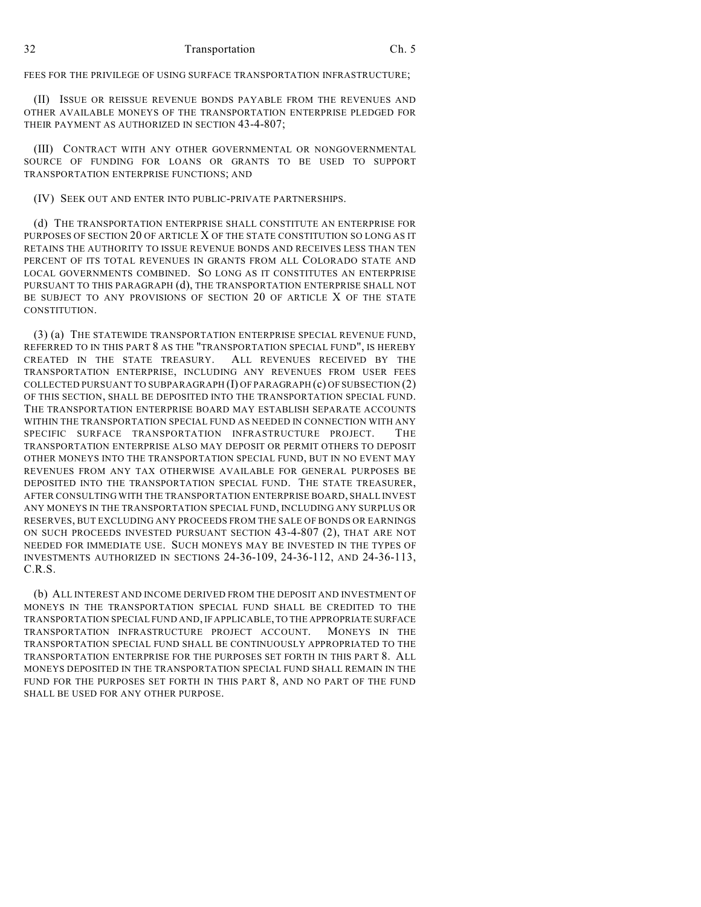FEES FOR THE PRIVILEGE OF USING SURFACE TRANSPORTATION INFRASTRUCTURE;

(II) ISSUE OR REISSUE REVENUE BONDS PAYABLE FROM THE REVENUES AND OTHER AVAILABLE MONEYS OF THE TRANSPORTATION ENTERPRISE PLEDGED FOR THEIR PAYMENT AS AUTHORIZED IN SECTION 43-4-807;

(III) CONTRACT WITH ANY OTHER GOVERNMENTAL OR NONGOVERNMENTAL SOURCE OF FUNDING FOR LOANS OR GRANTS TO BE USED TO SUPPORT TRANSPORTATION ENTERPRISE FUNCTIONS; AND

(IV) SEEK OUT AND ENTER INTO PUBLIC-PRIVATE PARTNERSHIPS.

(d) THE TRANSPORTATION ENTERPRISE SHALL CONSTITUTE AN ENTERPRISE FOR PURPOSES OF SECTION 20 OF ARTICLE X OF THE STATE CONSTITUTION SO LONG AS IT RETAINS THE AUTHORITY TO ISSUE REVENUE BONDS AND RECEIVES LESS THAN TEN PERCENT OF ITS TOTAL REVENUES IN GRANTS FROM ALL COLORADO STATE AND LOCAL GOVERNMENTS COMBINED. SO LONG AS IT CONSTITUTES AN ENTERPRISE PURSUANT TO THIS PARAGRAPH (d), THE TRANSPORTATION ENTERPRISE SHALL NOT BE SUBJECT TO ANY PROVISIONS OF SECTION 20 OF ARTICLE X OF THE STATE CONSTITUTION.

(3) (a) THE STATEWIDE TRANSPORTATION ENTERPRISE SPECIAL REVENUE FUND, REFERRED TO IN THIS PART 8 AS THE "TRANSPORTATION SPECIAL FUND", IS HEREBY CREATED IN THE STATE TREASURY. ALL REVENUES RECEIVED BY THE TRANSPORTATION ENTERPRISE, INCLUDING ANY REVENUES FROM USER FEES COLLECTED PURSUANT TO SUBPARAGRAPH (I) OF PARAGRAPH (c) OF SUBSECTION (2) OF THIS SECTION, SHALL BE DEPOSITED INTO THE TRANSPORTATION SPECIAL FUND. THE TRANSPORTATION ENTERPRISE BOARD MAY ESTABLISH SEPARATE ACCOUNTS WITHIN THE TRANSPORTATION SPECIAL FUND AS NEEDED IN CONNECTION WITH ANY SPECIFIC SURFACE TRANSPORTATION INFRASTRUCTURE PROJECT. THE TRANSPORTATION ENTERPRISE ALSO MAY DEPOSIT OR PERMIT OTHERS TO DEPOSIT OTHER MONEYS INTO THE TRANSPORTATION SPECIAL FUND, BUT IN NO EVENT MAY REVENUES FROM ANY TAX OTHERWISE AVAILABLE FOR GENERAL PURPOSES BE DEPOSITED INTO THE TRANSPORTATION SPECIAL FUND. THE STATE TREASURER, AFTER CONSULTING WITH THE TRANSPORTATION ENTERPRISE BOARD, SHALL INVEST ANY MONEYS IN THE TRANSPORTATION SPECIAL FUND, INCLUDING ANY SURPLUS OR RESERVES, BUT EXCLUDING ANY PROCEEDS FROM THE SALE OF BONDS OR EARNINGS ON SUCH PROCEEDS INVESTED PURSUANT SECTION 43-4-807 (2), THAT ARE NOT NEEDED FOR IMMEDIATE USE. SUCH MONEYS MAY BE INVESTED IN THE TYPES OF INVESTMENTS AUTHORIZED IN SECTIONS 24-36-109, 24-36-112, AND 24-36-113, C.R.S.

(b) ALL INTEREST AND INCOME DERIVED FROM THE DEPOSIT AND INVESTMENT OF MONEYS IN THE TRANSPORTATION SPECIAL FUND SHALL BE CREDITED TO THE TRANSPORTATION SPECIAL FUND AND, IF APPLICABLE, TO THE APPROPRIATE SURFACE TRANSPORTATION INFRASTRUCTURE PROJECT ACCOUNT. MONEYS IN THE TRANSPORTATION SPECIAL FUND SHALL BE CONTINUOUSLY APPROPRIATED TO THE TRANSPORTATION ENTERPRISE FOR THE PURPOSES SET FORTH IN THIS PART 8. ALL MONEYS DEPOSITED IN THE TRANSPORTATION SPECIAL FUND SHALL REMAIN IN THE FUND FOR THE PURPOSES SET FORTH IN THIS PART 8, AND NO PART OF THE FUND SHALL BE USED FOR ANY OTHER PURPOSE.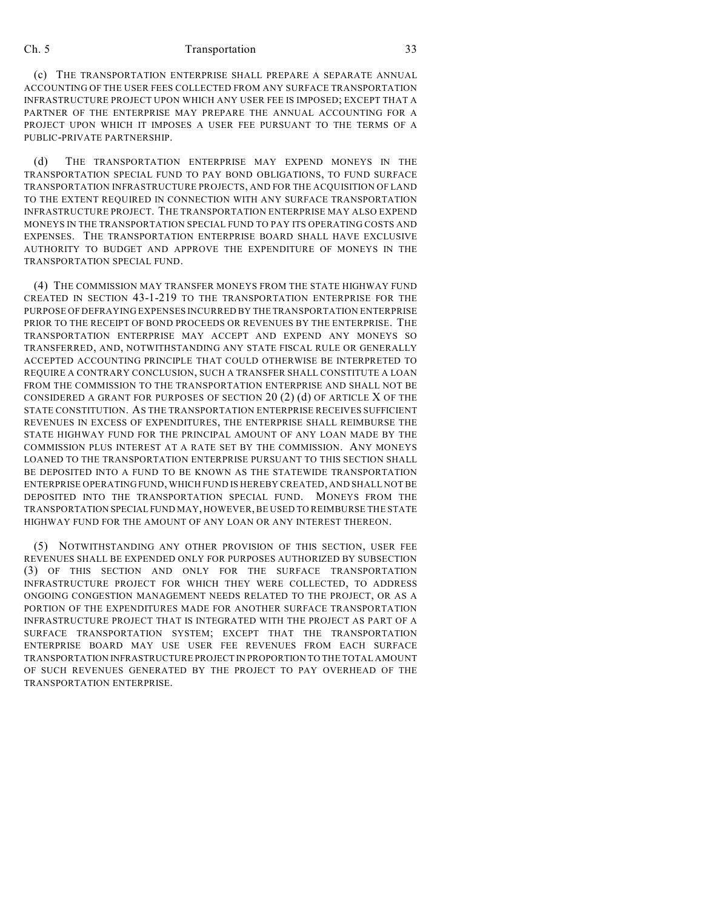(c) THE TRANSPORTATION ENTERPRISE SHALL PREPARE A SEPARATE ANNUAL ACCOUNTING OF THE USER FEES COLLECTED FROM ANY SURFACE TRANSPORTATION INFRASTRUCTURE PROJECT UPON WHICH ANY USER FEE IS IMPOSED; EXCEPT THAT A PARTNER OF THE ENTERPRISE MAY PREPARE THE ANNUAL ACCOUNTING FOR A PROJECT UPON WHICH IT IMPOSES A USER FEE PURSUANT TO THE TERMS OF A PUBLIC-PRIVATE PARTNERSHIP.

(d) THE TRANSPORTATION ENTERPRISE MAY EXPEND MONEYS IN THE TRANSPORTATION SPECIAL FUND TO PAY BOND OBLIGATIONS, TO FUND SURFACE TRANSPORTATION INFRASTRUCTURE PROJECTS, AND FOR THE ACQUISITION OF LAND TO THE EXTENT REQUIRED IN CONNECTION WITH ANY SURFACE TRANSPORTATION INFRASTRUCTURE PROJECT. THE TRANSPORTATION ENTERPRISE MAY ALSO EXPEND MONEYS IN THE TRANSPORTATION SPECIAL FUND TO PAY ITS OPERATING COSTS AND EXPENSES. THE TRANSPORTATION ENTERPRISE BOARD SHALL HAVE EXCLUSIVE AUTHORITY TO BUDGET AND APPROVE THE EXPENDITURE OF MONEYS IN THE TRANSPORTATION SPECIAL FUND.

(4) THE COMMISSION MAY TRANSFER MONEYS FROM THE STATE HIGHWAY FUND CREATED IN SECTION 43-1-219 TO THE TRANSPORTATION ENTERPRISE FOR THE PURPOSE OF DEFRAYING EXPENSES INCURRED BY THE TRANSPORTATION ENTERPRISE PRIOR TO THE RECEIPT OF BOND PROCEEDS OR REVENUES BY THE ENTERPRISE. THE TRANSPORTATION ENTERPRISE MAY ACCEPT AND EXPEND ANY MONEYS SO TRANSFERRED, AND, NOTWITHSTANDING ANY STATE FISCAL RULE OR GENERALLY ACCEPTED ACCOUNTING PRINCIPLE THAT COULD OTHERWISE BE INTERPRETED TO REQUIRE A CONTRARY CONCLUSION, SUCH A TRANSFER SHALL CONSTITUTE A LOAN FROM THE COMMISSION TO THE TRANSPORTATION ENTERPRISE AND SHALL NOT BE CONSIDERED A GRANT FOR PURPOSES OF SECTION 20 (2) (d) OF ARTICLE X OF THE STATE CONSTITUTION. AS THE TRANSPORTATION ENTERPRISE RECEIVES SUFFICIENT REVENUES IN EXCESS OF EXPENDITURES, THE ENTERPRISE SHALL REIMBURSE THE STATE HIGHWAY FUND FOR THE PRINCIPAL AMOUNT OF ANY LOAN MADE BY THE COMMISSION PLUS INTEREST AT A RATE SET BY THE COMMISSION. ANY MONEYS LOANED TO THE TRANSPORTATION ENTERPRISE PURSUANT TO THIS SECTION SHALL BE DEPOSITED INTO A FUND TO BE KNOWN AS THE STATEWIDE TRANSPORTATION ENTERPRISE OPERATING FUND, WHICH FUND IS HEREBY CREATED, AND SHALL NOT BE DEPOSITED INTO THE TRANSPORTATION SPECIAL FUND. MONEYS FROM THE TRANSPORTATION SPECIAL FUND MAY, HOWEVER, BE USED TO REIMBURSE THE STATE HIGHWAY FUND FOR THE AMOUNT OF ANY LOAN OR ANY INTEREST THEREON.

(5) NOTWITHSTANDING ANY OTHER PROVISION OF THIS SECTION, USER FEE REVENUES SHALL BE EXPENDED ONLY FOR PURPOSES AUTHORIZED BY SUBSECTION (3) OF THIS SECTION AND ONLY FOR THE SURFACE TRANSPORTATION INFRASTRUCTURE PROJECT FOR WHICH THEY WERE COLLECTED, TO ADDRESS ONGOING CONGESTION MANAGEMENT NEEDS RELATED TO THE PROJECT, OR AS A PORTION OF THE EXPENDITURES MADE FOR ANOTHER SURFACE TRANSPORTATION INFRASTRUCTURE PROJECT THAT IS INTEGRATED WITH THE PROJECT AS PART OF A SURFACE TRANSPORTATION SYSTEM; EXCEPT THAT THE TRANSPORTATION ENTERPRISE BOARD MAY USE USER FEE REVENUES FROM EACH SURFACE TRANSPORTATION INFRASTRUCTURE PROJECT IN PROPORTION TO THE TOTAL AMOUNT OF SUCH REVENUES GENERATED BY THE PROJECT TO PAY OVERHEAD OF THE TRANSPORTATION ENTERPRISE.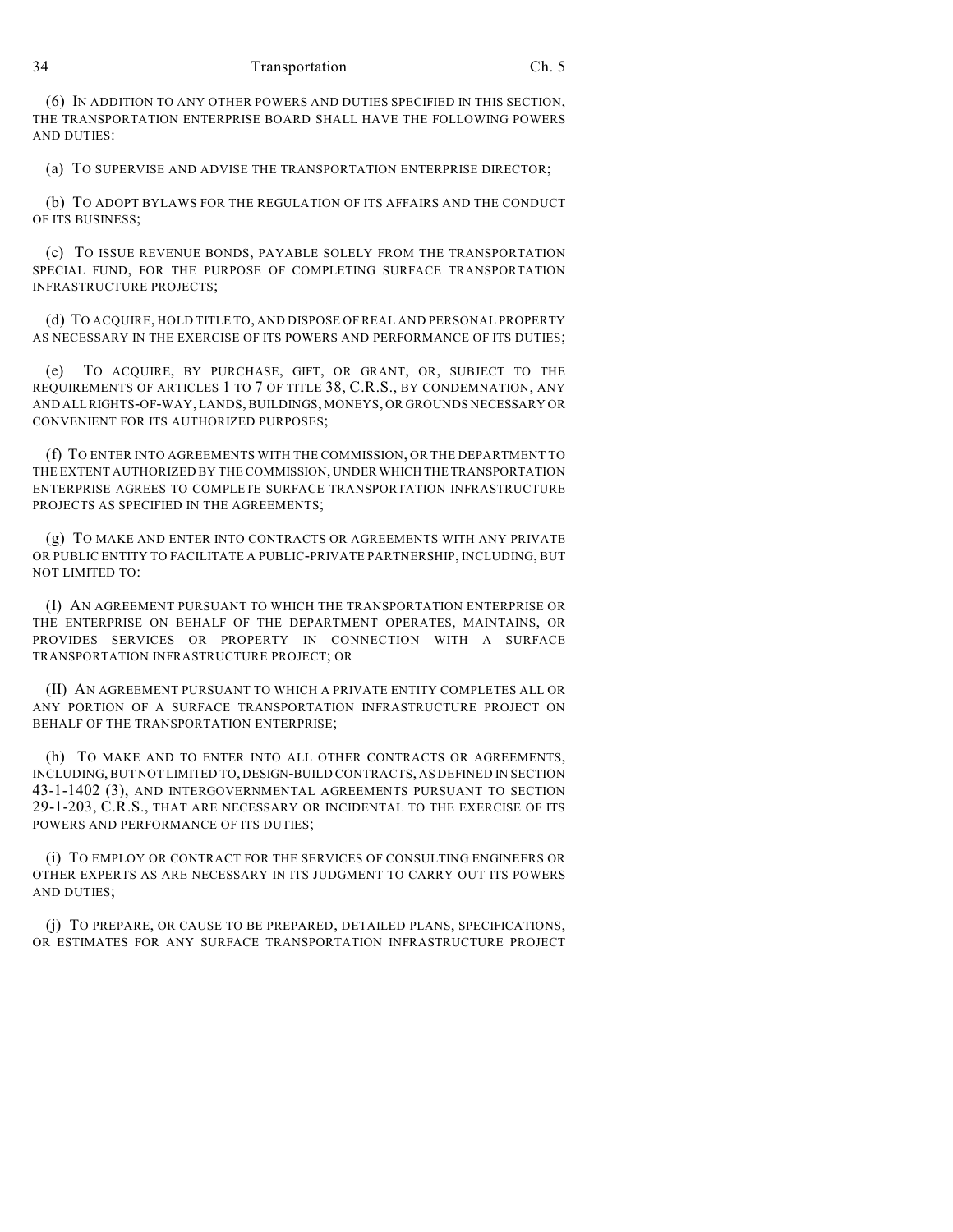(6) IN ADDITION TO ANY OTHER POWERS AND DUTIES SPECIFIED IN THIS SECTION, THE TRANSPORTATION ENTERPRISE BOARD SHALL HAVE THE FOLLOWING POWERS AND DUTIES:

(a) TO SUPERVISE AND ADVISE THE TRANSPORTATION ENTERPRISE DIRECTOR;

(b) TO ADOPT BYLAWS FOR THE REGULATION OF ITS AFFAIRS AND THE CONDUCT OF ITS BUSINESS;

(c) TO ISSUE REVENUE BONDS, PAYABLE SOLELY FROM THE TRANSPORTATION SPECIAL FUND, FOR THE PURPOSE OF COMPLETING SURFACE TRANSPORTATION INFRASTRUCTURE PROJECTS;

(d) TO ACQUIRE, HOLD TITLE TO, AND DISPOSE OF REAL AND PERSONAL PROPERTY AS NECESSARY IN THE EXERCISE OF ITS POWERS AND PERFORMANCE OF ITS DUTIES;

(e) TO ACQUIRE, BY PURCHASE, GIFT, OR GRANT, OR, SUBJECT TO THE REQUIREMENTS OF ARTICLES 1 TO 7 OF TITLE 38, C.R.S., BY CONDEMNATION, ANY AND ALL RIGHTS-OF-WAY, LANDS, BUILDINGS, MONEYS, OR GROUNDS NECESSARY OR CONVENIENT FOR ITS AUTHORIZED PURPOSES;

(f) TO ENTER INTO AGREEMENTS WITH THE COMMISSION, OR THE DEPARTMENT TO THE EXTENT AUTHORIZED BY THE COMMISSION, UNDER WHICH THE TRANSPORTATION ENTERPRISE AGREES TO COMPLETE SURFACE TRANSPORTATION INFRASTRUCTURE PROJECTS AS SPECIFIED IN THE AGREEMENTS;

(g) TO MAKE AND ENTER INTO CONTRACTS OR AGREEMENTS WITH ANY PRIVATE OR PUBLIC ENTITY TO FACILITATE A PUBLIC-PRIVATE PARTNERSHIP, INCLUDING, BUT NOT LIMITED TO:

(I) AN AGREEMENT PURSUANT TO WHICH THE TRANSPORTATION ENTERPRISE OR THE ENTERPRISE ON BEHALF OF THE DEPARTMENT OPERATES, MAINTAINS, OR PROVIDES SERVICES OR PROPERTY IN CONNECTION WITH A SURFACE TRANSPORTATION INFRASTRUCTURE PROJECT; OR

(II) AN AGREEMENT PURSUANT TO WHICH A PRIVATE ENTITY COMPLETES ALL OR ANY PORTION OF A SURFACE TRANSPORTATION INFRASTRUCTURE PROJECT ON BEHALF OF THE TRANSPORTATION ENTERPRISE;

(h) TO MAKE AND TO ENTER INTO ALL OTHER CONTRACTS OR AGREEMENTS, INCLUDING, BUT NOT LIMITED TO, DESIGN-BUILD CONTRACTS, AS DEFINED IN SECTION 43-1-1402 (3), AND INTERGOVERNMENTAL AGREEMENTS PURSUANT TO SECTION 29-1-203, C.R.S., THAT ARE NECESSARY OR INCIDENTAL TO THE EXERCISE OF ITS POWERS AND PERFORMANCE OF ITS DUTIES;

(i) TO EMPLOY OR CONTRACT FOR THE SERVICES OF CONSULTING ENGINEERS OR OTHER EXPERTS AS ARE NECESSARY IN ITS JUDGMENT TO CARRY OUT ITS POWERS AND DUTIES;

(j) TO PREPARE, OR CAUSE TO BE PREPARED, DETAILED PLANS, SPECIFICATIONS, OR ESTIMATES FOR ANY SURFACE TRANSPORTATION INFRASTRUCTURE PROJECT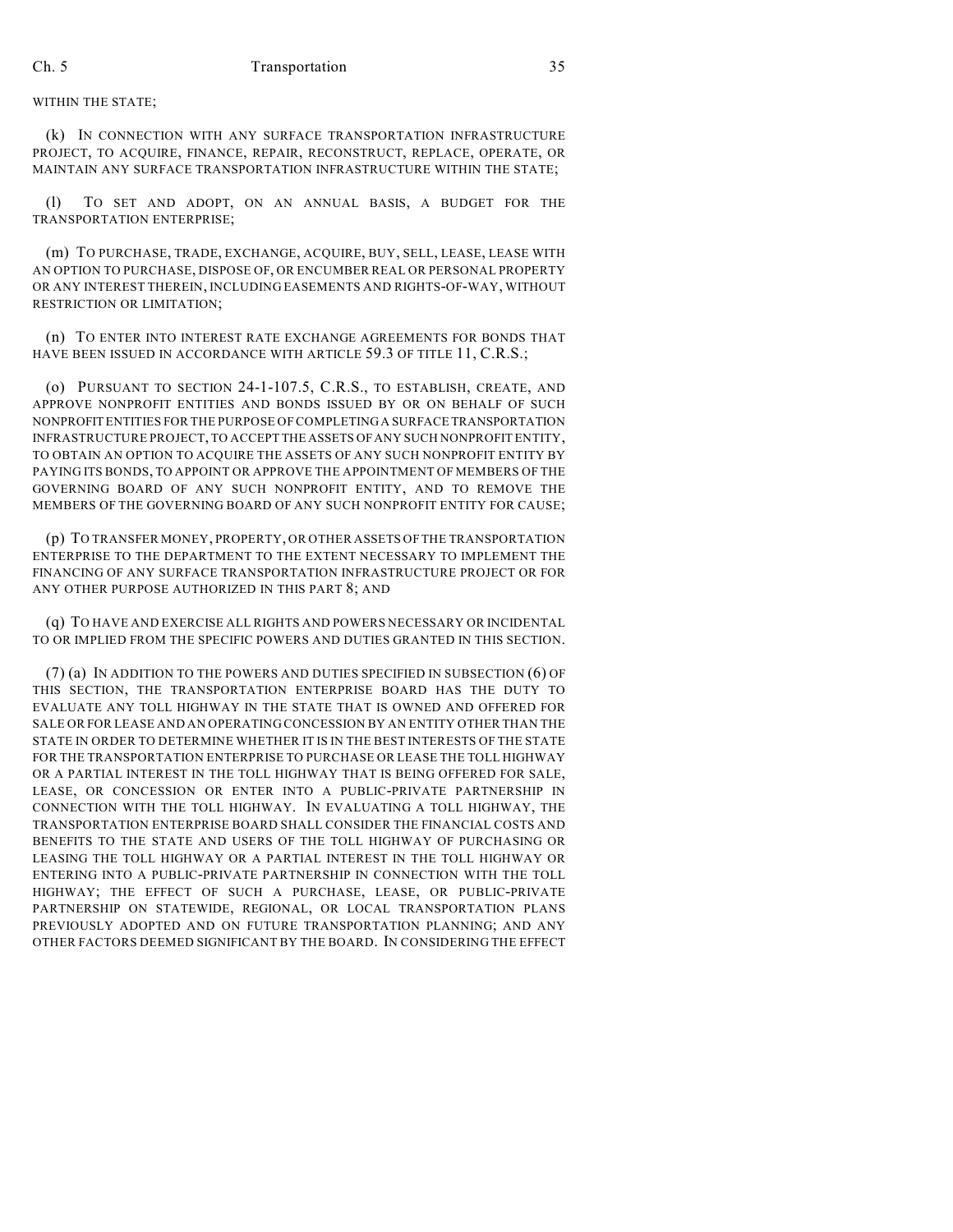WITHIN THE STATE;

(k) IN CONNECTION WITH ANY SURFACE TRANSPORTATION INFRASTRUCTURE PROJECT, TO ACQUIRE, FINANCE, REPAIR, RECONSTRUCT, REPLACE, OPERATE, OR MAINTAIN ANY SURFACE TRANSPORTATION INFRASTRUCTURE WITHIN THE STATE;

(l) TO SET AND ADOPT, ON AN ANNUAL BASIS, A BUDGET FOR THE TRANSPORTATION ENTERPRISE;

(m) TO PURCHASE, TRADE, EXCHANGE, ACQUIRE, BUY, SELL, LEASE, LEASE WITH AN OPTION TO PURCHASE, DISPOSE OF, OR ENCUMBER REAL OR PERSONAL PROPERTY OR ANY INTEREST THEREIN, INCLUDING EASEMENTS AND RIGHTS-OF-WAY, WITHOUT RESTRICTION OR LIMITATION;

(n) TO ENTER INTO INTEREST RATE EXCHANGE AGREEMENTS FOR BONDS THAT HAVE BEEN ISSUED IN ACCORDANCE WITH ARTICLE 59.3 OF TITLE 11, C.R.S.;

(o) PURSUANT TO SECTION 24-1-107.5, C.R.S., TO ESTABLISH, CREATE, AND APPROVE NONPROFIT ENTITIES AND BONDS ISSUED BY OR ON BEHALF OF SUCH NONPROFIT ENTITIES FOR THE PURPOSE OF COMPLETING A SURFACE TRANSPORTATION INFRASTRUCTURE PROJECT, TO ACCEPT THE ASSETS OF ANY SUCH NONPROFIT ENTITY, TO OBTAIN AN OPTION TO ACQUIRE THE ASSETS OF ANY SUCH NONPROFIT ENTITY BY PAYING ITS BONDS, TO APPOINT OR APPROVE THE APPOINTMENT OF MEMBERS OF THE GOVERNING BOARD OF ANY SUCH NONPROFIT ENTITY, AND TO REMOVE THE MEMBERS OF THE GOVERNING BOARD OF ANY SUCH NONPROFIT ENTITY FOR CAUSE;

(p) TO TRANSFER MONEY, PROPERTY, OR OTHER ASSETS OF THE TRANSPORTATION ENTERPRISE TO THE DEPARTMENT TO THE EXTENT NECESSARY TO IMPLEMENT THE FINANCING OF ANY SURFACE TRANSPORTATION INFRASTRUCTURE PROJECT OR FOR ANY OTHER PURPOSE AUTHORIZED IN THIS PART 8; AND

(q) TO HAVE AND EXERCISE ALL RIGHTS AND POWERS NECESSARY OR INCIDENTAL TO OR IMPLIED FROM THE SPECIFIC POWERS AND DUTIES GRANTED IN THIS SECTION.

(7) (a) IN ADDITION TO THE POWERS AND DUTIES SPECIFIED IN SUBSECTION (6) OF THIS SECTION, THE TRANSPORTATION ENTERPRISE BOARD HAS THE DUTY TO EVALUATE ANY TOLL HIGHWAY IN THE STATE THAT IS OWNED AND OFFERED FOR SALE OR FOR LEASE AND AN OPERATING CONCESSION BY AN ENTITY OTHER THAN THE STATE IN ORDER TO DETERMINE WHETHER IT IS IN THE BEST INTERESTS OF THE STATE FOR THE TRANSPORTATION ENTERPRISE TO PURCHASE OR LEASE THE TOLL HIGHWAY OR A PARTIAL INTEREST IN THE TOLL HIGHWAY THAT IS BEING OFFERED FOR SALE, LEASE, OR CONCESSION OR ENTER INTO A PUBLIC-PRIVATE PARTNERSHIP IN CONNECTION WITH THE TOLL HIGHWAY. IN EVALUATING A TOLL HIGHWAY, THE TRANSPORTATION ENTERPRISE BOARD SHALL CONSIDER THE FINANCIAL COSTS AND BENEFITS TO THE STATE AND USERS OF THE TOLL HIGHWAY OF PURCHASING OR LEASING THE TOLL HIGHWAY OR A PARTIAL INTEREST IN THE TOLL HIGHWAY OR ENTERING INTO A PUBLIC-PRIVATE PARTNERSHIP IN CONNECTION WITH THE TOLL HIGHWAY; THE EFFECT OF SUCH A PURCHASE, LEASE, OR PUBLIC-PRIVATE PARTNERSHIP ON STATEWIDE, REGIONAL, OR LOCAL TRANSPORTATION PLANS PREVIOUSLY ADOPTED AND ON FUTURE TRANSPORTATION PLANNING; AND ANY OTHER FACTORS DEEMED SIGNIFICANT BY THE BOARD. IN CONSIDERING THE EFFECT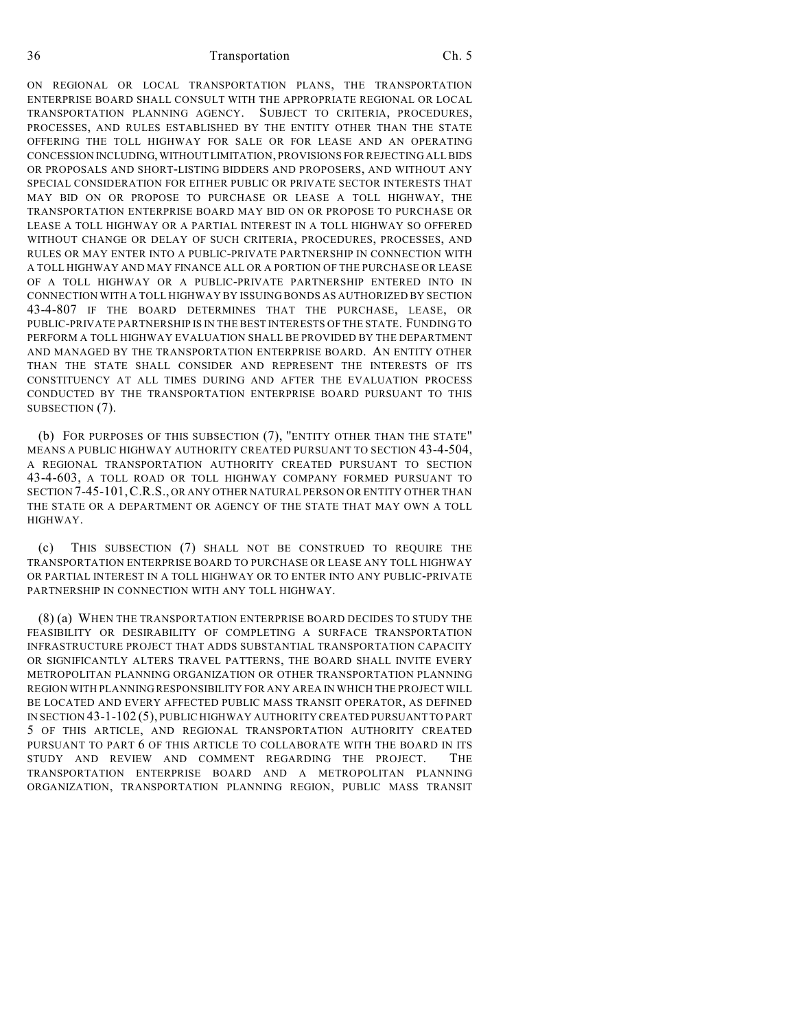ON REGIONAL OR LOCAL TRANSPORTATION PLANS, THE TRANSPORTATION ENTERPRISE BOARD SHALL CONSULT WITH THE APPROPRIATE REGIONAL OR LOCAL TRANSPORTATION PLANNING AGENCY. SUBJECT TO CRITERIA, PROCEDURES, PROCESSES, AND RULES ESTABLISHED BY THE ENTITY OTHER THAN THE STATE OFFERING THE TOLL HIGHWAY FOR SALE OR FOR LEASE AND AN OPERATING CONCESSION INCLUDING, WITHOUT LIMITATION, PROVISIONS FOR REJECTING ALL BIDS OR PROPOSALS AND SHORT-LISTING BIDDERS AND PROPOSERS, AND WITHOUT ANY SPECIAL CONSIDERATION FOR EITHER PUBLIC OR PRIVATE SECTOR INTERESTS THAT MAY BID ON OR PROPOSE TO PURCHASE OR LEASE A TOLL HIGHWAY, THE TRANSPORTATION ENTERPRISE BOARD MAY BID ON OR PROPOSE TO PURCHASE OR LEASE A TOLL HIGHWAY OR A PARTIAL INTEREST IN A TOLL HIGHWAY SO OFFERED WITHOUT CHANGE OR DELAY OF SUCH CRITERIA, PROCEDURES, PROCESSES, AND RULES OR MAY ENTER INTO A PUBLIC-PRIVATE PARTNERSHIP IN CONNECTION WITH A TOLL HIGHWAY AND MAY FINANCE ALL OR A PORTION OF THE PURCHASE OR LEASE OF A TOLL HIGHWAY OR A PUBLIC-PRIVATE PARTNERSHIP ENTERED INTO IN CONNECTION WITH A TOLL HIGHWAY BY ISSUING BONDS AS AUTHORIZED BY SECTION 43-4-807 IF THE BOARD DETERMINES THAT THE PURCHASE, LEASE, OR PUBLIC-PRIVATE PARTNERSHIP IS IN THE BEST INTERESTS OF THE STATE. FUNDING TO PERFORM A TOLL HIGHWAY EVALUATION SHALL BE PROVIDED BY THE DEPARTMENT AND MANAGED BY THE TRANSPORTATION ENTERPRISE BOARD. AN ENTITY OTHER THAN THE STATE SHALL CONSIDER AND REPRESENT THE INTERESTS OF ITS CONSTITUENCY AT ALL TIMES DURING AND AFTER THE EVALUATION PROCESS CONDUCTED BY THE TRANSPORTATION ENTERPRISE BOARD PURSUANT TO THIS SUBSECTION (7).

(b) FOR PURPOSES OF THIS SUBSECTION (7), "ENTITY OTHER THAN THE STATE" MEANS A PUBLIC HIGHWAY AUTHORITY CREATED PURSUANT TO SECTION 43-4-504, A REGIONAL TRANSPORTATION AUTHORITY CREATED PURSUANT TO SECTION 43-4-603, A TOLL ROAD OR TOLL HIGHWAY COMPANY FORMED PURSUANT TO SECTION 7-45-101, C.R.S., OR ANY OTHER NATURAL PERSON OR ENTITY OTHER THAN THE STATE OR A DEPARTMENT OR AGENCY OF THE STATE THAT MAY OWN A TOLL HIGHWAY.

(c) THIS SUBSECTION (7) SHALL NOT BE CONSTRUED TO REQUIRE THE TRANSPORTATION ENTERPRISE BOARD TO PURCHASE OR LEASE ANY TOLL HIGHWAY OR PARTIAL INTEREST IN A TOLL HIGHWAY OR TO ENTER INTO ANY PUBLIC-PRIVATE PARTNERSHIP IN CONNECTION WITH ANY TOLL HIGHWAY.

(8) (a) WHEN THE TRANSPORTATION ENTERPRISE BOARD DECIDES TO STUDY THE FEASIBILITY OR DESIRABILITY OF COMPLETING A SURFACE TRANSPORTATION INFRASTRUCTURE PROJECT THAT ADDS SUBSTANTIAL TRANSPORTATION CAPACITY OR SIGNIFICANTLY ALTERS TRAVEL PATTERNS, THE BOARD SHALL INVITE EVERY METROPOLITAN PLANNING ORGANIZATION OR OTHER TRANSPORTATION PLANNING REGION WITH PLANNING RESPONSIBILITY FOR ANY AREA IN WHICH THE PROJECT WILL BE LOCATED AND EVERY AFFECTED PUBLIC MASS TRANSIT OPERATOR, AS DEFINED IN SECTION 43-1-102 (5), PUBLIC HIGHWAY AUTHORITY CREATED PURSUANT TO PART 5 OF THIS ARTICLE, AND REGIONAL TRANSPORTATION AUTHORITY CREATED PURSUANT TO PART 6 OF THIS ARTICLE TO COLLABORATE WITH THE BOARD IN ITS STUDY AND REVIEW AND COMMENT REGARDING THE PROJECT. THE TRANSPORTATION ENTERPRISE BOARD AND A METROPOLITAN PLANNING ORGANIZATION, TRANSPORTATION PLANNING REGION, PUBLIC MASS TRANSIT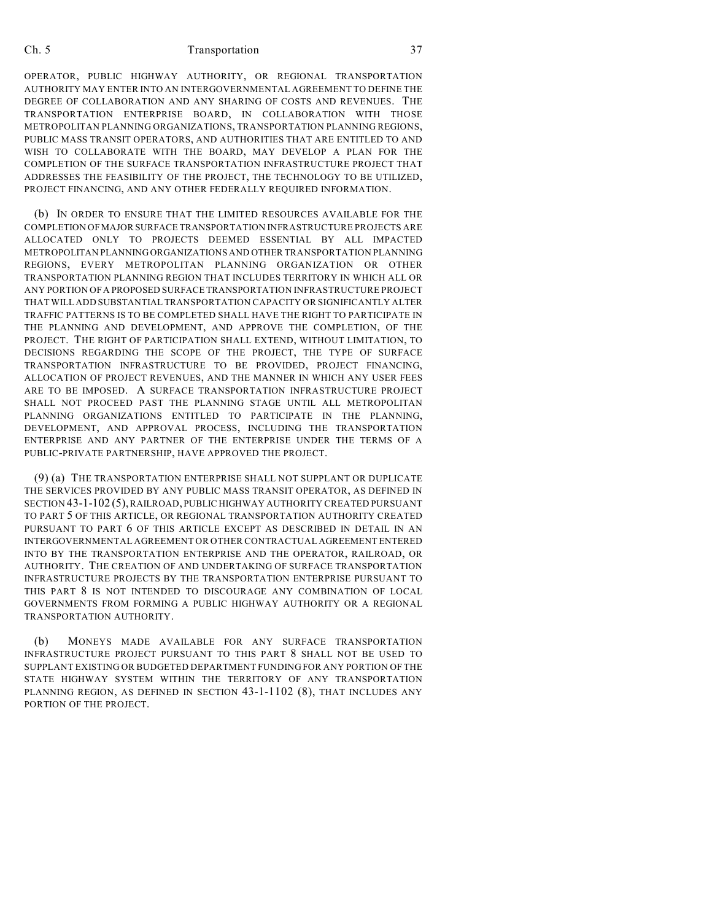OPERATOR, PUBLIC HIGHWAY AUTHORITY, OR REGIONAL TRANSPORTATION AUTHORITY MAY ENTER INTO AN INTERGOVERNMENTAL AGREEMENT TO DEFINE THE DEGREE OF COLLABORATION AND ANY SHARING OF COSTS AND REVENUES. THE TRANSPORTATION ENTERPRISE BOARD, IN COLLABORATION WITH THOSE METROPOLITAN PLANNING ORGANIZATIONS, TRANSPORTATION PLANNING REGIONS, PUBLIC MASS TRANSIT OPERATORS, AND AUTHORITIES THAT ARE ENTITLED TO AND WISH TO COLLABORATE WITH THE BOARD, MAY DEVELOP A PLAN FOR THE COMPLETION OF THE SURFACE TRANSPORTATION INFRASTRUCTURE PROJECT THAT ADDRESSES THE FEASIBILITY OF THE PROJECT, THE TECHNOLOGY TO BE UTILIZED, PROJECT FINANCING, AND ANY OTHER FEDERALLY REQUIRED INFORMATION.

(b) IN ORDER TO ENSURE THAT THE LIMITED RESOURCES AVAILABLE FOR THE COMPLETION OF MAJOR SURFACE TRANSPORTATION INFRASTRUCTURE PROJECTS ARE ALLOCATED ONLY TO PROJECTS DEEMED ESSENTIAL BY ALL IMPACTED METROPOLITAN PLANNING ORGANIZATIONS AND OTHER TRANSPORTATION PLANNING REGIONS, EVERY METROPOLITAN PLANNING ORGANIZATION OR OTHER TRANSPORTATION PLANNING REGION THAT INCLUDES TERRITORY IN WHICH ALL OR ANY PORTION OF A PROPOSED SURFACE TRANSPORTATION INFRASTRUCTURE PROJECT THAT WILL ADD SUBSTANTIAL TRANSPORTATION CAPACITY OR SIGNIFICANTLY ALTER TRAFFIC PATTERNS IS TO BE COMPLETED SHALL HAVE THE RIGHT TO PARTICIPATE IN THE PLANNING AND DEVELOPMENT, AND APPROVE THE COMPLETION, OF THE PROJECT. THE RIGHT OF PARTICIPATION SHALL EXTEND, WITHOUT LIMITATION, TO DECISIONS REGARDING THE SCOPE OF THE PROJECT, THE TYPE OF SURFACE TRANSPORTATION INFRASTRUCTURE TO BE PROVIDED, PROJECT FINANCING, ALLOCATION OF PROJECT REVENUES, AND THE MANNER IN WHICH ANY USER FEES ARE TO BE IMPOSED. A SURFACE TRANSPORTATION INFRASTRUCTURE PROJECT SHALL NOT PROCEED PAST THE PLANNING STAGE UNTIL ALL METROPOLITAN PLANNING ORGANIZATIONS ENTITLED TO PARTICIPATE IN THE PLANNING, DEVELOPMENT, AND APPROVAL PROCESS, INCLUDING THE TRANSPORTATION ENTERPRISE AND ANY PARTNER OF THE ENTERPRISE UNDER THE TERMS OF A PUBLIC-PRIVATE PARTNERSHIP, HAVE APPROVED THE PROJECT.

(9) (a) THE TRANSPORTATION ENTERPRISE SHALL NOT SUPPLANT OR DUPLICATE THE SERVICES PROVIDED BY ANY PUBLIC MASS TRANSIT OPERATOR, AS DEFINED IN SECTION 43-1-102 (5), RAILROAD, PUBLIC HIGHWAY AUTHORITY CREATED PURSUANT TO PART 5 OF THIS ARTICLE, OR REGIONAL TRANSPORTATION AUTHORITY CREATED PURSUANT TO PART 6 OF THIS ARTICLE EXCEPT AS DESCRIBED IN DETAIL IN AN INTERGOVERNMENTAL AGREEMENT OR OTHER CONTRACTUAL AGREEMENT ENTERED INTO BY THE TRANSPORTATION ENTERPRISE AND THE OPERATOR, RAILROAD, OR AUTHORITY. THE CREATION OF AND UNDERTAKING OF SURFACE TRANSPORTATION INFRASTRUCTURE PROJECTS BY THE TRANSPORTATION ENTERPRISE PURSUANT TO THIS PART 8 IS NOT INTENDED TO DISCOURAGE ANY COMBINATION OF LOCAL GOVERNMENTS FROM FORMING A PUBLIC HIGHWAY AUTHORITY OR A REGIONAL TRANSPORTATION AUTHORITY.

(b) MONEYS MADE AVAILABLE FOR ANY SURFACE TRANSPORTATION INFRASTRUCTURE PROJECT PURSUANT TO THIS PART 8 SHALL NOT BE USED TO SUPPLANT EXISTING OR BUDGETED DEPARTMENT FUNDING FOR ANY PORTION OF THE STATE HIGHWAY SYSTEM WITHIN THE TERRITORY OF ANY TRANSPORTATION PLANNING REGION, AS DEFINED IN SECTION 43-1-1102 (8), THAT INCLUDES ANY PORTION OF THE PROJECT.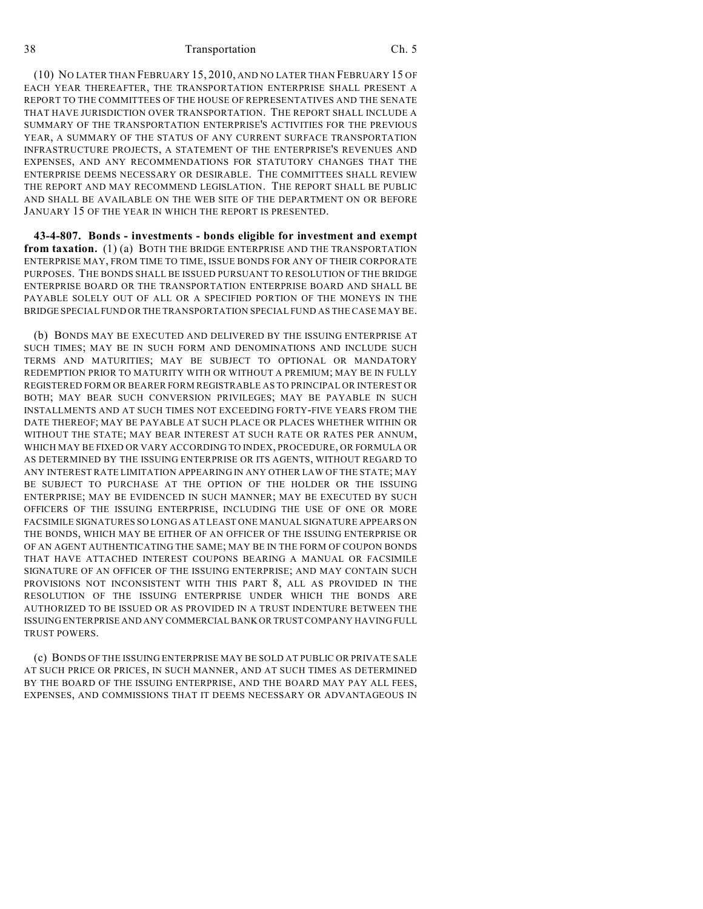(10) NO LATER THAN FEBRUARY 15, 2010, AND NO LATER THAN FEBRUARY 15 OF EACH YEAR THEREAFTER, THE TRANSPORTATION ENTERPRISE SHALL PRESENT A REPORT TO THE COMMITTEES OF THE HOUSE OF REPRESENTATIVES AND THE SENATE THAT HAVE JURISDICTION OVER TRANSPORTATION. THE REPORT SHALL INCLUDE A SUMMARY OF THE TRANSPORTATION ENTERPRISE'S ACTIVITIES FOR THE PREVIOUS YEAR, A SUMMARY OF THE STATUS OF ANY CURRENT SURFACE TRANSPORTATION INFRASTRUCTURE PROJECTS, A STATEMENT OF THE ENTERPRISE'S REVENUES AND EXPENSES, AND ANY RECOMMENDATIONS FOR STATUTORY CHANGES THAT THE ENTERPRISE DEEMS NECESSARY OR DESIRABLE. THE COMMITTEES SHALL REVIEW THE REPORT AND MAY RECOMMEND LEGISLATION. THE REPORT SHALL BE PUBLIC AND SHALL BE AVAILABLE ON THE WEB SITE OF THE DEPARTMENT ON OR BEFORE JANUARY 15 OF THE YEAR IN WHICH THE REPORT IS PRESENTED.

**43-4-807. Bonds - investments - bonds eligible for investment and exempt from taxation.** (1) (a) BOTH THE BRIDGE ENTERPRISE AND THE TRANSPORTATION ENTERPRISE MAY, FROM TIME TO TIME, ISSUE BONDS FOR ANY OF THEIR CORPORATE PURPOSES. THE BONDS SHALL BE ISSUED PURSUANT TO RESOLUTION OF THE BRIDGE ENTERPRISE BOARD OR THE TRANSPORTATION ENTERPRISE BOARD AND SHALL BE PAYABLE SOLELY OUT OF ALL OR A SPECIFIED PORTION OF THE MONEYS IN THE BRIDGE SPECIAL FUND OR THE TRANSPORTATION SPECIAL FUND AS THE CASE MAY BE.

(b) BONDS MAY BE EXECUTED AND DELIVERED BY THE ISSUING ENTERPRISE AT SUCH TIMES; MAY BE IN SUCH FORM AND DENOMINATIONS AND INCLUDE SUCH TERMS AND MATURITIES; MAY BE SUBJECT TO OPTIONAL OR MANDATORY REDEMPTION PRIOR TO MATURITY WITH OR WITHOUT A PREMIUM; MAY BE IN FULLY REGISTERED FORM OR BEARER FORM REGISTRABLE AS TO PRINCIPAL OR INTEREST OR BOTH; MAY BEAR SUCH CONVERSION PRIVILEGES; MAY BE PAYABLE IN SUCH INSTALLMENTS AND AT SUCH TIMES NOT EXCEEDING FORTY-FIVE YEARS FROM THE DATE THEREOF; MAY BE PAYABLE AT SUCH PLACE OR PLACES WHETHER WITHIN OR WITHOUT THE STATE; MAY BEAR INTEREST AT SUCH RATE OR RATES PER ANNUM, WHICH MAY BE FIXED OR VARY ACCORDING TO INDEX, PROCEDURE, OR FORMULA OR AS DETERMINED BY THE ISSUING ENTERPRISE OR ITS AGENTS, WITHOUT REGARD TO ANY INTEREST RATE LIMITATION APPEARING IN ANY OTHER LAW OF THE STATE; MAY BE SUBJECT TO PURCHASE AT THE OPTION OF THE HOLDER OR THE ISSUING ENTERPRISE; MAY BE EVIDENCED IN SUCH MANNER; MAY BE EXECUTED BY SUCH OFFICERS OF THE ISSUING ENTERPRISE, INCLUDING THE USE OF ONE OR MORE FACSIMILE SIGNATURES SO LONG AS AT LEAST ONE MANUAL SIGNATURE APPEARS ON THE BONDS, WHICH MAY BE EITHER OF AN OFFICER OF THE ISSUING ENTERPRISE OR OF AN AGENT AUTHENTICATING THE SAME; MAY BE IN THE FORM OF COUPON BONDS THAT HAVE ATTACHED INTEREST COUPONS BEARING A MANUAL OR FACSIMILE SIGNATURE OF AN OFFICER OF THE ISSUING ENTERPRISE; AND MAY CONTAIN SUCH PROVISIONS NOT INCONSISTENT WITH THIS PART 8, ALL AS PROVIDED IN THE RESOLUTION OF THE ISSUING ENTERPRISE UNDER WHICH THE BONDS ARE AUTHORIZED TO BE ISSUED OR AS PROVIDED IN A TRUST INDENTURE BETWEEN THE ISSUING ENTERPRISE AND ANY COMMERCIAL BANK OR TRUST COMPANY HAVING FULL TRUST POWERS.

(c) BONDS OF THE ISSUING ENTERPRISE MAY BE SOLD AT PUBLIC OR PRIVATE SALE AT SUCH PRICE OR PRICES, IN SUCH MANNER, AND AT SUCH TIMES AS DETERMINED BY THE BOARD OF THE ISSUING ENTERPRISE, AND THE BOARD MAY PAY ALL FEES, EXPENSES, AND COMMISSIONS THAT IT DEEMS NECESSARY OR ADVANTAGEOUS IN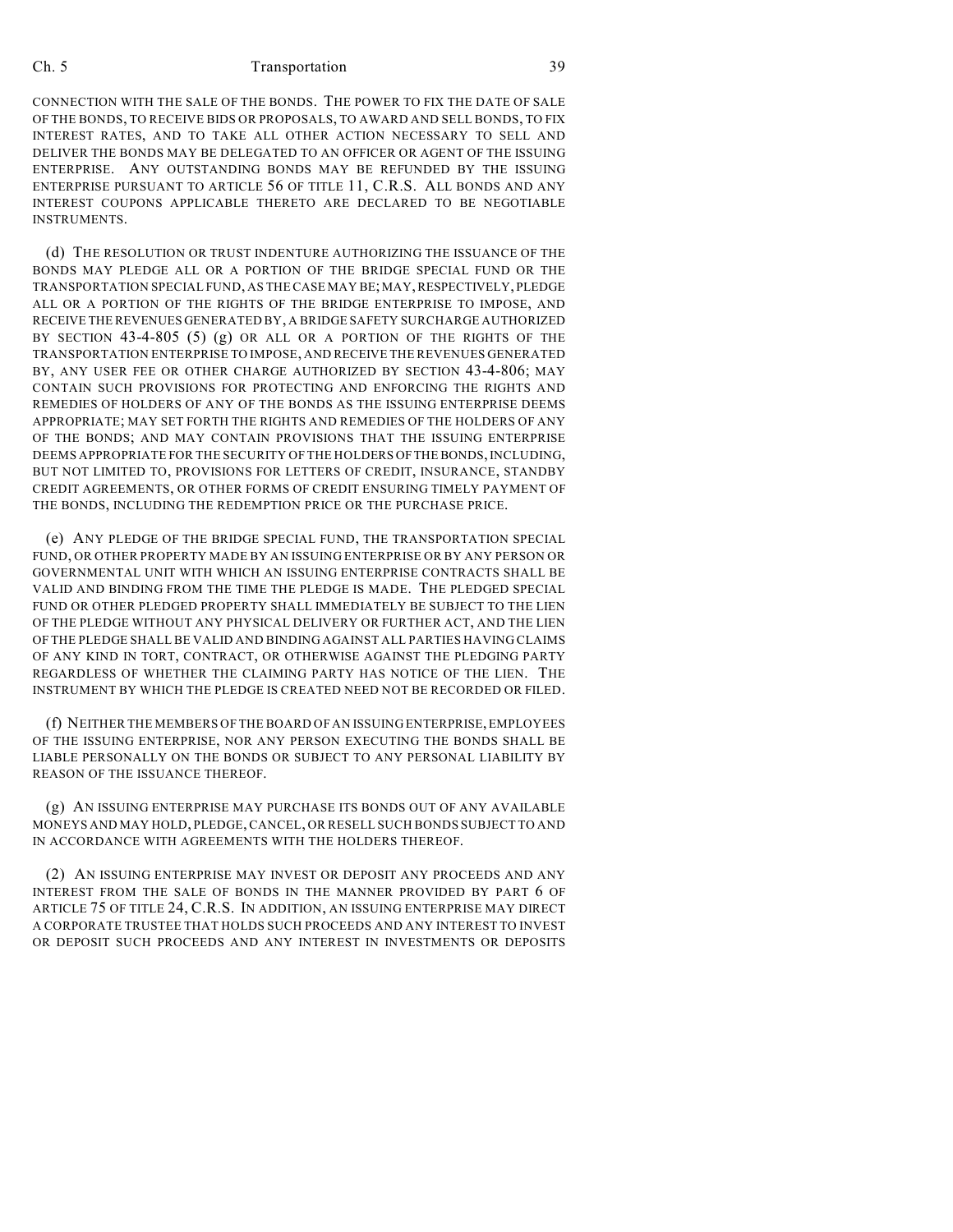CONNECTION WITH THE SALE OF THE BONDS. THE POWER TO FIX THE DATE OF SALE OF THE BONDS, TO RECEIVE BIDS OR PROPOSALS, TO AWARD AND SELL BONDS, TO FIX INTEREST RATES, AND TO TAKE ALL OTHER ACTION NECESSARY TO SELL AND DELIVER THE BONDS MAY BE DELEGATED TO AN OFFICER OR AGENT OF THE ISSUING ENTERPRISE. ANY OUTSTANDING BONDS MAY BE REFUNDED BY THE ISSUING ENTERPRISE PURSUANT TO ARTICLE 56 OF TITLE 11, C.R.S. ALL BONDS AND ANY INTEREST COUPONS APPLICABLE THERETO ARE DECLARED TO BE NEGOTIABLE INSTRUMENTS.

(d) THE RESOLUTION OR TRUST INDENTURE AUTHORIZING THE ISSUANCE OF THE BONDS MAY PLEDGE ALL OR A PORTION OF THE BRIDGE SPECIAL FUND OR THE TRANSPORTATION SPECIAL FUND, AS THE CASE MAY BE; MAY, RESPECTIVELY, PLEDGE ALL OR A PORTION OF THE RIGHTS OF THE BRIDGE ENTERPRISE TO IMPOSE, AND RECEIVE THE REVENUES GENERATED BY, A BRIDGE SAFETY SURCHARGE AUTHORIZED BY SECTION 43-4-805 (5) (g) OR ALL OR A PORTION OF THE RIGHTS OF THE TRANSPORTATION ENTERPRISE TO IMPOSE, AND RECEIVE THE REVENUES GENERATED BY, ANY USER FEE OR OTHER CHARGE AUTHORIZED BY SECTION 43-4-806; MAY CONTAIN SUCH PROVISIONS FOR PROTECTING AND ENFORCING THE RIGHTS AND REMEDIES OF HOLDERS OF ANY OF THE BONDS AS THE ISSUING ENTERPRISE DEEMS APPROPRIATE; MAY SET FORTH THE RIGHTS AND REMEDIES OF THE HOLDERS OF ANY OF THE BONDS; AND MAY CONTAIN PROVISIONS THAT THE ISSUING ENTERPRISE DEEMS APPROPRIATE FOR THE SECURITY OF THE HOLDERS OF THE BONDS, INCLUDING, BUT NOT LIMITED TO, PROVISIONS FOR LETTERS OF CREDIT, INSURANCE, STANDBY CREDIT AGREEMENTS, OR OTHER FORMS OF CREDIT ENSURING TIMELY PAYMENT OF THE BONDS, INCLUDING THE REDEMPTION PRICE OR THE PURCHASE PRICE.

(e) ANY PLEDGE OF THE BRIDGE SPECIAL FUND, THE TRANSPORTATION SPECIAL FUND, OR OTHER PROPERTY MADE BY AN ISSUING ENTERPRISE OR BY ANY PERSON OR GOVERNMENTAL UNIT WITH WHICH AN ISSUING ENTERPRISE CONTRACTS SHALL BE VALID AND BINDING FROM THE TIME THE PLEDGE IS MADE. THE PLEDGED SPECIAL FUND OR OTHER PLEDGED PROPERTY SHALL IMMEDIATELY BE SUBJECT TO THE LIEN OF THE PLEDGE WITHOUT ANY PHYSICAL DELIVERY OR FURTHER ACT, AND THE LIEN OF THE PLEDGE SHALL BE VALID AND BINDING AGAINST ALL PARTIES HAVING CLAIMS OF ANY KIND IN TORT, CONTRACT, OR OTHERWISE AGAINST THE PLEDGING PARTY REGARDLESS OF WHETHER THE CLAIMING PARTY HAS NOTICE OF THE LIEN. THE INSTRUMENT BY WHICH THE PLEDGE IS CREATED NEED NOT BE RECORDED OR FILED.

(f) NEITHER THE MEMBERS OF THE BOARD OF AN ISSUING ENTERPRISE, EMPLOYEES OF THE ISSUING ENTERPRISE, NOR ANY PERSON EXECUTING THE BONDS SHALL BE LIABLE PERSONALLY ON THE BONDS OR SUBJECT TO ANY PERSONAL LIABILITY BY REASON OF THE ISSUANCE THEREOF.

(g) AN ISSUING ENTERPRISE MAY PURCHASE ITS BONDS OUT OF ANY AVAILABLE MONEYS AND MAY HOLD, PLEDGE, CANCEL, OR RESELL SUCH BONDS SUBJECT TO AND IN ACCORDANCE WITH AGREEMENTS WITH THE HOLDERS THEREOF.

(2) AN ISSUING ENTERPRISE MAY INVEST OR DEPOSIT ANY PROCEEDS AND ANY INTEREST FROM THE SALE OF BONDS IN THE MANNER PROVIDED BY PART 6 OF ARTICLE 75 OF TITLE 24, C.R.S. IN ADDITION, AN ISSUING ENTERPRISE MAY DIRECT A CORPORATE TRUSTEE THAT HOLDS SUCH PROCEEDS AND ANY INTEREST TO INVEST OR DEPOSIT SUCH PROCEEDS AND ANY INTEREST IN INVESTMENTS OR DEPOSITS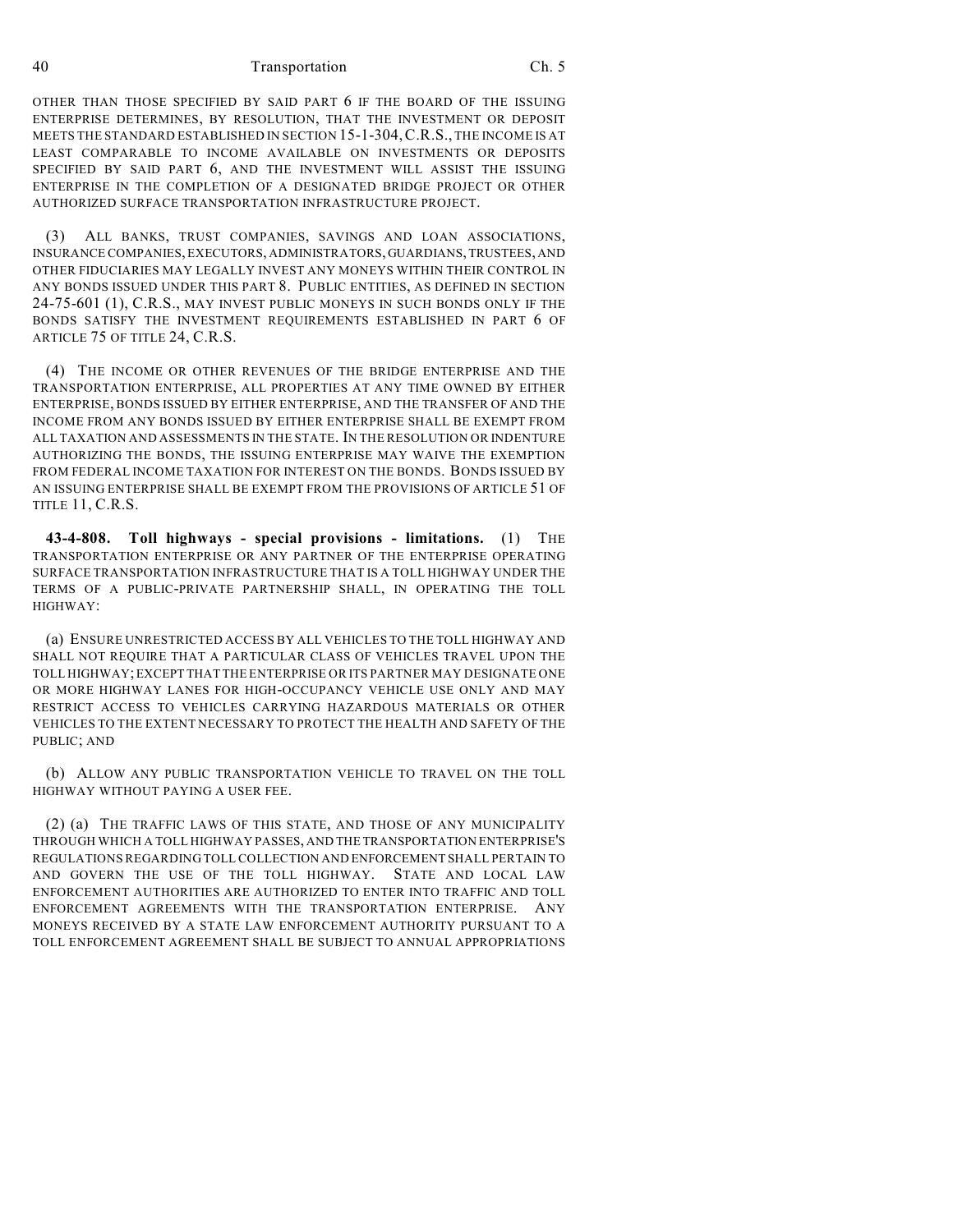OTHER THAN THOSE SPECIFIED BY SAID PART 6 IF THE BOARD OF THE ISSUING ENTERPRISE DETERMINES, BY RESOLUTION, THAT THE INVESTMENT OR DEPOSIT MEETS THE STANDARD ESTABLISHED IN SECTION 15-1-304, C.R.S., THE INCOME IS AT LEAST COMPARABLE TO INCOME AVAILABLE ON INVESTMENTS OR DEPOSITS SPECIFIED BY SAID PART 6, AND THE INVESTMENT WILL ASSIST THE ISSUING ENTERPRISE IN THE COMPLETION OF A DESIGNATED BRIDGE PROJECT OR OTHER AUTHORIZED SURFACE TRANSPORTATION INFRASTRUCTURE PROJECT.

(3) ALL BANKS, TRUST COMPANIES, SAVINGS AND LOAN ASSOCIATIONS, INSURANCE COMPANIES, EXECUTORS, ADMINISTRATORS, GUARDIANS, TRUSTEES, AND OTHER FIDUCIARIES MAY LEGALLY INVEST ANY MONEYS WITHIN THEIR CONTROL IN ANY BONDS ISSUED UNDER THIS PART 8. PUBLIC ENTITIES, AS DEFINED IN SECTION 24-75-601 (1), C.R.S., MAY INVEST PUBLIC MONEYS IN SUCH BONDS ONLY IF THE BONDS SATISFY THE INVESTMENT REQUIREMENTS ESTABLISHED IN PART 6 OF ARTICLE 75 OF TITLE 24, C.R.S.

(4) THE INCOME OR OTHER REVENUES OF THE BRIDGE ENTERPRISE AND THE TRANSPORTATION ENTERPRISE, ALL PROPERTIES AT ANY TIME OWNED BY EITHER ENTERPRISE, BONDS ISSUED BY EITHER ENTERPRISE, AND THE TRANSFER OF AND THE INCOME FROM ANY BONDS ISSUED BY EITHER ENTERPRISE SHALL BE EXEMPT FROM ALL TAXATION AND ASSESSMENTS IN THE STATE. IN THE RESOLUTION OR INDENTURE AUTHORIZING THE BONDS, THE ISSUING ENTERPRISE MAY WAIVE THE EXEMPTION FROM FEDERAL INCOME TAXATION FOR INTEREST ON THE BONDS. BONDS ISSUED BY AN ISSUING ENTERPRISE SHALL BE EXEMPT FROM THE PROVISIONS OF ARTICLE 51 OF TITLE 11, C.R.S.

**43-4-808. Toll highways - special provisions - limitations.** (1) THE TRANSPORTATION ENTERPRISE OR ANY PARTNER OF THE ENTERPRISE OPERATING SURFACE TRANSPORTATION INFRASTRUCTURE THAT IS A TOLL HIGHWAY UNDER THE TERMS OF A PUBLIC-PRIVATE PARTNERSHIP SHALL, IN OPERATING THE TOLL HIGHWAY:

(a) ENSURE UNRESTRICTED ACCESS BY ALL VEHICLES TO THE TOLL HIGHWAY AND SHALL NOT REQUIRE THAT A PARTICULAR CLASS OF VEHICLES TRAVEL UPON THE TOLL HIGHWAY; EXCEPT THAT THE ENTERPRISE OR ITS PARTNER MAY DESIGNATE ONE OR MORE HIGHWAY LANES FOR HIGH-OCCUPANCY VEHICLE USE ONLY AND MAY RESTRICT ACCESS TO VEHICLES CARRYING HAZARDOUS MATERIALS OR OTHER VEHICLES TO THE EXTENT NECESSARY TO PROTECT THE HEALTH AND SAFETY OF THE PUBLIC; AND

(b) ALLOW ANY PUBLIC TRANSPORTATION VEHICLE TO TRAVEL ON THE TOLL HIGHWAY WITHOUT PAYING A USER FEE.

(2) (a) THE TRAFFIC LAWS OF THIS STATE, AND THOSE OF ANY MUNICIPALITY THROUGH WHICH A TOLL HIGHWAY PASSES, AND THE TRANSPORTATION ENTERPRISE'S REGULATIONS REGARDING TOLL COLLECTION AND ENFORCEMENT SHALL PERTAIN TO AND GOVERN THE USE OF THE TOLL HIGHWAY. STATE AND LOCAL LAW ENFORCEMENT AUTHORITIES ARE AUTHORIZED TO ENTER INTO TRAFFIC AND TOLL ENFORCEMENT AGREEMENTS WITH THE TRANSPORTATION ENTERPRISE. ANY MONEYS RECEIVED BY A STATE LAW ENFORCEMENT AUTHORITY PURSUANT TO A TOLL ENFORCEMENT AGREEMENT SHALL BE SUBJECT TO ANNUAL APPROPRIATIONS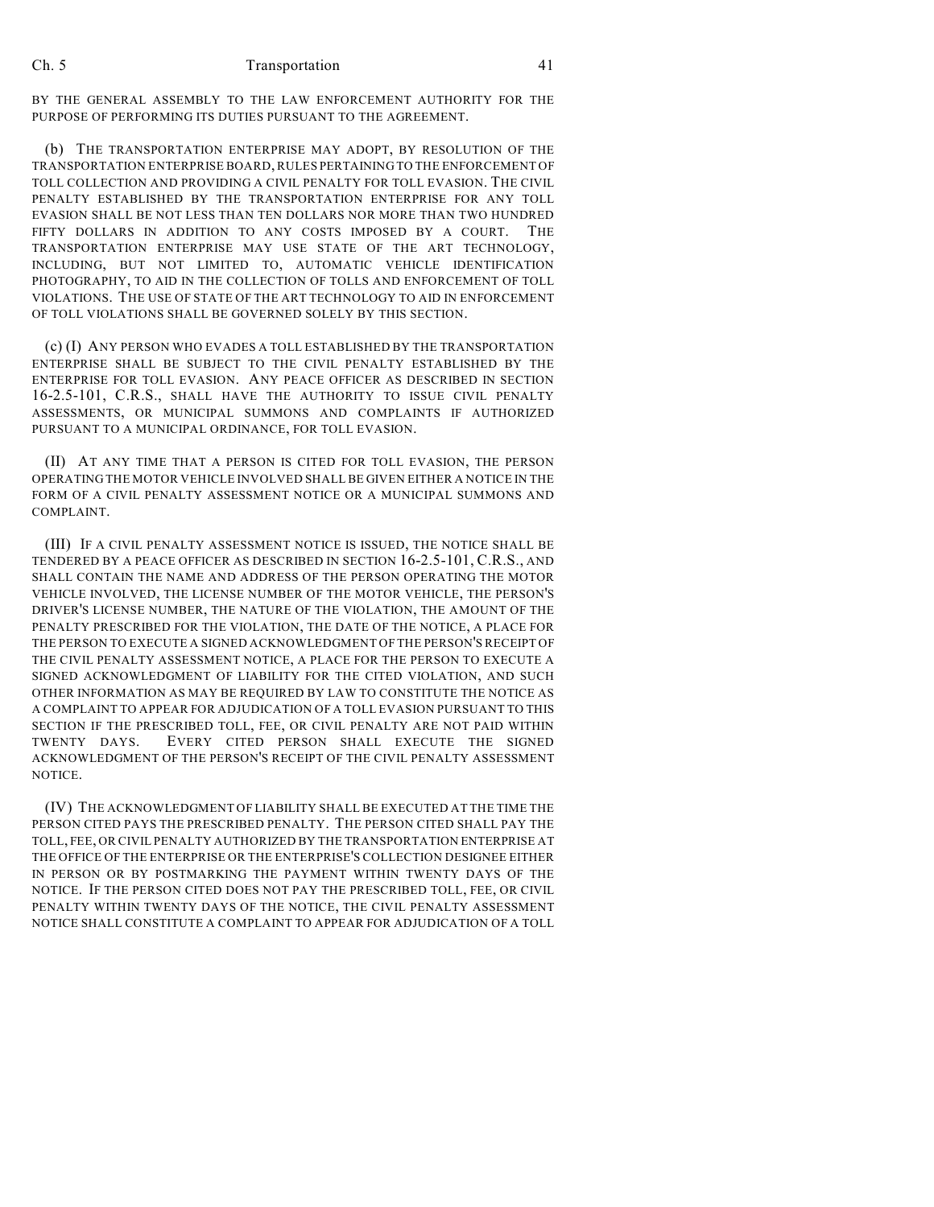BY THE GENERAL ASSEMBLY TO THE LAW ENFORCEMENT AUTHORITY FOR THE PURPOSE OF PERFORMING ITS DUTIES PURSUANT TO THE AGREEMENT.

(b) THE TRANSPORTATION ENTERPRISE MAY ADOPT, BY RESOLUTION OF THE TRANSPORTATION ENTERPRISE BOARD, RULES PERTAINING TO THE ENFORCEMENT OF TOLL COLLECTION AND PROVIDING A CIVIL PENALTY FOR TOLL EVASION. THE CIVIL PENALTY ESTABLISHED BY THE TRANSPORTATION ENTERPRISE FOR ANY TOLL EVASION SHALL BE NOT LESS THAN TEN DOLLARS NOR MORE THAN TWO HUNDRED FIFTY DOLLARS IN ADDITION TO ANY COSTS IMPOSED BY A COURT. THE TRANSPORTATION ENTERPRISE MAY USE STATE OF THE ART TECHNOLOGY, INCLUDING, BUT NOT LIMITED TO, AUTOMATIC VEHICLE IDENTIFICATION PHOTOGRAPHY, TO AID IN THE COLLECTION OF TOLLS AND ENFORCEMENT OF TOLL VIOLATIONS. THE USE OF STATE OF THE ART TECHNOLOGY TO AID IN ENFORCEMENT OF TOLL VIOLATIONS SHALL BE GOVERNED SOLELY BY THIS SECTION.

(c) (I) ANY PERSON WHO EVADES A TOLL ESTABLISHED BY THE TRANSPORTATION ENTERPRISE SHALL BE SUBJECT TO THE CIVIL PENALTY ESTABLISHED BY THE ENTERPRISE FOR TOLL EVASION. ANY PEACE OFFICER AS DESCRIBED IN SECTION 16-2.5-101, C.R.S., SHALL HAVE THE AUTHORITY TO ISSUE CIVIL PENALTY ASSESSMENTS, OR MUNICIPAL SUMMONS AND COMPLAINTS IF AUTHORIZED PURSUANT TO A MUNICIPAL ORDINANCE, FOR TOLL EVASION.

(II) AT ANY TIME THAT A PERSON IS CITED FOR TOLL EVASION, THE PERSON OPERATING THE MOTOR VEHICLE INVOLVED SHALL BE GIVEN EITHER A NOTICE IN THE FORM OF A CIVIL PENALTY ASSESSMENT NOTICE OR A MUNICIPAL SUMMONS AND COMPLAINT.

(III) IF A CIVIL PENALTY ASSESSMENT NOTICE IS ISSUED, THE NOTICE SHALL BE TENDERED BY A PEACE OFFICER AS DESCRIBED IN SECTION 16-2.5-101, C.R.S., AND SHALL CONTAIN THE NAME AND ADDRESS OF THE PERSON OPERATING THE MOTOR VEHICLE INVOLVED, THE LICENSE NUMBER OF THE MOTOR VEHICLE, THE PERSON'S DRIVER'S LICENSE NUMBER, THE NATURE OF THE VIOLATION, THE AMOUNT OF THE PENALTY PRESCRIBED FOR THE VIOLATION, THE DATE OF THE NOTICE, A PLACE FOR THE PERSON TO EXECUTE A SIGNED ACKNOWLEDGMENT OF THE PERSON'S RECEIPT OF THE CIVIL PENALTY ASSESSMENT NOTICE, A PLACE FOR THE PERSON TO EXECUTE A SIGNED ACKNOWLEDGMENT OF LIABILITY FOR THE CITED VIOLATION, AND SUCH OTHER INFORMATION AS MAY BE REQUIRED BY LAW TO CONSTITUTE THE NOTICE AS A COMPLAINT TO APPEAR FOR ADJUDICATION OF A TOLL EVASION PURSUANT TO THIS SECTION IF THE PRESCRIBED TOLL, FEE, OR CIVIL PENALTY ARE NOT PAID WITHIN TWENTY DAYS. EVERY CITED PERSON SHALL EXECUTE THE SIGNED ACKNOWLEDGMENT OF THE PERSON'S RECEIPT OF THE CIVIL PENALTY ASSESSMENT NOTICE.

(IV) THE ACKNOWLEDGMENT OF LIABILITY SHALL BE EXECUTED AT THE TIME THE PERSON CITED PAYS THE PRESCRIBED PENALTY. THE PERSON CITED SHALL PAY THE TOLL, FEE, OR CIVIL PENALTY AUTHORIZED BY THE TRANSPORTATION ENTERPRISE AT THE OFFICE OF THE ENTERPRISE OR THE ENTERPRISE'S COLLECTION DESIGNEE EITHER IN PERSON OR BY POSTMARKING THE PAYMENT WITHIN TWENTY DAYS OF THE NOTICE. IF THE PERSON CITED DOES NOT PAY THE PRESCRIBED TOLL, FEE, OR CIVIL PENALTY WITHIN TWENTY DAYS OF THE NOTICE, THE CIVIL PENALTY ASSESSMENT NOTICE SHALL CONSTITUTE A COMPLAINT TO APPEAR FOR ADJUDICATION OF A TOLL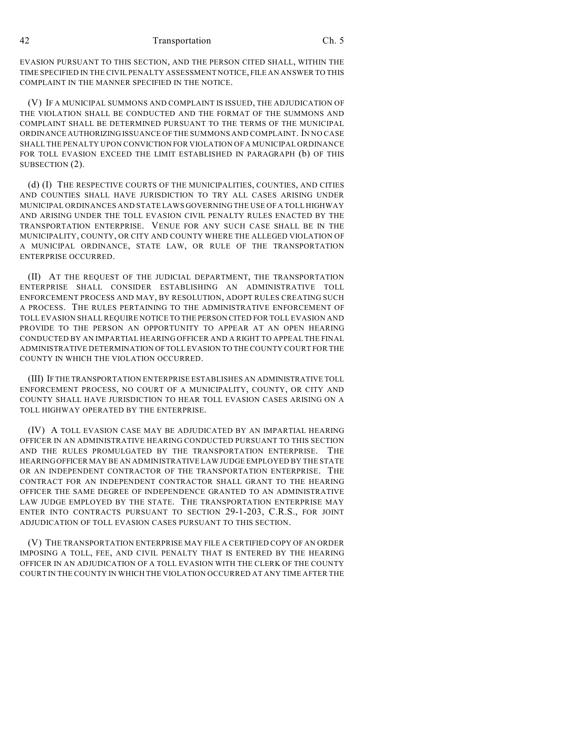EVASION PURSUANT TO THIS SECTION, AND THE PERSON CITED SHALL, WITHIN THE TIME SPECIFIED IN THE CIVIL PENALTY ASSESSMENT NOTICE, FILE AN ANSWER TO THIS COMPLAINT IN THE MANNER SPECIFIED IN THE NOTICE.

(V) IF A MUNICIPAL SUMMONS AND COMPLAINT IS ISSUED, THE ADJUDICATION OF THE VIOLATION SHALL BE CONDUCTED AND THE FORMAT OF THE SUMMONS AND COMPLAINT SHALL BE DETERMINED PURSUANT TO THE TERMS OF THE MUNICIPAL ORDINANCE AUTHORIZING ISSUANCE OF THE SUMMONS AND COMPLAINT. IN NO CASE SHALL THE PENALTY UPON CONVICTION FOR VIOLATION OF A MUNICIPAL ORDINANCE FOR TOLL EVASION EXCEED THE LIMIT ESTABLISHED IN PARAGRAPH (b) OF THIS SUBSECTION (2).

(d) (I) THE RESPECTIVE COURTS OF THE MUNICIPALITIES, COUNTIES, AND CITIES AND COUNTIES SHALL HAVE JURISDICTION TO TRY ALL CASES ARISING UNDER MUNICIPAL ORDINANCES AND STATE LAWS GOVERNING THE USE OF A TOLL HIGHWAY AND ARISING UNDER THE TOLL EVASION CIVIL PENALTY RULES ENACTED BY THE TRANSPORTATION ENTERPRISE. VENUE FOR ANY SUCH CASE SHALL BE IN THE MUNICIPALITY, COUNTY, OR CITY AND COUNTY WHERE THE ALLEGED VIOLATION OF A MUNICIPAL ORDINANCE, STATE LAW, OR RULE OF THE TRANSPORTATION ENTERPRISE OCCURRED.

(II) AT THE REQUEST OF THE JUDICIAL DEPARTMENT, THE TRANSPORTATION ENTERPRISE SHALL CONSIDER ESTABLISHING AN ADMINISTRATIVE TOLL ENFORCEMENT PROCESS AND MAY, BY RESOLUTION, ADOPT RULES CREATING SUCH A PROCESS. THE RULES PERTAINING TO THE ADMINISTRATIVE ENFORCEMENT OF TOLL EVASION SHALL REQUIRE NOTICE TO THE PERSON CITED FOR TOLL EVASION AND PROVIDE TO THE PERSON AN OPPORTUNITY TO APPEAR AT AN OPEN HEARING CONDUCTED BY AN IMPARTIAL HEARING OFFICER AND A RIGHT TO APPEAL THE FINAL ADMINISTRATIVE DETERMINATION OF TOLL EVASION TO THE COUNTY COURT FOR THE COUNTY IN WHICH THE VIOLATION OCCURRED.

(III) IF THE TRANSPORTATION ENTERPRISE ESTABLISHES AN ADMINISTRATIVE TOLL ENFORCEMENT PROCESS, NO COURT OF A MUNICIPALITY, COUNTY, OR CITY AND COUNTY SHALL HAVE JURISDICTION TO HEAR TOLL EVASION CASES ARISING ON A TOLL HIGHWAY OPERATED BY THE ENTERPRISE.

(IV) A TOLL EVASION CASE MAY BE ADJUDICATED BY AN IMPARTIAL HEARING OFFICER IN AN ADMINISTRATIVE HEARING CONDUCTED PURSUANT TO THIS SECTION AND THE RULES PROMULGATED BY THE TRANSPORTATION ENTERPRISE. THE HEARING OFFICER MAY BE AN ADMINISTRATIVE LAW JUDGE EMPLOYED BY THE STATE OR AN INDEPENDENT CONTRACTOR OF THE TRANSPORTATION ENTERPRISE. THE CONTRACT FOR AN INDEPENDENT CONTRACTOR SHALL GRANT TO THE HEARING OFFICER THE SAME DEGREE OF INDEPENDENCE GRANTED TO AN ADMINISTRATIVE LAW JUDGE EMPLOYED BY THE STATE. THE TRANSPORTATION ENTERPRISE MAY ENTER INTO CONTRACTS PURSUANT TO SECTION 29-1-203, C.R.S., FOR JOINT ADJUDICATION OF TOLL EVASION CASES PURSUANT TO THIS SECTION.

(V) THE TRANSPORTATION ENTERPRISE MAY FILE A CERTIFIED COPY OF AN ORDER IMPOSING A TOLL, FEE, AND CIVIL PENALTY THAT IS ENTERED BY THE HEARING OFFICER IN AN ADJUDICATION OF A TOLL EVASION WITH THE CLERK OF THE COUNTY COURT IN THE COUNTY IN WHICH THE VIOLATION OCCURRED AT ANY TIME AFTER THE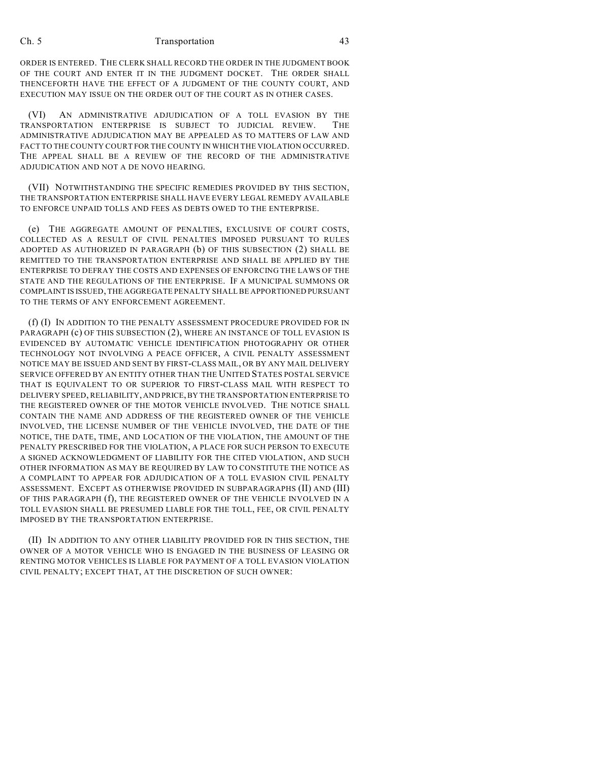ORDER IS ENTERED. THE CLERK SHALL RECORD THE ORDER IN THE JUDGMENT BOOK OF THE COURT AND ENTER IT IN THE JUDGMENT DOCKET. THE ORDER SHALL THENCEFORTH HAVE THE EFFECT OF A JUDGMENT OF THE COUNTY COURT, AND EXECUTION MAY ISSUE ON THE ORDER OUT OF THE COURT AS IN OTHER CASES.

(VI) AN ADMINISTRATIVE ADJUDICATION OF A TOLL EVASION BY THE TRANSPORTATION ENTERPRISE IS SUBJECT TO JUDICIAL REVIEW. THE ADMINISTRATIVE ADJUDICATION MAY BE APPEALED AS TO MATTERS OF LAW AND FACT TO THE COUNTY COURT FOR THE COUNTY IN WHICH THE VIOLATION OCCURRED. THE APPEAL SHALL BE A REVIEW OF THE RECORD OF THE ADMINISTRATIVE ADJUDICATION AND NOT A DE NOVO HEARING.

(VII) NOTWITHSTANDING THE SPECIFIC REMEDIES PROVIDED BY THIS SECTION, THE TRANSPORTATION ENTERPRISE SHALL HAVE EVERY LEGAL REMEDY AVAILABLE TO ENFORCE UNPAID TOLLS AND FEES AS DEBTS OWED TO THE ENTERPRISE.

(e) THE AGGREGATE AMOUNT OF PENALTIES, EXCLUSIVE OF COURT COSTS, COLLECTED AS A RESULT OF CIVIL PENALTIES IMPOSED PURSUANT TO RULES ADOPTED AS AUTHORIZED IN PARAGRAPH (b) OF THIS SUBSECTION (2) SHALL BE REMITTED TO THE TRANSPORTATION ENTERPRISE AND SHALL BE APPLIED BY THE ENTERPRISE TO DEFRAY THE COSTS AND EXPENSES OF ENFORCING THE LAWS OF THE STATE AND THE REGULATIONS OF THE ENTERPRISE. IF A MUNICIPAL SUMMONS OR COMPLAINT IS ISSUED, THE AGGREGATE PENALTY SHALL BE APPORTIONED PURSUANT TO THE TERMS OF ANY ENFORCEMENT AGREEMENT.

(f) (I) IN ADDITION TO THE PENALTY ASSESSMENT PROCEDURE PROVIDED FOR IN PARAGRAPH (c) OF THIS SUBSECTION (2), WHERE AN INSTANCE OF TOLL EVASION IS EVIDENCED BY AUTOMATIC VEHICLE IDENTIFICATION PHOTOGRAPHY OR OTHER TECHNOLOGY NOT INVOLVING A PEACE OFFICER, A CIVIL PENALTY ASSESSMENT NOTICE MAY BE ISSUED AND SENT BY FIRST-CLASS MAIL, OR BY ANY MAIL DELIVERY SERVICE OFFERED BY AN ENTITY OTHER THAN THE UNITED STATES POSTAL SERVICE THAT IS EQUIVALENT TO OR SUPERIOR TO FIRST-CLASS MAIL WITH RESPECT TO DELIVERY SPEED, RELIABILITY, AND PRICE, BY THE TRANSPORTATION ENTERPRISE TO THE REGISTERED OWNER OF THE MOTOR VEHICLE INVOLVED. THE NOTICE SHALL CONTAIN THE NAME AND ADDRESS OF THE REGISTERED OWNER OF THE VEHICLE INVOLVED, THE LICENSE NUMBER OF THE VEHICLE INVOLVED, THE DATE OF THE NOTICE, THE DATE, TIME, AND LOCATION OF THE VIOLATION, THE AMOUNT OF THE PENALTY PRESCRIBED FOR THE VIOLATION, A PLACE FOR SUCH PERSON TO EXECUTE A SIGNED ACKNOWLEDGMENT OF LIABILITY FOR THE CITED VIOLATION, AND SUCH OTHER INFORMATION AS MAY BE REQUIRED BY LAW TO CONSTITUTE THE NOTICE AS A COMPLAINT TO APPEAR FOR ADJUDICATION OF A TOLL EVASION CIVIL PENALTY ASSESSMENT. EXCEPT AS OTHERWISE PROVIDED IN SUBPARAGRAPHS (II) AND (III) OF THIS PARAGRAPH (f), THE REGISTERED OWNER OF THE VEHICLE INVOLVED IN A TOLL EVASION SHALL BE PRESUMED LIABLE FOR THE TOLL, FEE, OR CIVIL PENALTY IMPOSED BY THE TRANSPORTATION ENTERPRISE.

(II) IN ADDITION TO ANY OTHER LIABILITY PROVIDED FOR IN THIS SECTION, THE OWNER OF A MOTOR VEHICLE WHO IS ENGAGED IN THE BUSINESS OF LEASING OR RENTING MOTOR VEHICLES IS LIABLE FOR PAYMENT OF A TOLL EVASION VIOLATION CIVIL PENALTY; EXCEPT THAT, AT THE DISCRETION OF SUCH OWNER: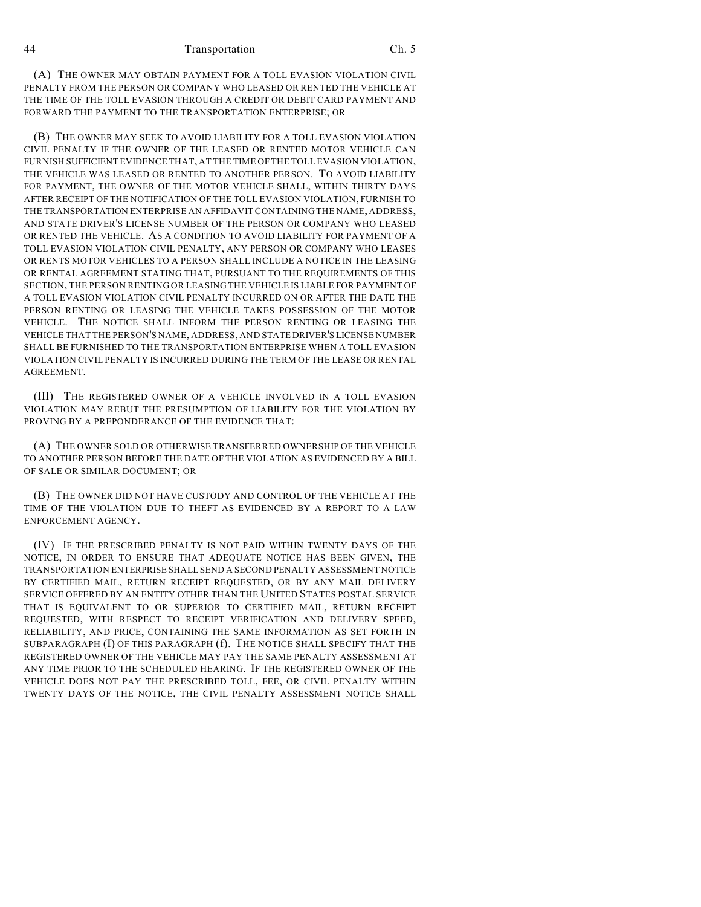(A) THE OWNER MAY OBTAIN PAYMENT FOR A TOLL EVASION VIOLATION CIVIL PENALTY FROM THE PERSON OR COMPANY WHO LEASED OR RENTED THE VEHICLE AT THE TIME OF THE TOLL EVASION THROUGH A CREDIT OR DEBIT CARD PAYMENT AND FORWARD THE PAYMENT TO THE TRANSPORTATION ENTERPRISE; OR

(B) THE OWNER MAY SEEK TO AVOID LIABILITY FOR A TOLL EVASION VIOLATION CIVIL PENALTY IF THE OWNER OF THE LEASED OR RENTED MOTOR VEHICLE CAN FURNISH SUFFICIENT EVIDENCE THAT, AT THE TIME OF THE TOLL EVASION VIOLATION, THE VEHICLE WAS LEASED OR RENTED TO ANOTHER PERSON. TO AVOID LIABILITY FOR PAYMENT, THE OWNER OF THE MOTOR VEHICLE SHALL, WITHIN THIRTY DAYS AFTER RECEIPT OF THE NOTIFICATION OF THE TOLL EVASION VIOLATION, FURNISH TO THE TRANSPORTATION ENTERPRISE AN AFFIDAVIT CONTAINING THE NAME, ADDRESS, AND STATE DRIVER'S LICENSE NUMBER OF THE PERSON OR COMPANY WHO LEASED OR RENTED THE VEHICLE. AS A CONDITION TO AVOID LIABILITY FOR PAYMENT OF A TOLL EVASION VIOLATION CIVIL PENALTY, ANY PERSON OR COMPANY WHO LEASES OR RENTS MOTOR VEHICLES TO A PERSON SHALL INCLUDE A NOTICE IN THE LEASING OR RENTAL AGREEMENT STATING THAT, PURSUANT TO THE REQUIREMENTS OF THIS SECTION, THE PERSON RENTING OR LEASING THE VEHICLE IS LIABLE FOR PAYMENT OF A TOLL EVASION VIOLATION CIVIL PENALTY INCURRED ON OR AFTER THE DATE THE PERSON RENTING OR LEASING THE VEHICLE TAKES POSSESSION OF THE MOTOR VEHICLE. THE NOTICE SHALL INFORM THE PERSON RENTING OR LEASING THE VEHICLE THAT THE PERSON'S NAME, ADDRESS, AND STATE DRIVER'S LICENSE NUMBER SHALL BE FURNISHED TO THE TRANSPORTATION ENTERPRISE WHEN A TOLL EVASION VIOLATION CIVIL PENALTY IS INCURRED DURING THE TERM OF THE LEASE OR RENTAL AGREEMENT.

(III) THE REGISTERED OWNER OF A VEHICLE INVOLVED IN A TOLL EVASION VIOLATION MAY REBUT THE PRESUMPTION OF LIABILITY FOR THE VIOLATION BY PROVING BY A PREPONDERANCE OF THE EVIDENCE THAT:

(A) THE OWNER SOLD OR OTHERWISE TRANSFERRED OWNERSHIP OF THE VEHICLE TO ANOTHER PERSON BEFORE THE DATE OF THE VIOLATION AS EVIDENCED BY A BILL OF SALE OR SIMILAR DOCUMENT; OR

(B) THE OWNER DID NOT HAVE CUSTODY AND CONTROL OF THE VEHICLE AT THE TIME OF THE VIOLATION DUE TO THEFT AS EVIDENCED BY A REPORT TO A LAW ENFORCEMENT AGENCY.

(IV) IF THE PRESCRIBED PENALTY IS NOT PAID WITHIN TWENTY DAYS OF THE NOTICE, IN ORDER TO ENSURE THAT ADEQUATE NOTICE HAS BEEN GIVEN, THE TRANSPORTATION ENTERPRISE SHALL SEND A SECOND PENALTY ASSESSMENT NOTICE BY CERTIFIED MAIL, RETURN RECEIPT REQUESTED, OR BY ANY MAIL DELIVERY SERVICE OFFERED BY AN ENTITY OTHER THAN THE UNITED STATES POSTAL SERVICE THAT IS EQUIVALENT TO OR SUPERIOR TO CERTIFIED MAIL, RETURN RECEIPT REQUESTED, WITH RESPECT TO RECEIPT VERIFICATION AND DELIVERY SPEED, RELIABILITY, AND PRICE, CONTAINING THE SAME INFORMATION AS SET FORTH IN SUBPARAGRAPH (I) OF THIS PARAGRAPH (f). THE NOTICE SHALL SPECIFY THAT THE REGISTERED OWNER OF THE VEHICLE MAY PAY THE SAME PENALTY ASSESSMENT AT ANY TIME PRIOR TO THE SCHEDULED HEARING. IF THE REGISTERED OWNER OF THE VEHICLE DOES NOT PAY THE PRESCRIBED TOLL, FEE, OR CIVIL PENALTY WITHIN TWENTY DAYS OF THE NOTICE, THE CIVIL PENALTY ASSESSMENT NOTICE SHALL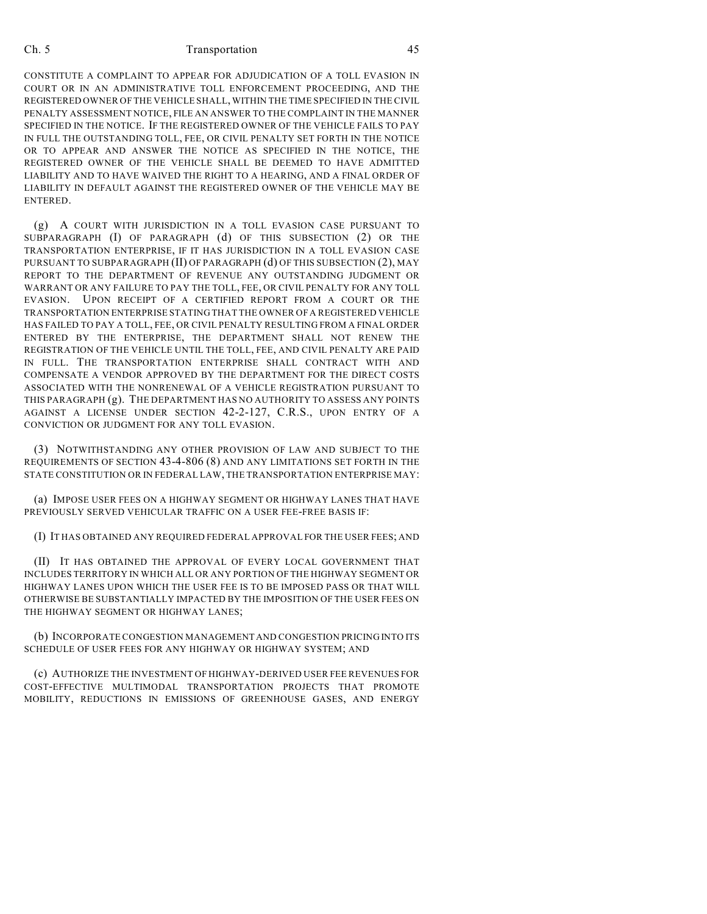CONSTITUTE A COMPLAINT TO APPEAR FOR ADJUDICATION OF A TOLL EVASION IN COURT OR IN AN ADMINISTRATIVE TOLL ENFORCEMENT PROCEEDING, AND THE REGISTERED OWNER OF THE VEHICLE SHALL, WITHIN THE TIME SPECIFIED IN THE CIVIL PENALTY ASSESSMENT NOTICE, FILE AN ANSWER TO THE COMPLAINT IN THE MANNER SPECIFIED IN THE NOTICE. IF THE REGISTERED OWNER OF THE VEHICLE FAILS TO PAY IN FULL THE OUTSTANDING TOLL, FEE, OR CIVIL PENALTY SET FORTH IN THE NOTICE OR TO APPEAR AND ANSWER THE NOTICE AS SPECIFIED IN THE NOTICE, THE REGISTERED OWNER OF THE VEHICLE SHALL BE DEEMED TO HAVE ADMITTED LIABILITY AND TO HAVE WAIVED THE RIGHT TO A HEARING, AND A FINAL ORDER OF LIABILITY IN DEFAULT AGAINST THE REGISTERED OWNER OF THE VEHICLE MAY BE ENTERED.

(g) A COURT WITH JURISDICTION IN A TOLL EVASION CASE PURSUANT TO SUBPARAGRAPH (I) OF PARAGRAPH (d) OF THIS SUBSECTION (2) OR THE TRANSPORTATION ENTERPRISE, IF IT HAS JURISDICTION IN A TOLL EVASION CASE PURSUANT TO SUBPARAGRAPH (II) OF PARAGRAPH (d) OF THIS SUBSECTION (2), MAY REPORT TO THE DEPARTMENT OF REVENUE ANY OUTSTANDING JUDGMENT OR WARRANT OR ANY FAILURE TO PAY THE TOLL, FEE, OR CIVIL PENALTY FOR ANY TOLL EVASION. UPON RECEIPT OF A CERTIFIED REPORT FROM A COURT OR THE TRANSPORTATION ENTERPRISE STATING THAT THE OWNER OF A REGISTERED VEHICLE HAS FAILED TO PAY A TOLL, FEE, OR CIVIL PENALTY RESULTING FROM A FINAL ORDER ENTERED BY THE ENTERPRISE, THE DEPARTMENT SHALL NOT RENEW THE REGISTRATION OF THE VEHICLE UNTIL THE TOLL, FEE, AND CIVIL PENALTY ARE PAID IN FULL. THE TRANSPORTATION ENTERPRISE SHALL CONTRACT WITH AND COMPENSATE A VENDOR APPROVED BY THE DEPARTMENT FOR THE DIRECT COSTS ASSOCIATED WITH THE NONRENEWAL OF A VEHICLE REGISTRATION PURSUANT TO THIS PARAGRAPH (g). THE DEPARTMENT HAS NO AUTHORITY TO ASSESS ANY POINTS AGAINST A LICENSE UNDER SECTION 42-2-127, C.R.S., UPON ENTRY OF A CONVICTION OR JUDGMENT FOR ANY TOLL EVASION.

(3) NOTWITHSTANDING ANY OTHER PROVISION OF LAW AND SUBJECT TO THE REQUIREMENTS OF SECTION 43-4-806 (8) AND ANY LIMITATIONS SET FORTH IN THE STATE CONSTITUTION OR IN FEDERAL LAW, THE TRANSPORTATION ENTERPRISE MAY:

(a) IMPOSE USER FEES ON A HIGHWAY SEGMENT OR HIGHWAY LANES THAT HAVE PREVIOUSLY SERVED VEHICULAR TRAFFIC ON A USER FEE-FREE BASIS IF:

(I) IT HAS OBTAINED ANY REQUIRED FEDERAL APPROVAL FOR THE USER FEES; AND

(II) IT HAS OBTAINED THE APPROVAL OF EVERY LOCAL GOVERNMENT THAT INCLUDES TERRITORY IN WHICH ALL OR ANY PORTION OF THE HIGHWAY SEGMENT OR HIGHWAY LANES UPON WHICH THE USER FEE IS TO BE IMPOSED PASS OR THAT WILL OTHERWISE BE SUBSTANTIALLY IMPACTED BY THE IMPOSITION OF THE USER FEES ON THE HIGHWAY SEGMENT OR HIGHWAY LANES;

(b) INCORPORATE CONGESTION MANAGEMENT AND CONGESTION PRICING INTO ITS SCHEDULE OF USER FEES FOR ANY HIGHWAY OR HIGHWAY SYSTEM; AND

(c) AUTHORIZE THE INVESTMENT OF HIGHWAY-DERIVED USER FEE REVENUES FOR COST-EFFECTIVE MULTIMODAL TRANSPORTATION PROJECTS THAT PROMOTE MOBILITY, REDUCTIONS IN EMISSIONS OF GREENHOUSE GASES, AND ENERGY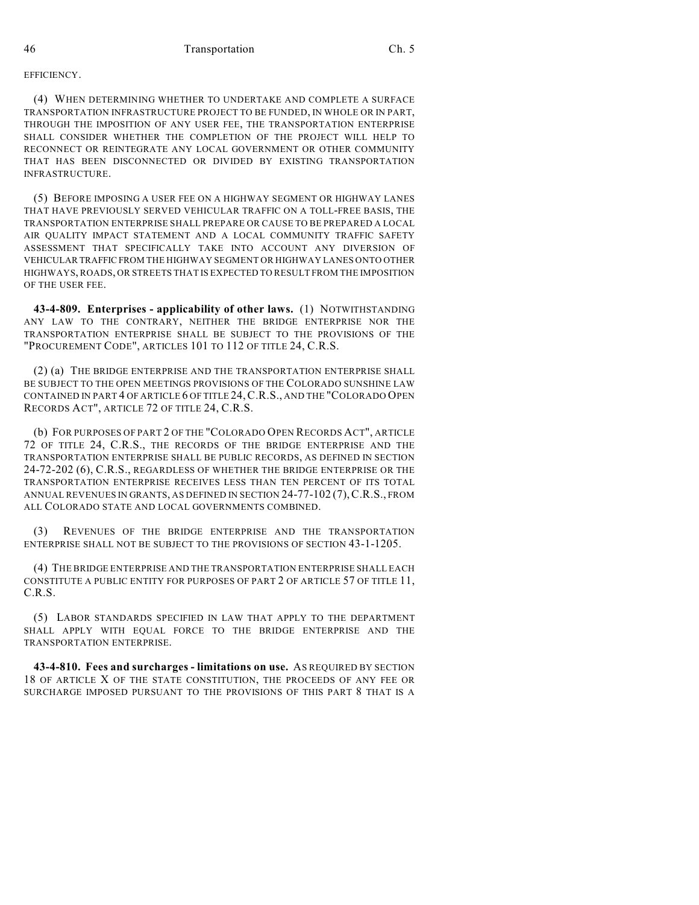EFFICIENCY.

(4) WHEN DETERMINING WHETHER TO UNDERTAKE AND COMPLETE A SURFACE TRANSPORTATION INFRASTRUCTURE PROJECT TO BE FUNDED, IN WHOLE OR IN PART, THROUGH THE IMPOSITION OF ANY USER FEE, THE TRANSPORTATION ENTERPRISE SHALL CONSIDER WHETHER THE COMPLETION OF THE PROJECT WILL HELP TO RECONNECT OR REINTEGRATE ANY LOCAL GOVERNMENT OR OTHER COMMUNITY THAT HAS BEEN DISCONNECTED OR DIVIDED BY EXISTING TRANSPORTATION INFRASTRUCTURE.

(5) BEFORE IMPOSING A USER FEE ON A HIGHWAY SEGMENT OR HIGHWAY LANES THAT HAVE PREVIOUSLY SERVED VEHICULAR TRAFFIC ON A TOLL-FREE BASIS, THE TRANSPORTATION ENTERPRISE SHALL PREPARE OR CAUSE TO BE PREPARED A LOCAL AIR QUALITY IMPACT STATEMENT AND A LOCAL COMMUNITY TRAFFIC SAFETY ASSESSMENT THAT SPECIFICALLY TAKE INTO ACCOUNT ANY DIVERSION OF VEHICULAR TRAFFIC FROM THE HIGHWAY SEGMENT OR HIGHWAY LANES ONTO OTHER HIGHWAYS, ROADS, OR STREETS THAT IS EXPECTED TO RESULT FROM THE IMPOSITION OF THE USER FEE.

**43-4-809. Enterprises - applicability of other laws.** (1) NOTWITHSTANDING ANY LAW TO THE CONTRARY, NEITHER THE BRIDGE ENTERPRISE NOR THE TRANSPORTATION ENTERPRISE SHALL BE SUBJECT TO THE PROVISIONS OF THE "PROCUREMENT CODE", ARTICLES 101 TO 112 OF TITLE 24, C.R.S.

(2) (a) THE BRIDGE ENTERPRISE AND THE TRANSPORTATION ENTERPRISE SHALL BE SUBJECT TO THE OPEN MEETINGS PROVISIONS OF THE COLORADO SUNSHINE LAW CONTAINED IN PART 4 OF ARTICLE 6 OF TITLE 24, C.R.S., AND THE "COLORADO OPEN RECORDS ACT", ARTICLE 72 OF TITLE 24, C.R.S.

(b) FOR PURPOSES OF PART 2 OF THE "COLORADO OPEN RECORDS ACT", ARTICLE 72 OF TITLE 24, C.R.S., THE RECORDS OF THE BRIDGE ENTERPRISE AND THE TRANSPORTATION ENTERPRISE SHALL BE PUBLIC RECORDS, AS DEFINED IN SECTION 24-72-202 (6), C.R.S., REGARDLESS OF WHETHER THE BRIDGE ENTERPRISE OR THE TRANSPORTATION ENTERPRISE RECEIVES LESS THAN TEN PERCENT OF ITS TOTAL ANNUAL REVENUES IN GRANTS, AS DEFINED IN SECTION 24-77-102 (7), C.R.S., FROM ALL COLORADO STATE AND LOCAL GOVERNMENTS COMBINED.

(3) REVENUES OF THE BRIDGE ENTERPRISE AND THE TRANSPORTATION ENTERPRISE SHALL NOT BE SUBJECT TO THE PROVISIONS OF SECTION 43-1-1205.

(4) THE BRIDGE ENTERPRISE AND THE TRANSPORTATION ENTERPRISE SHALL EACH CONSTITUTE A PUBLIC ENTITY FOR PURPOSES OF PART 2 OF ARTICLE 57 OF TITLE 11, C.R.S.

(5) LABOR STANDARDS SPECIFIED IN LAW THAT APPLY TO THE DEPARTMENT SHALL APPLY WITH EQUAL FORCE TO THE BRIDGE ENTERPRISE AND THE TRANSPORTATION ENTERPRISE.

**43-4-810. Fees and surcharges - limitations on use.** AS REQUIRED BY SECTION 18 OF ARTICLE X OF THE STATE CONSTITUTION, THE PROCEEDS OF ANY FEE OR SURCHARGE IMPOSED PURSUANT TO THE PROVISIONS OF THIS PART 8 THAT IS A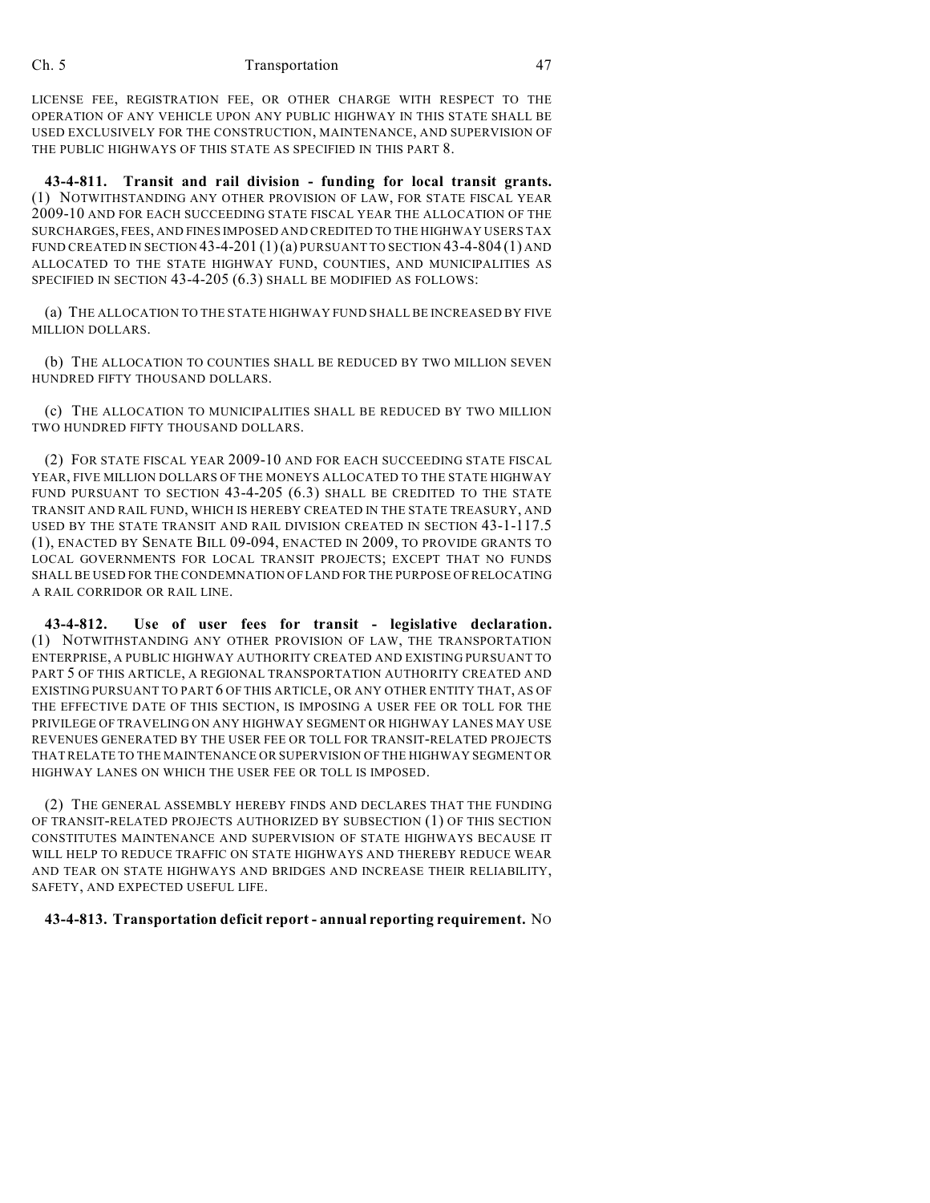LICENSE FEE, REGISTRATION FEE, OR OTHER CHARGE WITH RESPECT TO THE OPERATION OF ANY VEHICLE UPON ANY PUBLIC HIGHWAY IN THIS STATE SHALL BE USED EXCLUSIVELY FOR THE CONSTRUCTION, MAINTENANCE, AND SUPERVISION OF THE PUBLIC HIGHWAYS OF THIS STATE AS SPECIFIED IN THIS PART 8.

**43-4-811. Transit and rail division - funding for local transit grants.** (1) NOTWITHSTANDING ANY OTHER PROVISION OF LAW, FOR STATE FISCAL YEAR 2009-10 AND FOR EACH SUCCEEDING STATE FISCAL YEAR THE ALLOCATION OF THE SURCHARGES, FEES, AND FINES IMPOSED AND CREDITED TO THE HIGHWAY USERS TAX FUND CREATED IN SECTION 43-4-201 (1)(a) PURSUANT TO SECTION 43-4-804 (1) AND ALLOCATED TO THE STATE HIGHWAY FUND, COUNTIES, AND MUNICIPALITIES AS SPECIFIED IN SECTION 43-4-205 (6.3) SHALL BE MODIFIED AS FOLLOWS:

(a) THE ALLOCATION TO THE STATE HIGHWAY FUND SHALL BE INCREASED BY FIVE MILLION DOLLARS.

(b) THE ALLOCATION TO COUNTIES SHALL BE REDUCED BY TWO MILLION SEVEN HUNDRED FIFTY THOUSAND DOLLARS.

(c) THE ALLOCATION TO MUNICIPALITIES SHALL BE REDUCED BY TWO MILLION TWO HUNDRED FIFTY THOUSAND DOLLARS.

(2) FOR STATE FISCAL YEAR 2009-10 AND FOR EACH SUCCEEDING STATE FISCAL YEAR, FIVE MILLION DOLLARS OF THE MONEYS ALLOCATED TO THE STATE HIGHWAY FUND PURSUANT TO SECTION 43-4-205 (6.3) SHALL BE CREDITED TO THE STATE TRANSIT AND RAIL FUND, WHICH IS HEREBY CREATED IN THE STATE TREASURY, AND USED BY THE STATE TRANSIT AND RAIL DIVISION CREATED IN SECTION 43-1-117.5 (1), ENACTED BY SENATE BILL 09-094, ENACTED IN 2009, TO PROVIDE GRANTS TO LOCAL GOVERNMENTS FOR LOCAL TRANSIT PROJECTS; EXCEPT THAT NO FUNDS SHALL BE USED FOR THE CONDEMNATION OF LAND FOR THE PURPOSE OF RELOCATING A RAIL CORRIDOR OR RAIL LINE.

**43-4-812. Use of user fees for transit - legislative declaration.** (1) NOTWITHSTANDING ANY OTHER PROVISION OF LAW, THE TRANSPORTATION ENTERPRISE, A PUBLIC HIGHWAY AUTHORITY CREATED AND EXISTING PURSUANT TO PART 5 OF THIS ARTICLE, A REGIONAL TRANSPORTATION AUTHORITY CREATED AND EXISTING PURSUANT TO PART 6 OF THIS ARTICLE, OR ANY OTHER ENTITY THAT, AS OF THE EFFECTIVE DATE OF THIS SECTION, IS IMPOSING A USER FEE OR TOLL FOR THE PRIVILEGE OF TRAVELING ON ANY HIGHWAY SEGMENT OR HIGHWAY LANES MAY USE REVENUES GENERATED BY THE USER FEE OR TOLL FOR TRANSIT-RELATED PROJECTS THAT RELATE TO THE MAINTENANCE OR SUPERVISION OF THE HIGHWAY SEGMENT OR HIGHWAY LANES ON WHICH THE USER FEE OR TOLL IS IMPOSED.

(2) THE GENERAL ASSEMBLY HEREBY FINDS AND DECLARES THAT THE FUNDING OF TRANSIT-RELATED PROJECTS AUTHORIZED BY SUBSECTION (1) OF THIS SECTION CONSTITUTES MAINTENANCE AND SUPERVISION OF STATE HIGHWAYS BECAUSE IT WILL HELP TO REDUCE TRAFFIC ON STATE HIGHWAYS AND THEREBY REDUCE WEAR AND TEAR ON STATE HIGHWAYS AND BRIDGES AND INCREASE THEIR RELIABILITY, SAFETY, AND EXPECTED USEFUL LIFE.

**43-4-813. Transportation deficit report - annual reporting requirement.** NO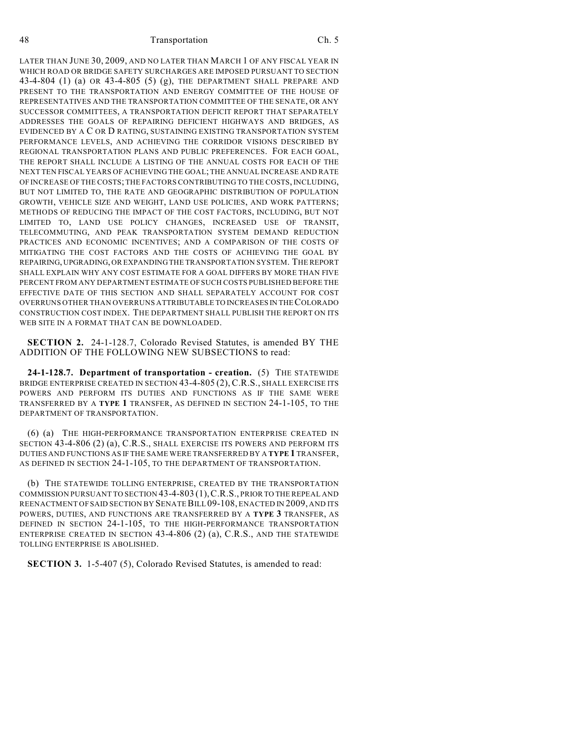LATER THAN JUNE 30, 2009, AND NO LATER THAN MARCH 1 OF ANY FISCAL YEAR IN WHICH ROAD OR BRIDGE SAFETY SURCHARGES ARE IMPOSED PURSUANT TO SECTION 43-4-804 (1) (a) OR 43-4-805 (5) (g), THE DEPARTMENT SHALL PREPARE AND PRESENT TO THE TRANSPORTATION AND ENERGY COMMITTEE OF THE HOUSE OF REPRESENTATIVES AND THE TRANSPORTATION COMMITTEE OF THE SENATE, OR ANY SUCCESSOR COMMITTEES, A TRANSPORTATION DEFICIT REPORT THAT SEPARATELY ADDRESSES THE GOALS OF REPAIRING DEFICIENT HIGHWAYS AND BRIDGES, AS EVIDENCED BY A C OR D RATING, SUSTAINING EXISTING TRANSPORTATION SYSTEM PERFORMANCE LEVELS, AND ACHIEVING THE CORRIDOR VISIONS DESCRIBED BY REGIONAL TRANSPORTATION PLANS AND PUBLIC PREFERENCES. FOR EACH GOAL, THE REPORT SHALL INCLUDE A LISTING OF THE ANNUAL COSTS FOR EACH OF THE NEXT TEN FISCAL YEARS OF ACHIEVING THE GOAL; THE ANNUAL INCREASE AND RATE OF INCREASE OF THE COSTS; THE FACTORS CONTRIBUTING TO THE COSTS, INCLUDING, BUT NOT LIMITED TO, THE RATE AND GEOGRAPHIC DISTRIBUTION OF POPULATION GROWTH, VEHICLE SIZE AND WEIGHT, LAND USE POLICIES, AND WORK PATTERNS; METHODS OF REDUCING THE IMPACT OF THE COST FACTORS, INCLUDING, BUT NOT LIMITED TO, LAND USE POLICY CHANGES, INCREASED USE OF TRANSIT, TELECOMMUTING, AND PEAK TRANSPORTATION SYSTEM DEMAND REDUCTION PRACTICES AND ECONOMIC INCENTIVES; AND A COMPARISON OF THE COSTS OF MITIGATING THE COST FACTORS AND THE COSTS OF ACHIEVING THE GOAL BY REPAIRING, UPGRADING, OR EXPANDING THE TRANSPORTATION SYSTEM. THE REPORT SHALL EXPLAIN WHY ANY COST ESTIMATE FOR A GOAL DIFFERS BY MORE THAN FIVE PERCENT FROM ANY DEPARTMENT ESTIMATE OF SUCH COSTS PUBLISHED BEFORE THE EFFECTIVE DATE OF THIS SECTION AND SHALL SEPARATELY ACCOUNT FOR COST OVERRUNS OTHER THAN OVERRUNS ATTRIBUTABLE TO INCREASES IN THE COLORADO CONSTRUCTION COST INDEX. THE DEPARTMENT SHALL PUBLISH THE REPORT ON ITS WEB SITE IN A FORMAT THAT CAN BE DOWNLOADED.

**SECTION 2.** 24-1-128.7, Colorado Revised Statutes, is amended BY THE ADDITION OF THE FOLLOWING NEW SUBSECTIONS to read:

**24-1-128.7. Department of transportation - creation.** (5) THE STATEWIDE BRIDGE ENTERPRISE CREATED IN SECTION 43-4-805 (2), C.R.S., SHALL EXERCISE ITS POWERS AND PERFORM ITS DUTIES AND FUNCTIONS AS IF THE SAME WERE TRANSFERRED BY A **TYPE 1** TRANSFER, AS DEFINED IN SECTION 24-1-105, TO THE DEPARTMENT OF TRANSPORTATION.

(6) (a) THE HIGH-PERFORMANCE TRANSPORTATION ENTERPRISE CREATED IN SECTION 43-4-806 (2) (a), C.R.S., SHALL EXERCISE ITS POWERS AND PERFORM ITS DUTIES AND FUNCTIONS AS IF THE SAME WERE TRANSFERRED BY A **TYPE 1** TRANSFER, AS DEFINED IN SECTION 24-1-105, TO THE DEPARTMENT OF TRANSPORTATION.

(b) THE STATEWIDE TOLLING ENTERPRISE, CREATED BY THE TRANSPORTATION COMMISSION PURSUANT TO SECTION 43-4-803 (1), C.R.S., PRIOR TO THE REPEAL AND REENACTMENT OF SAID SECTION BY SENATE BILL 09-108, ENACTED IN 2009, AND ITS POWERS, DUTIES, AND FUNCTIONS ARE TRANSFERRED BY A **TYPE 3** TRANSFER, AS DEFINED IN SECTION 24-1-105, TO THE HIGH-PERFORMANCE TRANSPORTATION ENTERPRISE CREATED IN SECTION 43-4-806 (2) (a), C.R.S., AND THE STATEWIDE TOLLING ENTERPRISE IS ABOLISHED.

**SECTION 3.** 1-5-407 (5), Colorado Revised Statutes, is amended to read: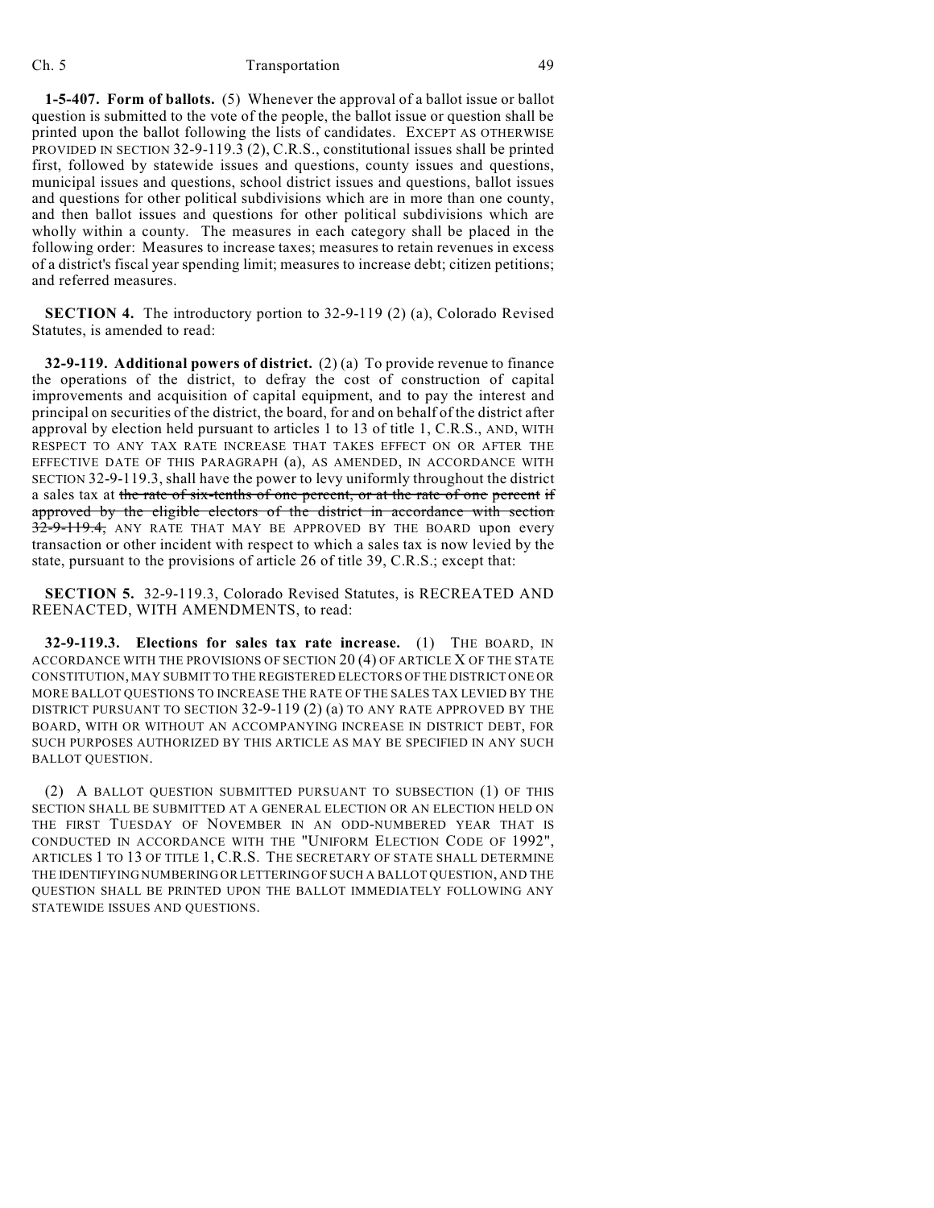**1-5-407. Form of ballots.** (5) Whenever the approval of a ballot issue or ballot question is submitted to the vote of the people, the ballot issue or question shall be printed upon the ballot following the lists of candidates. EXCEPT AS OTHERWISE PROVIDED IN SECTION 32-9-119.3 (2), C.R.S., constitutional issues shall be printed first, followed by statewide issues and questions, county issues and questions, municipal issues and questions, school district issues and questions, ballot issues and questions for other political subdivisions which are in more than one county, and then ballot issues and questions for other political subdivisions which are wholly within a county. The measures in each category shall be placed in the following order: Measures to increase taxes; measures to retain revenues in excess of a district's fiscal year spending limit; measures to increase debt; citizen petitions; and referred measures.

**SECTION 4.** The introductory portion to 32-9-119 (2) (a), Colorado Revised Statutes, is amended to read:

**32-9-119. Additional powers of district.** (2) (a) To provide revenue to finance the operations of the district, to defray the cost of construction of capital improvements and acquisition of capital equipment, and to pay the interest and principal on securities of the district, the board, for and on behalf of the district after approval by election held pursuant to articles 1 to 13 of title 1, C.R.S., AND, WITH RESPECT TO ANY TAX RATE INCREASE THAT TAKES EFFECT ON OR AFTER THE EFFECTIVE DATE OF THIS PARAGRAPH (a), AS AMENDED, IN ACCORDANCE WITH SECTION 32-9-119.3, shall have the power to levy uniformly throughout the district a sales tax at ~~the rate of six-tenths of one percent, or at the rate of one percent if approved by the eligible electors of the district in accordance with section 32-9-119.4,~~ ANY RATE THAT MAY BE APPROVED BY THE BOARD upon every transaction or other incident with respect to which a sales tax is now levied by the state, pursuant to the provisions of article 26 of title 39, C.R.S.; except that:

**SECTION 5.** 32-9-119.3, Colorado Revised Statutes, is RECREATED AND REENACTED, WITH AMENDMENTS, to read:

**32-9-119.3. Elections for sales tax rate increase.** (1) THE BOARD, IN ACCORDANCE WITH THE PROVISIONS OF SECTION 20 (4) OF ARTICLE X OF THE STATE CONSTITUTION, MAY SUBMIT TO THE REGISTERED ELECTORS OF THE DISTRICT ONE OR MORE BALLOT QUESTIONS TO INCREASE THE RATE OF THE SALES TAX LEVIED BY THE DISTRICT PURSUANT TO SECTION 32-9-119 (2) (a) TO ANY RATE APPROVED BY THE BOARD, WITH OR WITHOUT AN ACCOMPANYING INCREASE IN DISTRICT DEBT, FOR SUCH PURPOSES AUTHORIZED BY THIS ARTICLE AS MAY BE SPECIFIED IN ANY SUCH BALLOT QUESTION.

(2) A BALLOT QUESTION SUBMITTED PURSUANT TO SUBSECTION (1) OF THIS SECTION SHALL BE SUBMITTED AT A GENERAL ELECTION OR AN ELECTION HELD ON THE FIRST TUESDAY OF NOVEMBER IN AN ODD-NUMBERED YEAR THAT IS CONDUCTED IN ACCORDANCE WITH THE "UNIFORM ELECTION CODE OF 1992", ARTICLES 1 TO 13 OF TITLE 1, C.R.S. THE SECRETARY OF STATE SHALL DETERMINE THE IDENTIFYING NUMBERING OR LETTERING OF SUCH A BALLOT QUESTION, AND THE QUESTION SHALL BE PRINTED UPON THE BALLOT IMMEDIATELY FOLLOWING ANY STATEWIDE ISSUES AND QUESTIONS.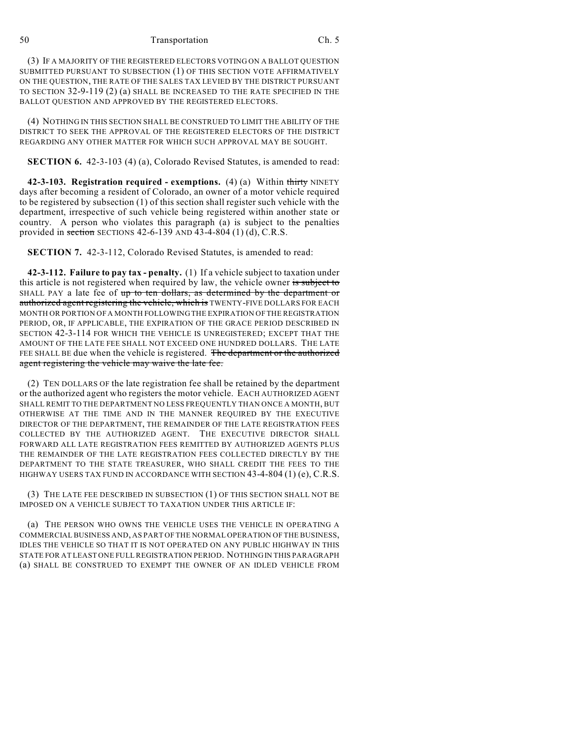(3) IF A MAJORITY OF THE REGISTERED ELECTORS VOTING ON A BALLOT QUESTION SUBMITTED PURSUANT TO SUBSECTION (1) OF THIS SECTION VOTE AFFIRMATIVELY ON THE QUESTION, THE RATE OF THE SALES TAX LEVIED BY THE DISTRICT PURSUANT TO SECTION 32-9-119 (2) (a) SHALL BE INCREASED TO THE RATE SPECIFIED IN THE BALLOT QUESTION AND APPROVED BY THE REGISTERED ELECTORS.

(4) NOTHING IN THIS SECTION SHALL BE CONSTRUED TO LIMIT THE ABILITY OF THE DISTRICT TO SEEK THE APPROVAL OF THE REGISTERED ELECTORS OF THE DISTRICT REGARDING ANY OTHER MATTER FOR WHICH SUCH APPROVAL MAY BE SOUGHT.

**SECTION 6.** 42-3-103 (4) (a), Colorado Revised Statutes, is amended to read:

**42-3-103. Registration required - exemptions.** (4) (a) Within ~~thirty~~ NINETY days after becoming a resident of Colorado, an owner of a motor vehicle required to be registered by subsection (1) of this section shall register such vehicle with the department, irrespective of such vehicle being registered within another state or country. A person who violates this paragraph (a) is subject to the penalties provided in ~~section~~ SECTIONS 42-6-139 AND 43-4-804 (1) (d), C.R.S.

**SECTION 7.** 42-3-112, Colorado Revised Statutes, is amended to read:

**42-3-112. Failure to pay tax - penalty.** (1) If a vehicle subject to taxation under this article is not registered when required by law, the vehicle owner ~~is subject to~~ SHALL PAY a late fee of ~~up to ten dollars, as determined by the department or authorized agent registering the vehicle, which is~~ TWENTY-FIVE DOLLARS FOR EACH MONTH OR PORTION OF A MONTH FOLLOWING THE EXPIRATION OF THE REGISTRATION PERIOD, OR, IF APPLICABLE, THE EXPIRATION OF THE GRACE PERIOD DESCRIBED IN SECTION 42-3-114 FOR WHICH THE VEHICLE IS UNREGISTERED; EXCEPT THAT THE AMOUNT OF THE LATE FEE SHALL NOT EXCEED ONE HUNDRED DOLLARS. THE LATE FEE SHALL BE due when the vehicle is registered. ~~The department or the authorized agent registering the vehicle may waive the late fee.~~

(2) TEN DOLLARS OF the late registration fee shall be retained by the department or the authorized agent who registers the motor vehicle. EACH AUTHORIZED AGENT SHALL REMIT TO THE DEPARTMENT NO LESS FREQUENTLY THAN ONCE A MONTH, BUT OTHERWISE AT THE TIME AND IN THE MANNER REQUIRED BY THE EXECUTIVE DIRECTOR OF THE DEPARTMENT, THE REMAINDER OF THE LATE REGISTRATION FEES COLLECTED BY THE AUTHORIZED AGENT. THE EXECUTIVE DIRECTOR SHALL FORWARD ALL LATE REGISTRATION FEES REMITTED BY AUTHORIZED AGENTS PLUS THE REMAINDER OF THE LATE REGISTRATION FEES COLLECTED DIRECTLY BY THE DEPARTMENT TO THE STATE TREASURER, WHO SHALL CREDIT THE FEES TO THE HIGHWAY USERS TAX FUND IN ACCORDANCE WITH SECTION 43-4-804 (1) (e), C.R.S.

(3) THE LATE FEE DESCRIBED IN SUBSECTION (1) OF THIS SECTION SHALL NOT BE IMPOSED ON A VEHICLE SUBJECT TO TAXATION UNDER THIS ARTICLE IF:

(a) THE PERSON WHO OWNS THE VEHICLE USES THE VEHICLE IN OPERATING A COMMERCIAL BUSINESS AND, AS PART OF THE NORMAL OPERATION OF THE BUSINESS, IDLES THE VEHICLE SO THAT IT IS NOT OPERATED ON ANY PUBLIC HIGHWAY IN THIS STATE FOR AT LEAST ONE FULL REGISTRATION PERIOD. NOTHING IN THIS PARAGRAPH (a) SHALL BE CONSTRUED TO EXEMPT THE OWNER OF AN IDLED VEHICLE FROM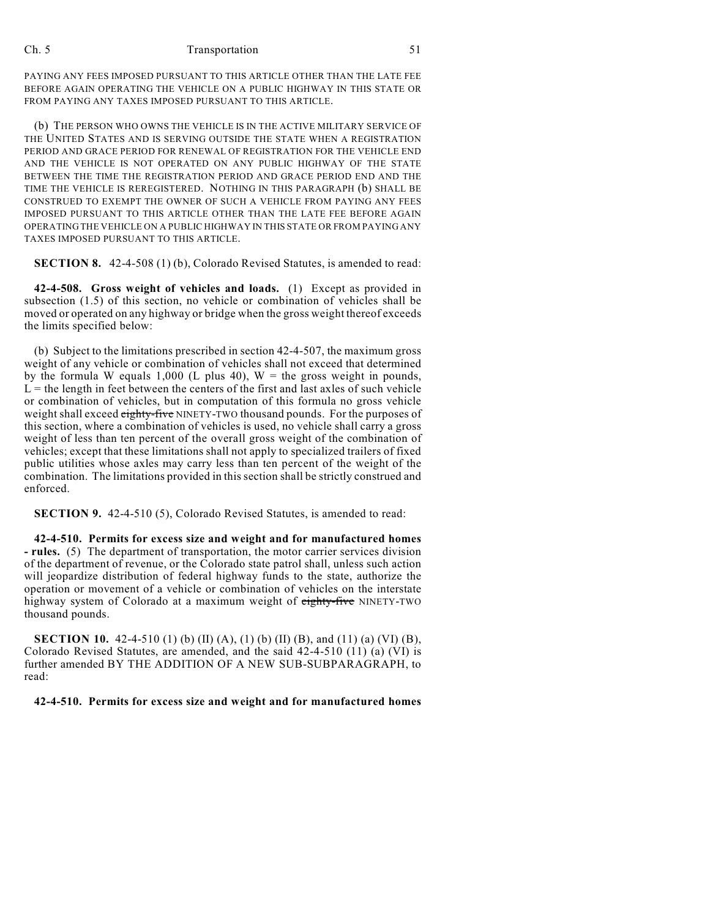PAYING ANY FEES IMPOSED PURSUANT TO THIS ARTICLE OTHER THAN THE LATE FEE BEFORE AGAIN OPERATING THE VEHICLE ON A PUBLIC HIGHWAY IN THIS STATE OR FROM PAYING ANY TAXES IMPOSED PURSUANT TO THIS ARTICLE.

(b) THE PERSON WHO OWNS THE VEHICLE IS IN THE ACTIVE MILITARY SERVICE OF THE UNITED STATES AND IS SERVING OUTSIDE THE STATE WHEN A REGISTRATION PERIOD AND GRACE PERIOD FOR RENEWAL OF REGISTRATION FOR THE VEHICLE END AND THE VEHICLE IS NOT OPERATED ON ANY PUBLIC HIGHWAY OF THE STATE BETWEEN THE TIME THE REGISTRATION PERIOD AND GRACE PERIOD END AND THE TIME THE VEHICLE IS REREGISTERED. NOTHING IN THIS PARAGRAPH (b) SHALL BE CONSTRUED TO EXEMPT THE OWNER OF SUCH A VEHICLE FROM PAYING ANY FEES IMPOSED PURSUANT TO THIS ARTICLE OTHER THAN THE LATE FEE BEFORE AGAIN OPERATING THE VEHICLE ON A PUBLIC HIGHWAY IN THIS STATE OR FROM PAYING ANY TAXES IMPOSED PURSUANT TO THIS ARTICLE.

**SECTION 8.** 42-4-508 (1) (b), Colorado Revised Statutes, is amended to read:

**42-4-508. Gross weight of vehicles and loads.** (1) Except as provided in subsection (1.5) of this section, no vehicle or combination of vehicles shall be moved or operated on any highway or bridge when the gross weight thereof exceeds the limits specified below:

(b) Subject to the limitations prescribed in section 42-4-507, the maximum gross weight of any vehicle or combination of vehicles shall not exceed that determined by the formula W equals 1,000 (L plus 40), W = the gross weight in pounds, L = the length in feet between the centers of the first and last axles of such vehicle or combination of vehicles, but in computation of this formula no gross vehicle weight shall exceed ~~eighty-five~~ NINETY-TWO thousand pounds. For the purposes of this section, where a combination of vehicles is used, no vehicle shall carry a gross weight of less than ten percent of the overall gross weight of the combination of vehicles; except that these limitations shall not apply to specialized trailers of fixed public utilities whose axles may carry less than ten percent of the weight of the combination. The limitations provided in this section shall be strictly construed and enforced.

**SECTION 9.** 42-4-510 (5), Colorado Revised Statutes, is amended to read:

**42-4-510. Permits for excess size and weight and for manufactured homes - rules.** (5) The department of transportation, the motor carrier services division of the department of revenue, or the Colorado state patrol shall, unless such action will jeopardize distribution of federal highway funds to the state, authorize the operation or movement of a vehicle or combination of vehicles on the interstate highway system of Colorado at a maximum weight of ~~eighty-five~~ NINETY-TWO thousand pounds.

**SECTION 10.** 42-4-510 (1) (b) (II) (A), (1) (b) (II) (B), and (11) (a) (VI) (B), Colorado Revised Statutes, are amended, and the said 42-4-510 (11) (a) (VI) is further amended BY THE ADDITION OF A NEW SUB-SUBPARAGRAPH, to read:

**42-4-510. Permits for excess size and weight and for manufactured homes**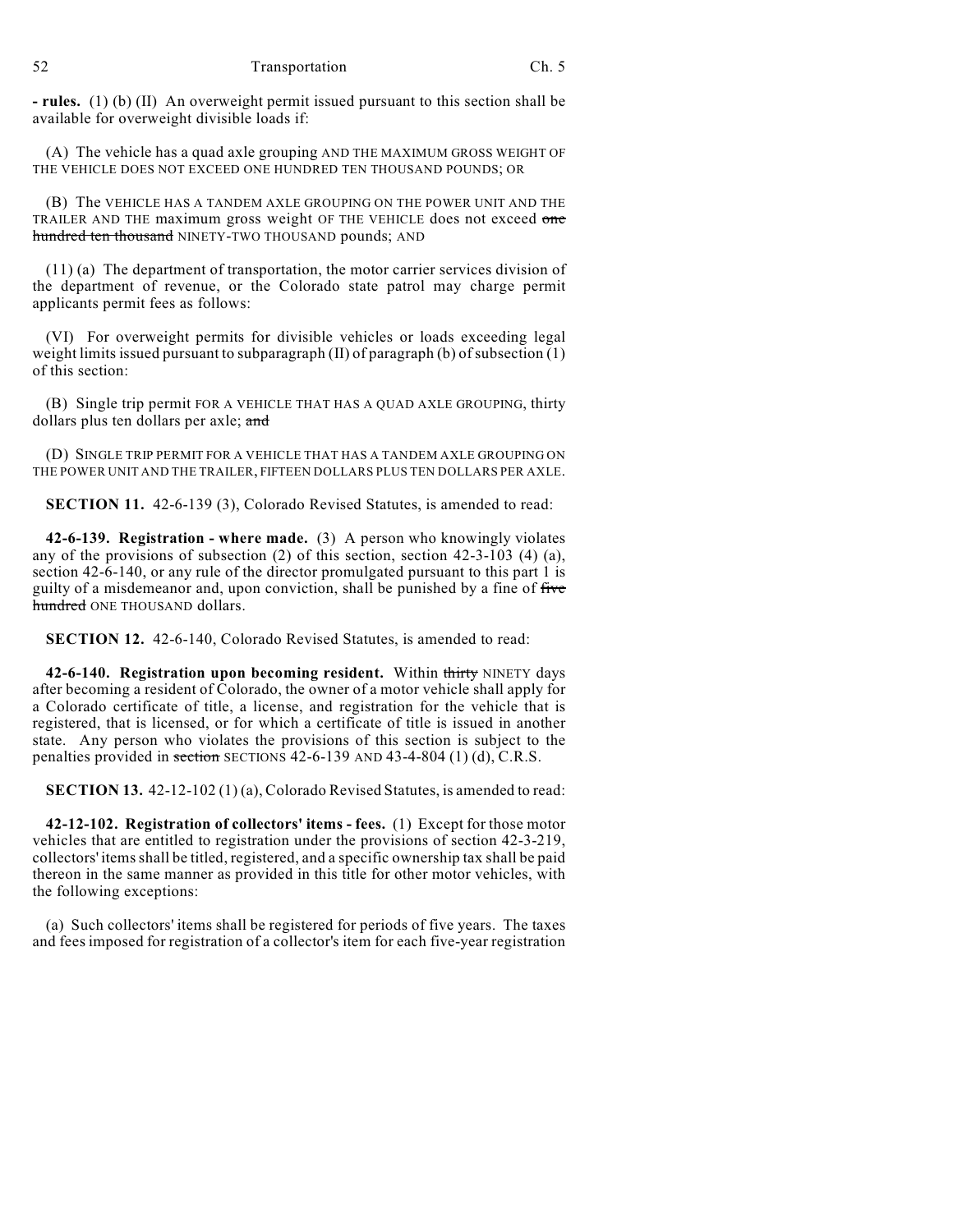**- rules.** (1) (b) (II) An overweight permit issued pursuant to this section shall be available for overweight divisible loads if:

(A) The vehicle has a quad axle grouping AND THE MAXIMUM GROSS WEIGHT OF THE VEHICLE DOES NOT EXCEED ONE HUNDRED TEN THOUSAND POUNDS; OR

(B) The VEHICLE HAS A TANDEM AXLE GROUPING ON THE POWER UNIT AND THE TRAILER AND THE maximum gross weight OF THE VEHICLE does not exceed ~~one hundred ten thousand~~ NINETY-TWO THOUSAND pounds; AND

(11) (a) The department of transportation, the motor carrier services division of the department of revenue, or the Colorado state patrol may charge permit applicants permit fees as follows:

(VI) For overweight permits for divisible vehicles or loads exceeding legal weight limits issued pursuant to subparagraph (II) of paragraph (b) of subsection (1) of this section:

(B) Single trip permit FOR A VEHICLE THAT HAS A QUAD AXLE GROUPING, thirty dollars plus ten dollars per axle; ~~and~~

(D) SINGLE TRIP PERMIT FOR A VEHICLE THAT HAS A TANDEM AXLE GROUPING ON THE POWER UNIT AND THE TRAILER, FIFTEEN DOLLARS PLUS TEN DOLLARS PER AXLE.

**SECTION 11.** 42-6-139 (3), Colorado Revised Statutes, is amended to read:

**42-6-139. Registration - where made.** (3) A person who knowingly violates any of the provisions of subsection (2) of this section, section 42-3-103 (4) (a), section 42-6-140, or any rule of the director promulgated pursuant to this part 1 is guilty of a misdemeanor and, upon conviction, shall be punished by a fine of ~~five hundred~~ ONE THOUSAND dollars.

**SECTION 12.** 42-6-140, Colorado Revised Statutes, is amended to read:

**42-6-140. Registration upon becoming resident.** Within ~~thirty~~ NINETY days after becoming a resident of Colorado, the owner of a motor vehicle shall apply for a Colorado certificate of title, a license, and registration for the vehicle that is registered, that is licensed, or for which a certificate of title is issued in another state. Any person who violates the provisions of this section is subject to the penalties provided in ~~section~~ SECTIONS 42-6-139 AND 43-4-804 (1) (d), C.R.S.

**SECTION 13.** 42-12-102 (1) (a), Colorado Revised Statutes, is amended to read:

**42-12-102. Registration of collectors' items - fees.** (1) Except for those motor vehicles that are entitled to registration under the provisions of section 42-3-219, collectors' items shall be titled, registered, and a specific ownership tax shall be paid thereon in the same manner as provided in this title for other motor vehicles, with the following exceptions:

(a) Such collectors' items shall be registered for periods of five years. The taxes and fees imposed for registration of a collector's item for each five-year registration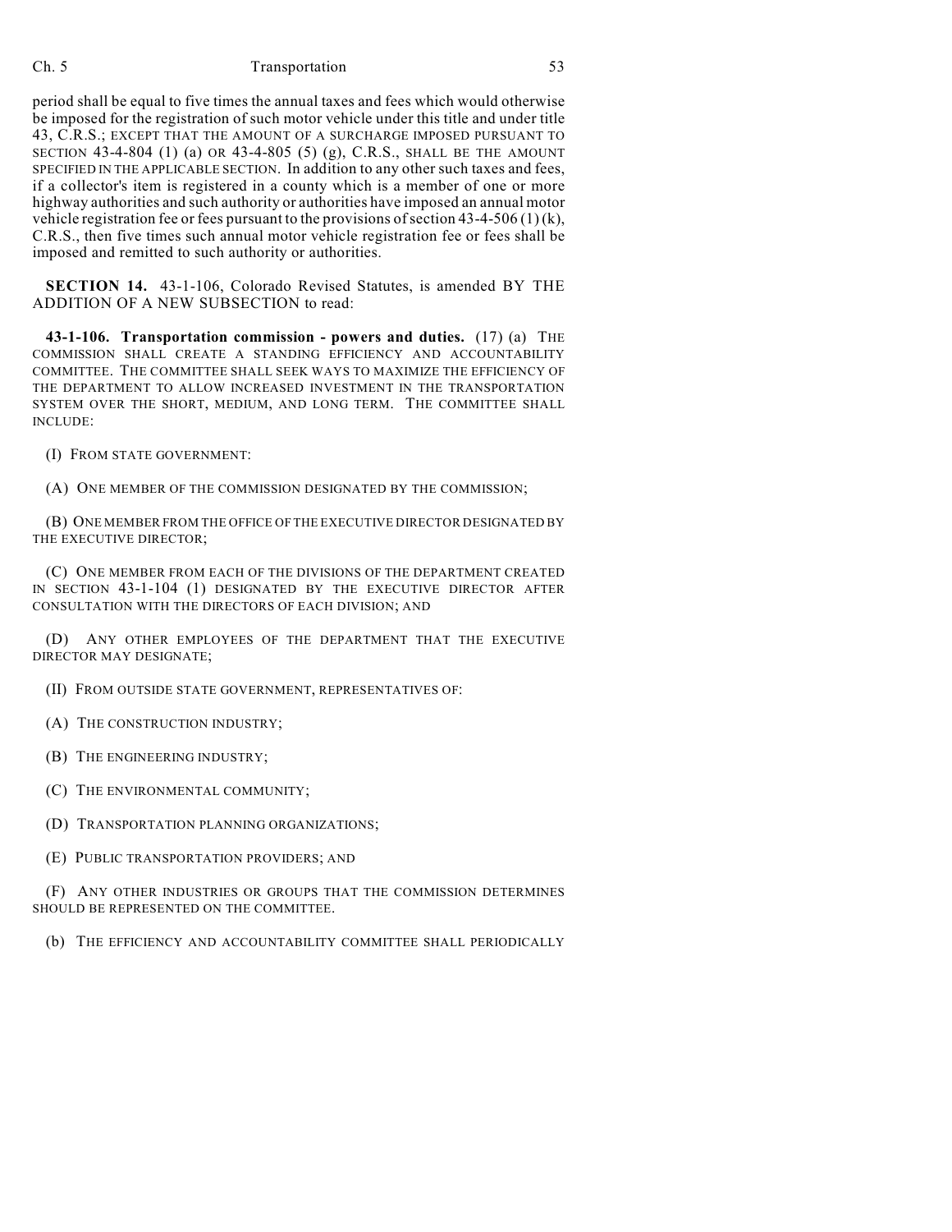period shall be equal to five times the annual taxes and fees which would otherwise be imposed for the registration of such motor vehicle under this title and under title 43, C.R.S.; EXCEPT THAT THE AMOUNT OF A SURCHARGE IMPOSED PURSUANT TO SECTION 43-4-804 (1) (a) OR 43-4-805 (5) (g), C.R.S., SHALL BE THE AMOUNT SPECIFIED IN THE APPLICABLE SECTION. In addition to any other such taxes and fees, if a collector's item is registered in a county which is a member of one or more highway authorities and such authority or authorities have imposed an annual motor vehicle registration fee or fees pursuant to the provisions of section 43-4-506 (1) (k), C.R.S., then five times such annual motor vehicle registration fee or fees shall be imposed and remitted to such authority or authorities.

**SECTION 14.** 43-1-106, Colorado Revised Statutes, is amended BY THE ADDITION OF A NEW SUBSECTION to read:

**43-1-106. Transportation commission - powers and duties.** (17) (a) THE COMMISSION SHALL CREATE A STANDING EFFICIENCY AND ACCOUNTABILITY COMMITTEE. THE COMMITTEE SHALL SEEK WAYS TO MAXIMIZE THE EFFICIENCY OF THE DEPARTMENT TO ALLOW INCREASED INVESTMENT IN THE TRANSPORTATION SYSTEM OVER THE SHORT, MEDIUM, AND LONG TERM. THE COMMITTEE SHALL INCLUDE:

(I) FROM STATE GOVERNMENT:

(A) ONE MEMBER OF THE COMMISSION DESIGNATED BY THE COMMISSION;

(B) ONE MEMBER FROM THE OFFICE OF THE EXECUTIVE DIRECTOR DESIGNATED BY THE EXECUTIVE DIRECTOR;

(C) ONE MEMBER FROM EACH OF THE DIVISIONS OF THE DEPARTMENT CREATED IN SECTION 43-1-104 (1) DESIGNATED BY THE EXECUTIVE DIRECTOR AFTER CONSULTATION WITH THE DIRECTORS OF EACH DIVISION; AND

(D) ANY OTHER EMPLOYEES OF THE DEPARTMENT THAT THE EXECUTIVE DIRECTOR MAY DESIGNATE;

(II) FROM OUTSIDE STATE GOVERNMENT, REPRESENTATIVES OF:

(A) THE CONSTRUCTION INDUSTRY;

(B) THE ENGINEERING INDUSTRY;

(C) THE ENVIRONMENTAL COMMUNITY;

(D) TRANSPORTATION PLANNING ORGANIZATIONS;

(E) PUBLIC TRANSPORTATION PROVIDERS; AND

(F) ANY OTHER INDUSTRIES OR GROUPS THAT THE COMMISSION DETERMINES SHOULD BE REPRESENTED ON THE COMMITTEE.

(b) THE EFFICIENCY AND ACCOUNTABILITY COMMITTEE SHALL PERIODICALLY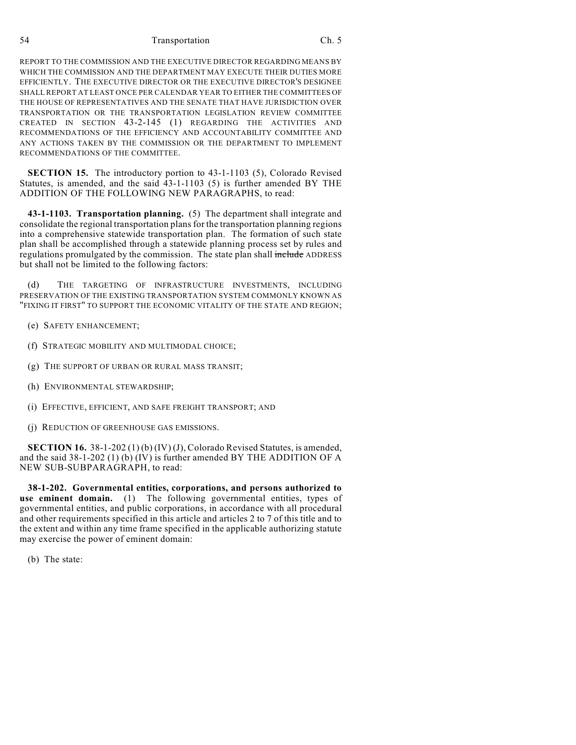REPORT TO THE COMMISSION AND THE EXECUTIVE DIRECTOR REGARDING MEANS BY WHICH THE COMMISSION AND THE DEPARTMENT MAY EXECUTE THEIR DUTIES MORE EFFICIENTLY. THE EXECUTIVE DIRECTOR OR THE EXECUTIVE DIRECTOR'S DESIGNEE SHALL REPORT AT LEAST ONCE PER CALENDAR YEAR TO EITHER THE COMMITTEES OF THE HOUSE OF REPRESENTATIVES AND THE SENATE THAT HAVE JURISDICTION OVER TRANSPORTATION OR THE TRANSPORTATION LEGISLATION REVIEW COMMITTEE CREATED IN SECTION 43-2-145 (1) REGARDING THE ACTIVITIES AND RECOMMENDATIONS OF THE EFFICIENCY AND ACCOUNTABILITY COMMITTEE AND ANY ACTIONS TAKEN BY THE COMMISSION OR THE DEPARTMENT TO IMPLEMENT RECOMMENDATIONS OF THE COMMITTEE.

**SECTION 15.** The introductory portion to 43-1-1103 (5), Colorado Revised Statutes, is amended, and the said 43-1-1103 (5) is further amended BY THE ADDITION OF THE FOLLOWING NEW PARAGRAPHS, to read:

**43-1-1103. Transportation planning.** (5) The department shall integrate and consolidate the regional transportation plans for the transportation planning regions into a comprehensive statewide transportation plan. The formation of such state plan shall be accomplished through a statewide planning process set by rules and regulations promulgated by the commission. The state plan shall ~~include~~ ADDRESS but shall not be limited to the following factors:

(d) THE TARGETING OF INFRASTRUCTURE INVESTMENTS, INCLUDING PRESERVATION OF THE EXISTING TRANSPORTATION SYSTEM COMMONLY KNOWN AS "FIXING IT FIRST" TO SUPPORT THE ECONOMIC VITALITY OF THE STATE AND REGION;

(e) SAFETY ENHANCEMENT;

(f) STRATEGIC MOBILITY AND MULTIMODAL CHOICE;

(g) THE SUPPORT OF URBAN OR RURAL MASS TRANSIT;

(h) ENVIRONMENTAL STEWARDSHIP;

(i) EFFECTIVE, EFFICIENT, AND SAFE FREIGHT TRANSPORT; AND

(j) REDUCTION OF GREENHOUSE GAS EMISSIONS.

**SECTION 16.** 38-1-202 (1) (b) (IV) (J), Colorado Revised Statutes, is amended, and the said 38-1-202 (1) (b) (IV) is further amended BY THE ADDITION OF A NEW SUB-SUBPARAGRAPH, to read:

**38-1-202. Governmental entities, corporations, and persons authorized to use eminent domain.** (1) The following governmental entities, types of governmental entities, and public corporations, in accordance with all procedural and other requirements specified in this article and articles 2 to 7 of this title and to the extent and within any time frame specified in the applicable authorizing statute may exercise the power of eminent domain:

(b) The state: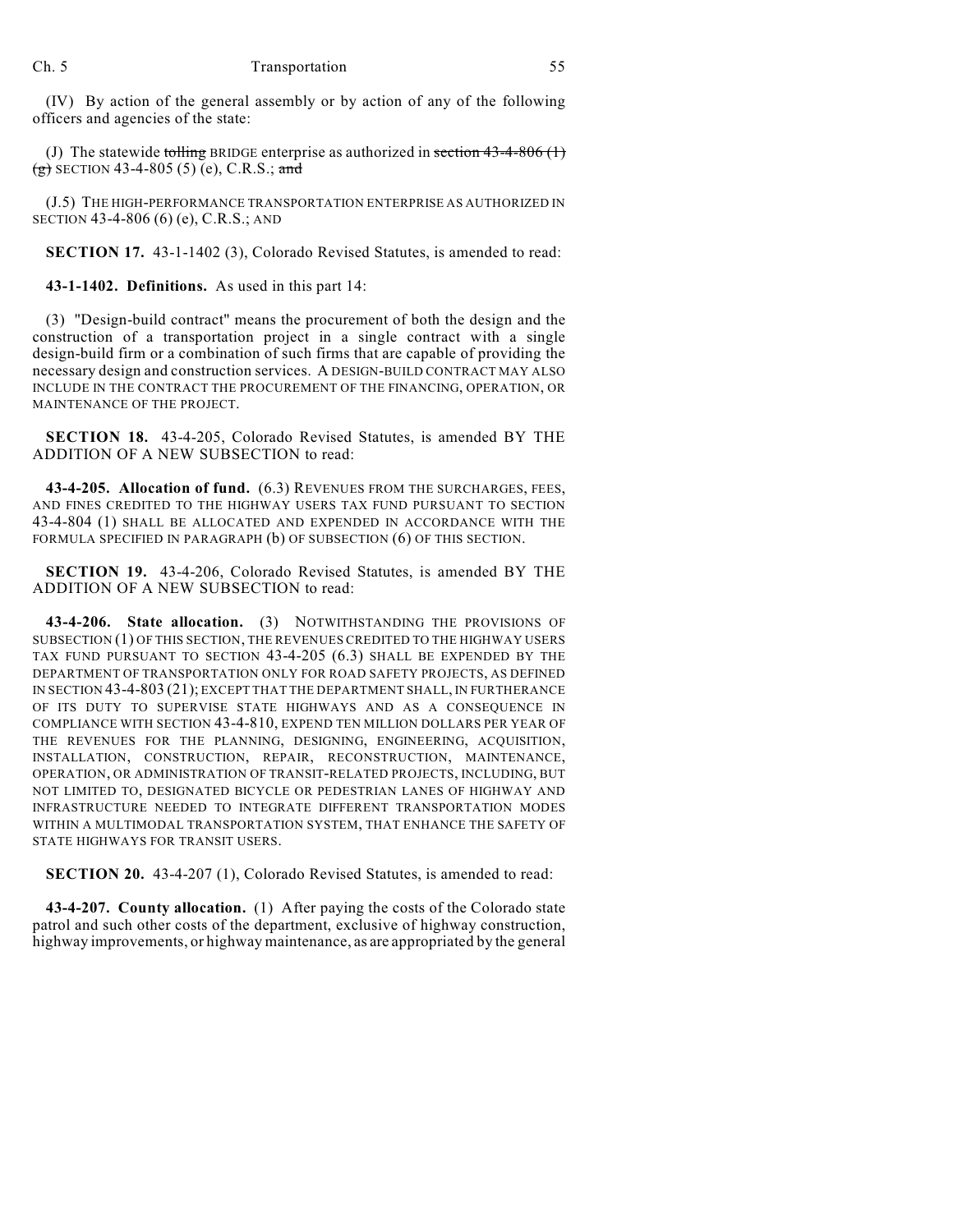(IV) By action of the general assembly or by action of any of the following officers and agencies of the state:

(J) The statewide ~~tolling~~ BRIDGE enterprise as authorized in ~~section 43-4-806 (1) (g)~~ SECTION 43-4-805 (5) (e), C.R.S.; ~~and~~

(J.5) THE HIGH-PERFORMANCE TRANSPORTATION ENTERPRISE AS AUTHORIZED IN SECTION 43-4-806 (6) (e), C.R.S.; AND

**SECTION 17.** 43-1-1402 (3), Colorado Revised Statutes, is amended to read:

**43-1-1402. Definitions.** As used in this part 14:

(3) "Design-build contract" means the procurement of both the design and the construction of a transportation project in a single contract with a single design-build firm or a combination of such firms that are capable of providing the necessary design and construction services. A DESIGN-BUILD CONTRACT MAY ALSO INCLUDE IN THE CONTRACT THE PROCUREMENT OF THE FINANCING, OPERATION, OR MAINTENANCE OF THE PROJECT.

**SECTION 18.** 43-4-205, Colorado Revised Statutes, is amended BY THE ADDITION OF A NEW SUBSECTION to read:

**43-4-205. Allocation of fund.** (6.3) REVENUES FROM THE SURCHARGES, FEES, AND FINES CREDITED TO THE HIGHWAY USERS TAX FUND PURSUANT TO SECTION 43-4-804 (1) SHALL BE ALLOCATED AND EXPENDED IN ACCORDANCE WITH THE FORMULA SPECIFIED IN PARAGRAPH (b) OF SUBSECTION (6) OF THIS SECTION.

**SECTION 19.** 43-4-206, Colorado Revised Statutes, is amended BY THE ADDITION OF A NEW SUBSECTION to read:

**43-4-206. State allocation.** (3) NOTWITHSTANDING THE PROVISIONS OF SUBSECTION (1) OF THIS SECTION, THE REVENUES CREDITED TO THE HIGHWAY USERS TAX FUND PURSUANT TO SECTION 43-4-205 (6.3) SHALL BE EXPENDED BY THE DEPARTMENT OF TRANSPORTATION ONLY FOR ROAD SAFETY PROJECTS, AS DEFINED IN SECTION 43-4-803 (21); EXCEPT THAT THE DEPARTMENT SHALL, IN FURTHERANCE OF ITS DUTY TO SUPERVISE STATE HIGHWAYS AND AS A CONSEQUENCE IN COMPLIANCE WITH SECTION 43-4-810, EXPEND TEN MILLION DOLLARS PER YEAR OF THE REVENUES FOR THE PLANNING, DESIGNING, ENGINEERING, ACQUISITION, INSTALLATION, CONSTRUCTION, REPAIR, RECONSTRUCTION, MAINTENANCE, OPERATION, OR ADMINISTRATION OF TRANSIT-RELATED PROJECTS, INCLUDING, BUT NOT LIMITED TO, DESIGNATED BICYCLE OR PEDESTRIAN LANES OF HIGHWAY AND INFRASTRUCTURE NEEDED TO INTEGRATE DIFFERENT TRANSPORTATION MODES WITHIN A MULTIMODAL TRANSPORTATION SYSTEM, THAT ENHANCE THE SAFETY OF STATE HIGHWAYS FOR TRANSIT USERS.

**SECTION 20.** 43-4-207 (1), Colorado Revised Statutes, is amended to read:

**43-4-207. County allocation.** (1) After paying the costs of the Colorado state patrol and such other costs of the department, exclusive of highway construction, highway improvements, or highway maintenance, as are appropriated by the general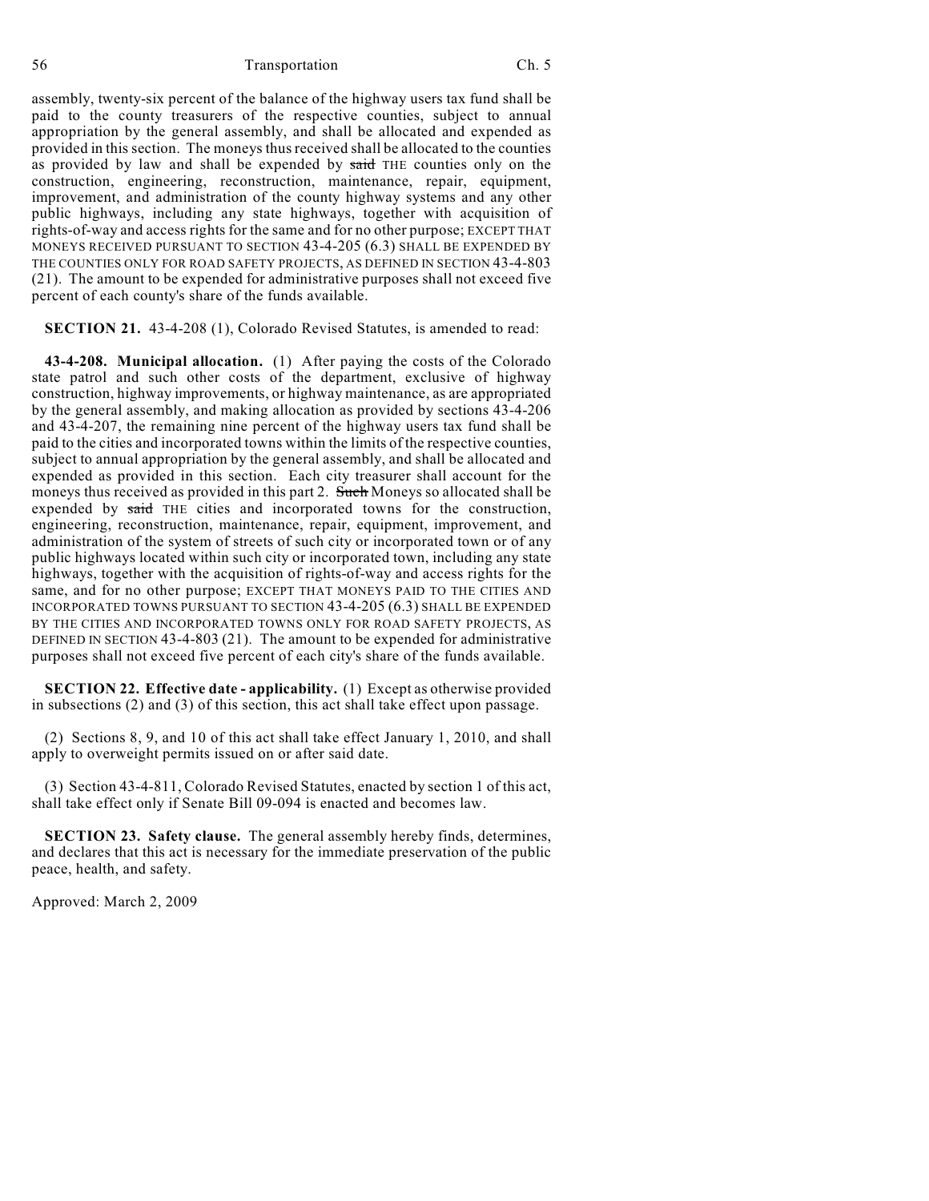assembly, twenty-six percent of the balance of the highway users tax fund shall be paid to the county treasurers of the respective counties, subject to annual appropriation by the general assembly, and shall be allocated and expended as provided in this section. The moneys thus received shall be allocated to the counties as provided by law and shall be expended by ~~said~~ THE counties only on the construction, engineering, reconstruction, maintenance, repair, equipment, improvement, and administration of the county highway systems and any other public highways, including any state highways, together with acquisition of rights-of-way and access rights for the same and for no other purpose; EXCEPT THAT MONEYS RECEIVED PURSUANT TO SECTION 43-4-205 (6.3) SHALL BE EXPENDED BY THE COUNTIES ONLY FOR ROAD SAFETY PROJECTS, AS DEFINED IN SECTION 43-4-803 (21). The amount to be expended for administrative purposes shall not exceed five percent of each county's share of the funds available.

**SECTION 21.** 43-4-208 (1), Colorado Revised Statutes, is amended to read:

**43-4-208. Municipal allocation.** (1) After paying the costs of the Colorado state patrol and such other costs of the department, exclusive of highway construction, highway improvements, or highway maintenance, as are appropriated by the general assembly, and making allocation as provided by sections 43-4-206 and 43-4-207, the remaining nine percent of the highway users tax fund shall be paid to the cities and incorporated towns within the limits of the respective counties, subject to annual appropriation by the general assembly, and shall be allocated and expended as provided in this section. Each city treasurer shall account for the moneys thus received as provided in this part 2. ~~Such~~ Moneys so allocated shall be expended by ~~said~~ THE cities and incorporated towns for the construction, engineering, reconstruction, maintenance, repair, equipment, improvement, and administration of the system of streets of such city or incorporated town or of any public highways located within such city or incorporated town, including any state highways, together with the acquisition of rights-of-way and access rights for the same, and for no other purpose; EXCEPT THAT MONEYS PAID TO THE CITIES AND INCORPORATED TOWNS PURSUANT TO SECTION 43-4-205 (6.3) SHALL BE EXPENDED BY THE CITIES AND INCORPORATED TOWNS ONLY FOR ROAD SAFETY PROJECTS, AS DEFINED IN SECTION 43-4-803 (21). The amount to be expended for administrative purposes shall not exceed five percent of each city's share of the funds available.

**SECTION 22. Effective date - applicability.** (1) Except as otherwise provided in subsections (2) and (3) of this section, this act shall take effect upon passage.

(2) Sections 8, 9, and 10 of this act shall take effect January 1, 2010, and shall apply to overweight permits issued on or after said date.

(3) Section 43-4-811, Colorado Revised Statutes, enacted by section 1 of this act, shall take effect only if Senate Bill 09-094 is enacted and becomes law.

**SECTION 23. Safety clause.** The general assembly hereby finds, determines, and declares that this act is necessary for the immediate preservation of the public peace, health, and safety.

Approved: March 2, 2009